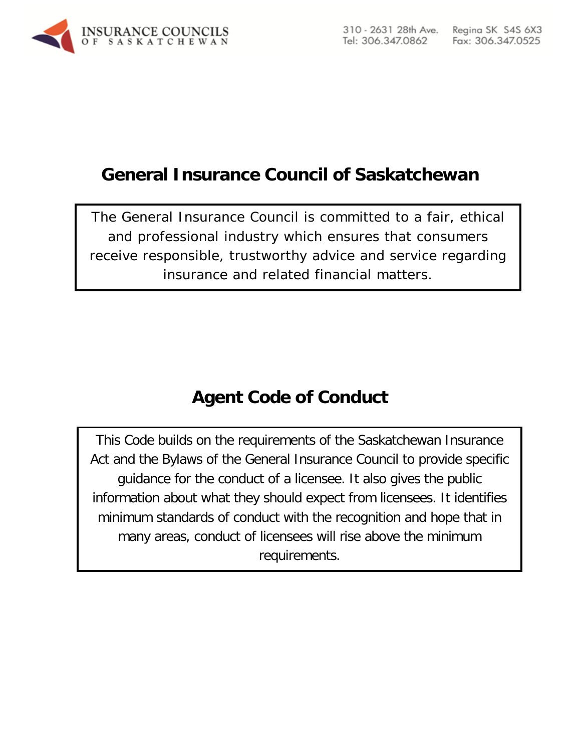INSURANCE COUNCILS OF SASKATCHEWAN

310 - 2631 28th Ave. Regina SK S4S 6X3
Tel: 306.347.0862 Fax: 306.347.0525

# General Insurance Council of Saskatchewan

The General Insurance Council is committed to a fair, ethical and professional industry which ensures that consumers receive responsible, trustworthy advice and service regarding insurance and related financial matters.

# Agent Code of Conduct

This Code builds on the requirements of the Saskatchewan Insurance Act and the Bylaws of the General Insurance Council to provide specific guidance for the conduct of a licensee. It also gives the public information about what they should expect from licensees. It identifies minimum standards of conduct with the recognition and hope that in many areas, conduct of licensees will rise above the minimum requirements.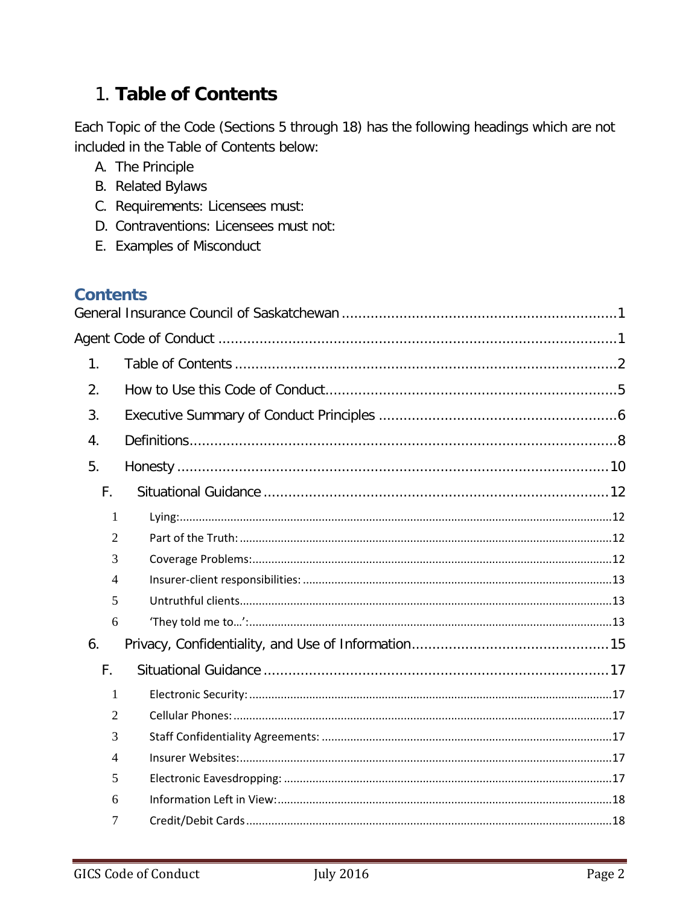# 1. **Table of Contents**

Each Topic of the Code (Sections 5 through 18) has the following headings which are not included in the Table of Contents below:

A. The Principle
B. Related Bylaws
C. Requirements: Licensees must:
D. Contraventions: Licensees must not:
E. Examples of Misconduct

## Contents

General Insurance Council of Saskatchewan .......... 1

Agent Code of Conduct .......... 1

- 1. Table of Contents .......... 2
- 2. How to Use this Code of Conduct .......... 5
- 3. Executive Summary of Conduct Principles .......... 6
- 4. Definitions .......... 8
- 5. Honesty .......... 10
  - F. Situational Guidance .......... 12
    - 1 Lying: .......... 12
    - 2 Part of the Truth: .......... 12
    - 3 Coverage Problems: .......... 12
    - 4 Insurer-client responsibilities: .......... 13
    - 5 Untruthful clients .......... 13
    - 6 'They told me to…': .......... 13
- 6. Privacy, Confidentiality, and Use of Information .......... 15
  - F. Situational Guidance .......... 17
    - 1 Electronic Security: .......... 17
    - 2 Cellular Phones: .......... 17
    - 3 Staff Confidentiality Agreements: .......... 17
    - 4 Insurer Websites: .......... 17
    - 5 Electronic Eavesdropping: .......... 17
    - 6 Information Left in View: .......... 18
    - 7 Credit/Debit Cards .......... 18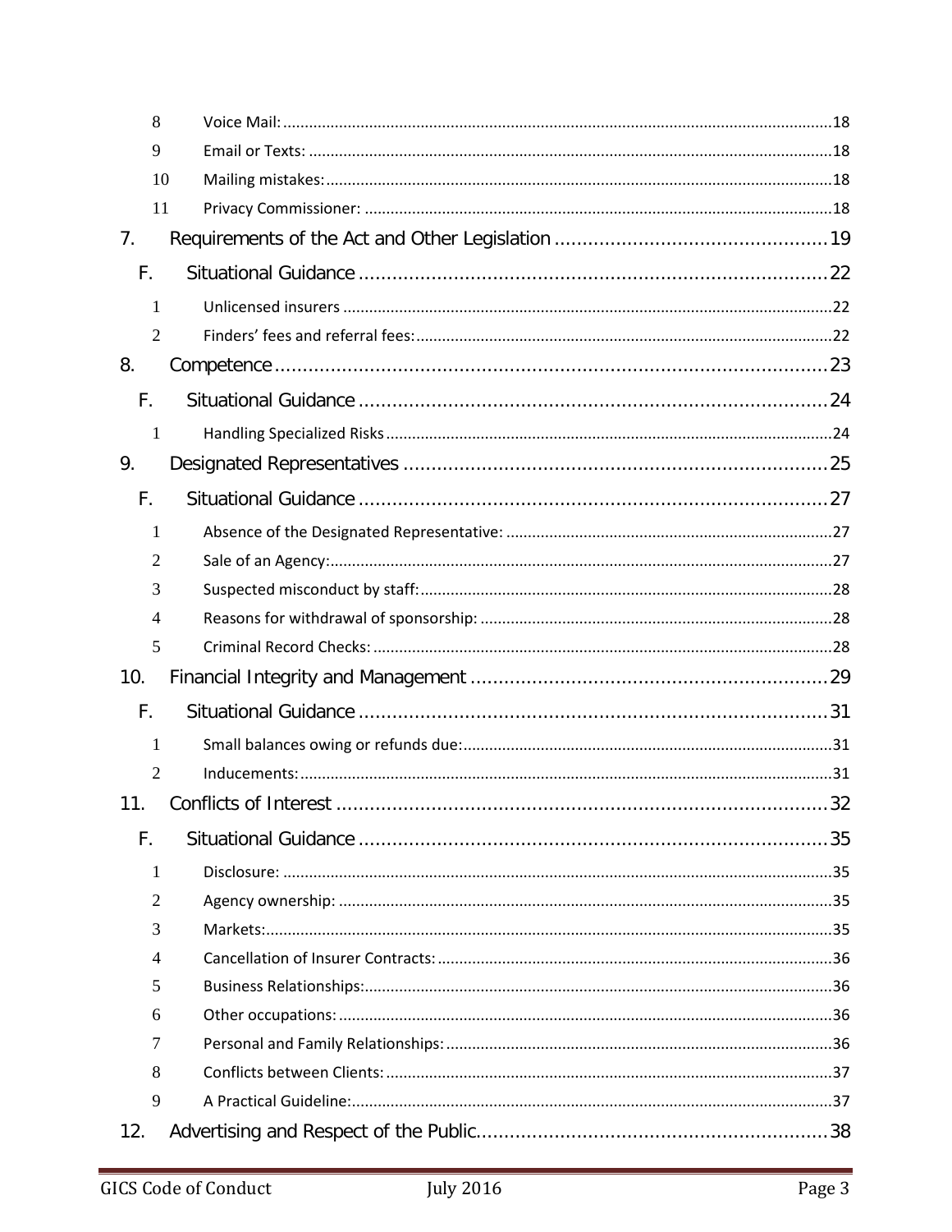8 Voice Mail: ....................................................................................................................18

9 Email or Texts: ...............................................................................................................18

10 Mailing mistakes: ...........................................................................................................18

11 Privacy Commissioner: ..................................................................................................18

7. Requirements of the Act and Other Legislation ..................................................19

F. Situational Guidance ......................................................................................22

1 Unlicensed insurers ........................................................................................................22

2 Finders' fees and referral fees: .......................................................................................22

8. Competence ..............................................................................................................23

F. Situational Guidance ......................................................................................24

1 Handling Specialized Risks .............................................................................................24

9. Designated Representatives .................................................................................25

F. Situational Guidance ......................................................................................27

1 Absence of the Designated Representative: .................................................................27

2 Sale of an Agency: ..........................................................................................................27

3 Suspected misconduct by staff: .....................................................................................28

4 Reasons for withdrawal of sponsorship: ........................................................................28

5 Criminal Record Checks: ................................................................................................28

10. Financial Integrity and Management ...................................................................29

F. Situational Guidance ......................................................................................31

1 Small balances owing or refunds due: ...........................................................................31

2 Inducements: ..................................................................................................................31

11. Conflicts of Interest ...............................................................................................32

F. Situational Guidance ......................................................................................35

1 Disclosure: ......................................................................................................................35

2 Agency ownership: .........................................................................................................35

3 Markets: ..........................................................................................................................35

4 Cancellation of Insurer Contracts: ..................................................................................36

5 Business Relationships: ...................................................................................................36

6 Other occupations: .........................................................................................................36

7 Personal and Family Relationships: ................................................................................36

8 Conflicts between Clients: .............................................................................................37

9 A Practical Guideline: ......................................................................................................37

12. Advertising and Respect of the Public ................................................................38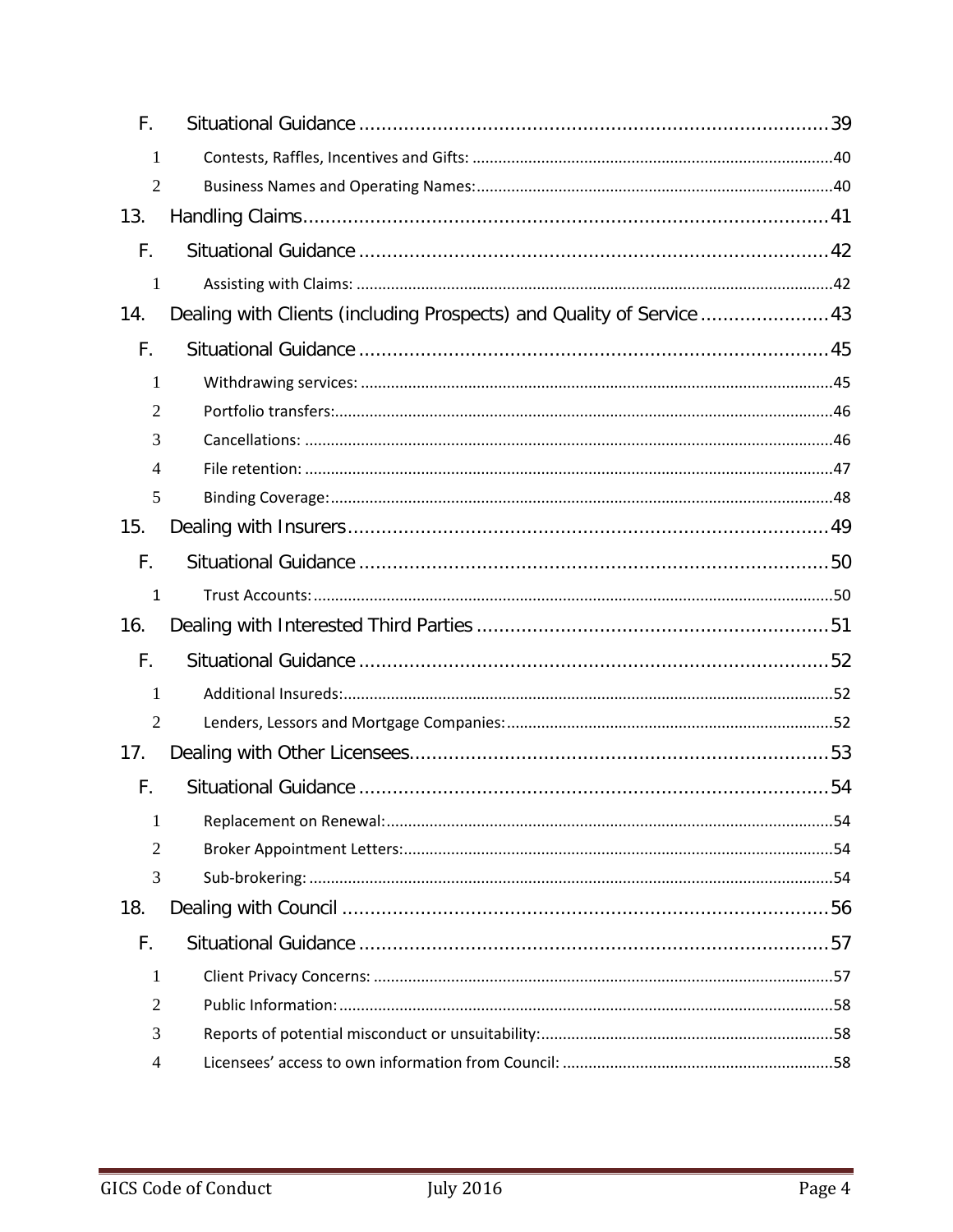F. Situational Guidance ....................................................................................39

1 Contests, Raffles, Incentives and Gifts: ....................................................................................40

2 Business Names and Operating Names:....................................................................................40

13. Handling Claims..............................................................................................41

F. Situational Guidance ....................................................................................42

1 Assisting with Claims: ...............................................................................................................42

14. Dealing with Clients (including Prospects) and Quality of Service .......................43

F. Situational Guidance ....................................................................................45

1 Withdrawing services: ..............................................................................................................45

2 Portfolio transfers:....................................................................................................................46

3 Cancellations: ...........................................................................................................................46

4 File retention: ...........................................................................................................................47

5 Binding Coverage:.....................................................................................................................48

15. Dealing with Insurers......................................................................................49

F. Situational Guidance ....................................................................................50

1 Trust Accounts:.........................................................................................................................50

16. Dealing with Interested Third Parties ..............................................................51

F. Situational Guidance ....................................................................................52

1 Additional Insureds:..................................................................................................................52

2 Lenders, Lessors and Mortgage Companies:............................................................................52

17. Dealing with Other Licensees...........................................................................53

F. Situational Guidance ....................................................................................54

1 Replacement on Renewal:........................................................................................................54

2 Broker Appointment Letters:....................................................................................................54

3 Sub-brokering: ..........................................................................................................................54

18. Dealing with Council .......................................................................................56

F. Situational Guidance ....................................................................................57

1 Client Privacy Concerns: ...........................................................................................................57

2 Public Information: ...................................................................................................................58

3 Reports of potential misconduct or unsuitability:....................................................................58

4 Licensees' access to own information from Council: ...............................................................58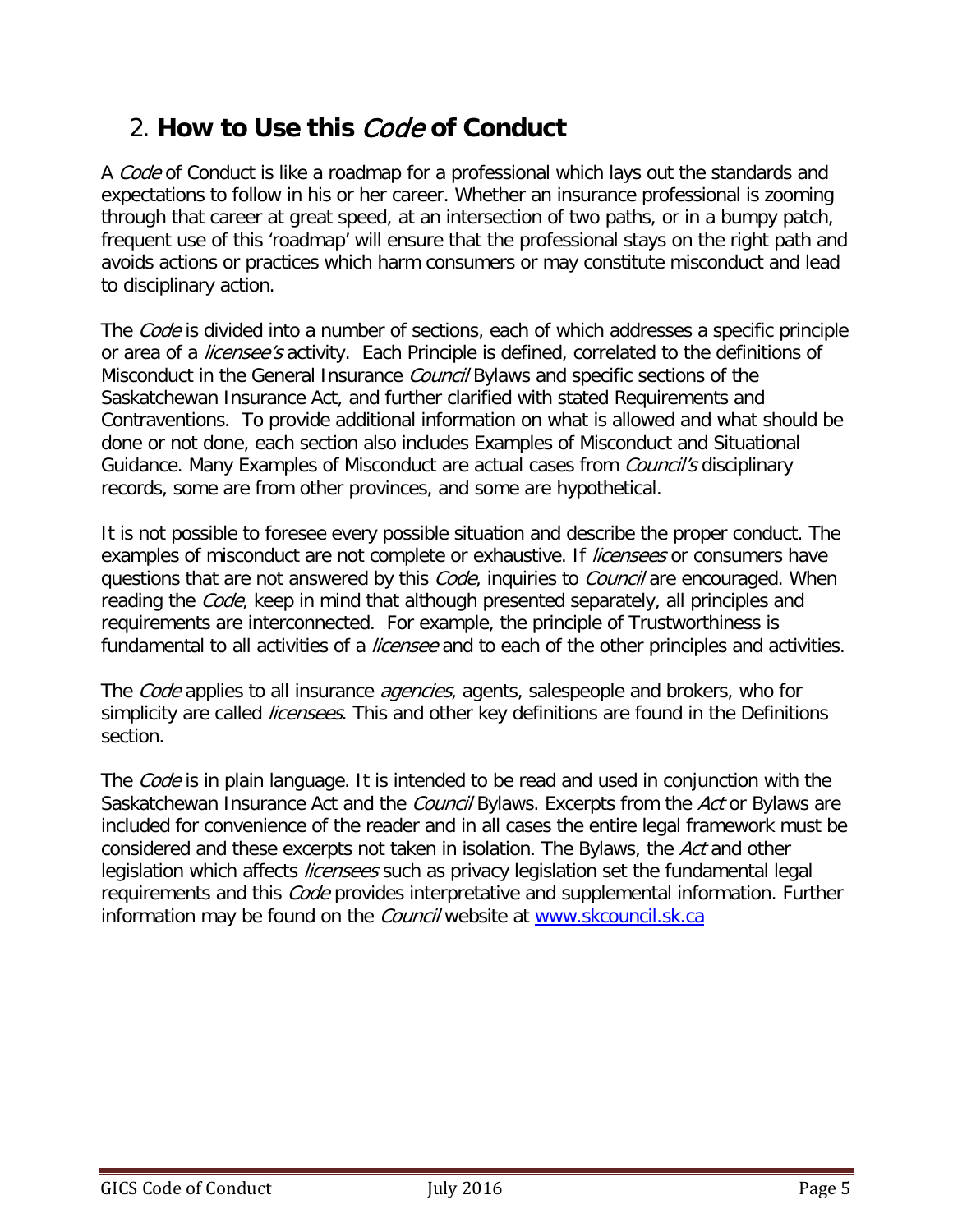## 2. **How to Use this *Code* of Conduct**

A *Code* of Conduct is like a roadmap for a professional which lays out the standards and expectations to follow in his or her career. Whether an insurance professional is zooming through that career at great speed, at an intersection of two paths, or in a bumpy patch, frequent use of this 'roadmap' will ensure that the professional stays on the right path and avoids actions or practices which harm consumers or may constitute misconduct and lead to disciplinary action.

The *Code* is divided into a number of sections, each of which addresses a specific principle or area of a *licensee's* activity. Each Principle is defined, correlated to the definitions of Misconduct in the General Insurance *Council* Bylaws and specific sections of the Saskatchewan Insurance Act, and further clarified with stated Requirements and Contraventions. To provide additional information on what is allowed and what should be done or not done, each section also includes Examples of Misconduct and Situational Guidance. Many Examples of Misconduct are actual cases from *Council's* disciplinary records, some are from other provinces, and some are hypothetical.

It is not possible to foresee every possible situation and describe the proper conduct. The examples of misconduct are not complete or exhaustive. If *licensees* or consumers have questions that are not answered by this *Code*, inquiries to *Council* are encouraged. When reading the *Code*, keep in mind that although presented separately, all principles and requirements are interconnected. For example, the principle of Trustworthiness is fundamental to all activities of a *licensee* and to each of the other principles and activities.

The *Code* applies to all insurance *agencies*, agents, salespeople and brokers, who for simplicity are called *licensees*. This and other key definitions are found in the Definitions section.

The *Code* is in plain language. It is intended to be read and used in conjunction with the Saskatchewan Insurance Act and the *Council* Bylaws. Excerpts from the *Act* or Bylaws are included for convenience of the reader and in all cases the entire legal framework must be considered and these excerpts not taken in isolation. The Bylaws, the *Act* and other legislation which affects *licensees* such as privacy legislation set the fundamental legal requirements and this *Code* provides interpretative and supplemental information. Further information may be found on the *Council* website at [www.skcouncil.sk.ca](http://www.skcouncil.sk.ca)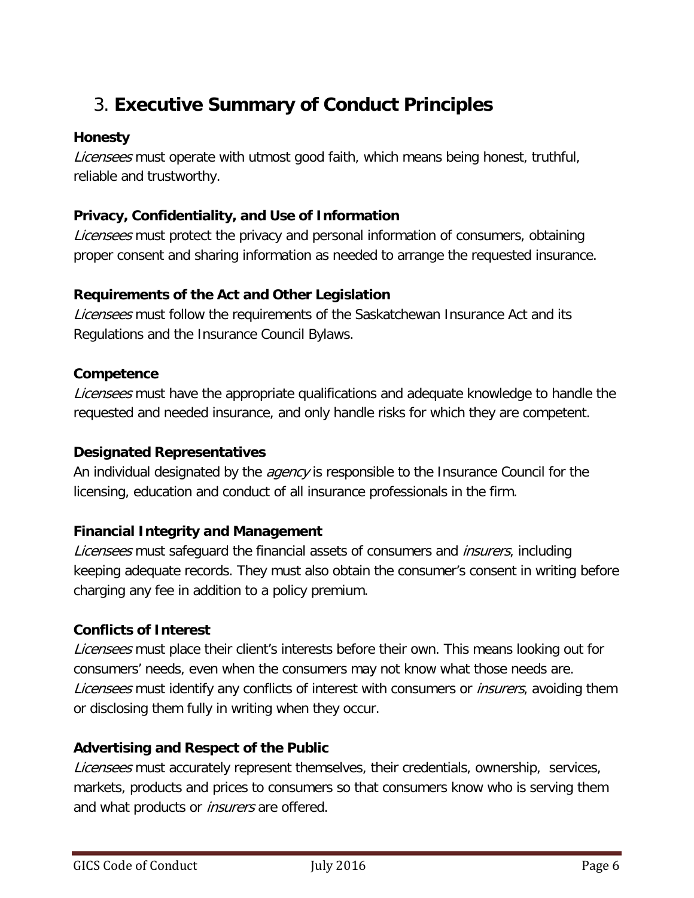# 3. **Executive Summary of Conduct Principles**

**Honesty**

*Licensees* must operate with utmost good faith, which means being honest, truthful, reliable and trustworthy.

**Privacy, Confidentiality, and Use of Information**

*Licensees* must protect the privacy and personal information of consumers, obtaining proper consent and sharing information as needed to arrange the requested insurance.

**Requirements of the Act and Other Legislation**

*Licensees* must follow the requirements of the Saskatchewan Insurance Act and its Regulations and the Insurance Council Bylaws.

**Competence**

*Licensees* must have the appropriate qualifications and adequate knowledge to handle the requested and needed insurance, and only handle risks for which they are competent.

**Designated Representatives**

An individual designated by the *agency* is responsible to the Insurance Council for the licensing, education and conduct of all insurance professionals in the firm.

**Financial Integrity and Management**

*Licensees* must safeguard the financial assets of consumers and *insurers*, including keeping adequate records. They must also obtain the consumer's consent in writing before charging any fee in addition to a policy premium.

**Conflicts of Interest**

*Licensees* must place their client's interests before their own. This means looking out for consumers' needs, even when the consumers may not know what those needs are. *Licensees* must identify any conflicts of interest with consumers or *insurers*, avoiding them or disclosing them fully in writing when they occur.

**Advertising and Respect of the Public**

*Licensees* must accurately represent themselves, their credentials, ownership, services, markets, products and prices to consumers so that consumers know who is serving them and what products or *insurers* are offered.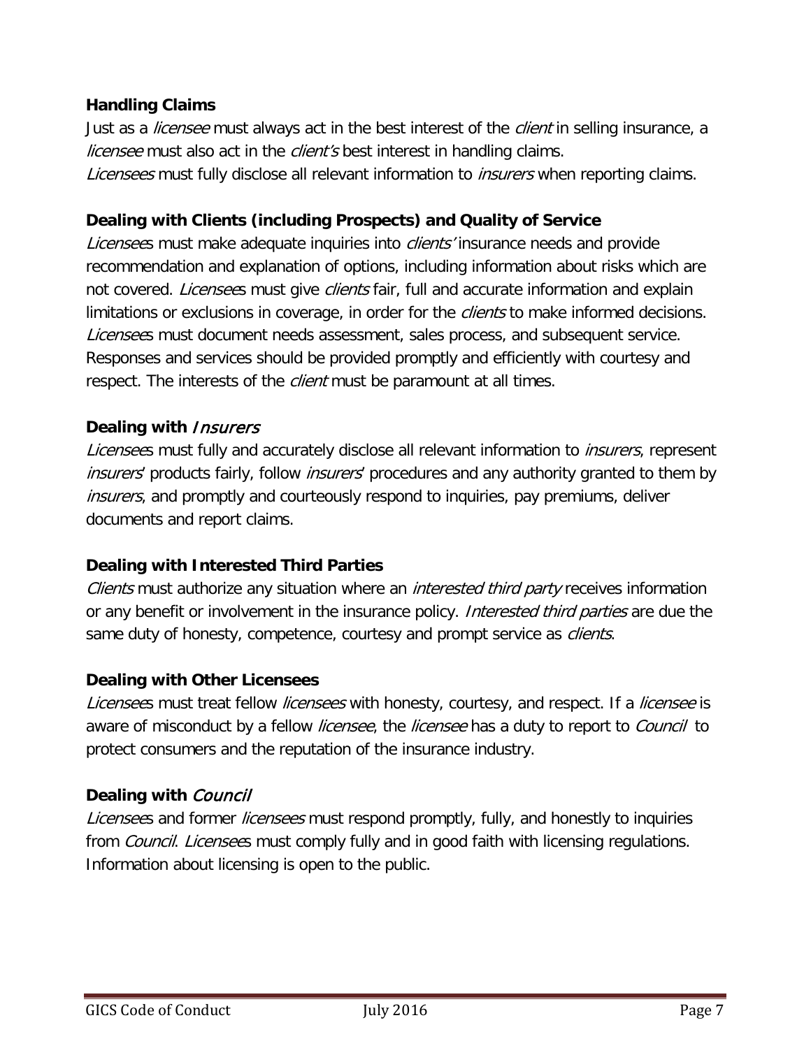**Handling Claims**

Just as a *licensee* must always act in the best interest of the *client* in selling insurance, a *licensee* must also act in the *client's* best interest in handling claims.
*Licensees* must fully disclose all relevant information to *insurers* when reporting claims.

**Dealing with Clients (including Prospects) and Quality of Service**

*Licensee*s must make adequate inquiries into *clients'* insurance needs and provide recommendation and explanation of options, including information about risks which are not covered. *Licensee*s must give *clients* fair, full and accurate information and explain limitations or exclusions in coverage, in order for the *clients* to make informed decisions. *Licensee*s must document needs assessment, sales process, and subsequent service. Responses and services should be provided promptly and efficiently with courtesy and respect. The interests of the *client* must be paramount at all times.

**Dealing with *Insurers***

*Licensee*s must fully and accurately disclose all relevant information to *insurers*, represent *insurers*' products fairly, follow *insurers*' procedures and any authority granted to them by *insurers*, and promptly and courteously respond to inquiries, pay premiums, deliver documents and report claims.

**Dealing with Interested Third Parties**

*Clients* must authorize any situation where an *interested third party* receives information or any benefit or involvement in the insurance policy. *Interested third parties* are due the same duty of honesty, competence, courtesy and prompt service as *clients*.

**Dealing with Other Licensees**

*Licensee*s must treat fellow *licensees* with honesty, courtesy, and respect. If a *licensee* is aware of misconduct by a fellow *licensee*, the *licensee* has a duty to report to *Council* to protect consumers and the reputation of the insurance industry.

**Dealing with *Council***

*Licensee*s and former *licensees* must respond promptly, fully, and honestly to inquiries from *Council*. *Licensee*s must comply fully and in good faith with licensing regulations. Information about licensing is open to the public.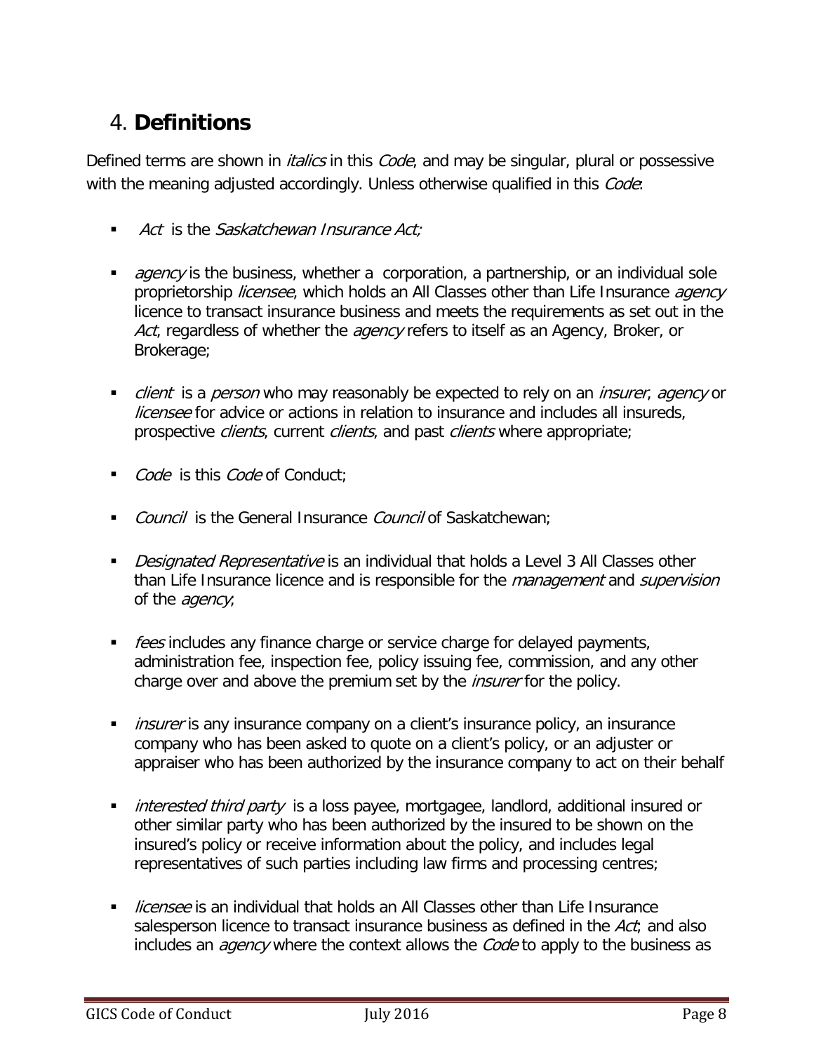## 4. **Definitions**

Defined terms are shown in *italics* in this *Code*, and may be singular, plural or possessive with the meaning adjusted accordingly. Unless otherwise qualified in this *Code*:

- *Act* is the *Saskatchewan Insurance Act;*

- *agency* is the business, whether a corporation, a partnership, or an individual sole proprietorship *licensee*, which holds an All Classes other than Life Insurance *agency* licence to transact insurance business and meets the requirements as set out in the *Act*, regardless of whether the *agency* refers to itself as an Agency, Broker, or Brokerage;

- *client* is a *person* who may reasonably be expected to rely on an *insurer*, *agency* or *licensee* for advice or actions in relation to insurance and includes all insureds, prospective *clients*, current *clients*, and past *clients* where appropriate;

- *Code* is this *Code* of Conduct;

- *Council* is the General Insurance *Council* of Saskatchewan;

- *Designated Representative* is an individual that holds a Level 3 All Classes other than Life Insurance licence and is responsible for the *management* and *supervision* of the *agency*;

- *fees* includes any finance charge or service charge for delayed payments, administration fee, inspection fee, policy issuing fee, commission, and any other charge over and above the premium set by the *insurer* for the policy.

- *insurer* is any insurance company on a client's insurance policy, an insurance company who has been asked to quote on a client's policy, or an adjuster or appraiser who has been authorized by the insurance company to act on their behalf

- *interested third party* is a loss payee, mortgagee, landlord, additional insured or other similar party who has been authorized by the insured to be shown on the insured's policy or receive information about the policy, and includes legal representatives of such parties including law firms and processing centres;

- *licensee* is an individual that holds an All Classes other than Life Insurance salesperson licence to transact insurance business as defined in the *Act*; and also includes an *agency* where the context allows the *Code* to apply to the business as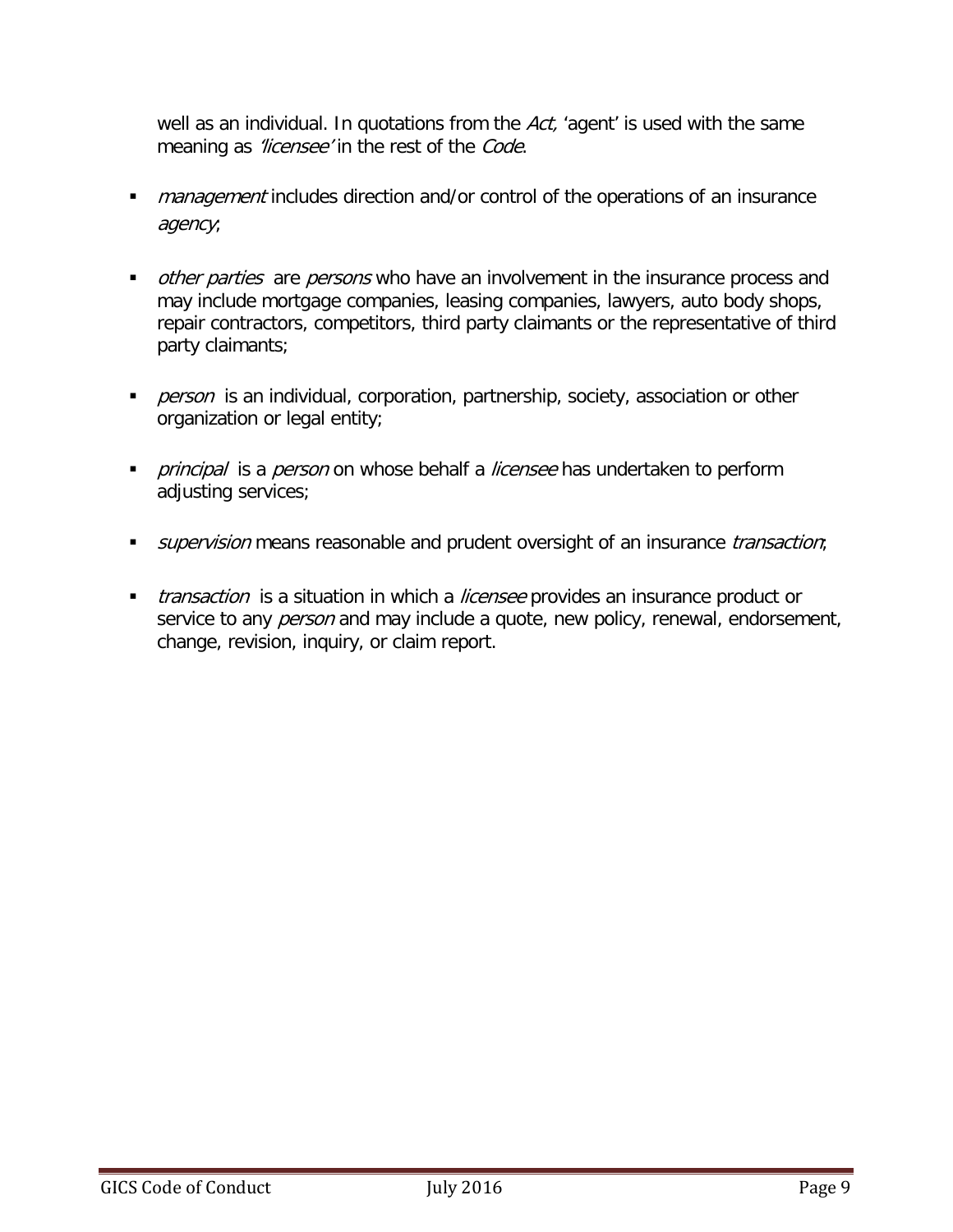well as an individual. In quotations from the *Act,* 'agent' is used with the same meaning as *'licensee'* in the rest of the *Code*.

- *management* includes direction and/or control of the operations of an insurance *agency*;

- *other parties* are *persons* who have an involvement in the insurance process and may include mortgage companies, leasing companies, lawyers, auto body shops, repair contractors, competitors, third party claimants or the representative of third party claimants;

- *person* is an individual, corporation, partnership, society, association or other organization or legal entity;

- *principal* is a *person* on whose behalf a *licensee* has undertaken to perform adjusting services;

- *supervision* means reasonable and prudent oversight of an insurance *transaction*;

- *transaction* is a situation in which a *licensee* provides an insurance product or service to any *person* and may include a quote, new policy, renewal, endorsement, change, revision, inquiry, or claim report.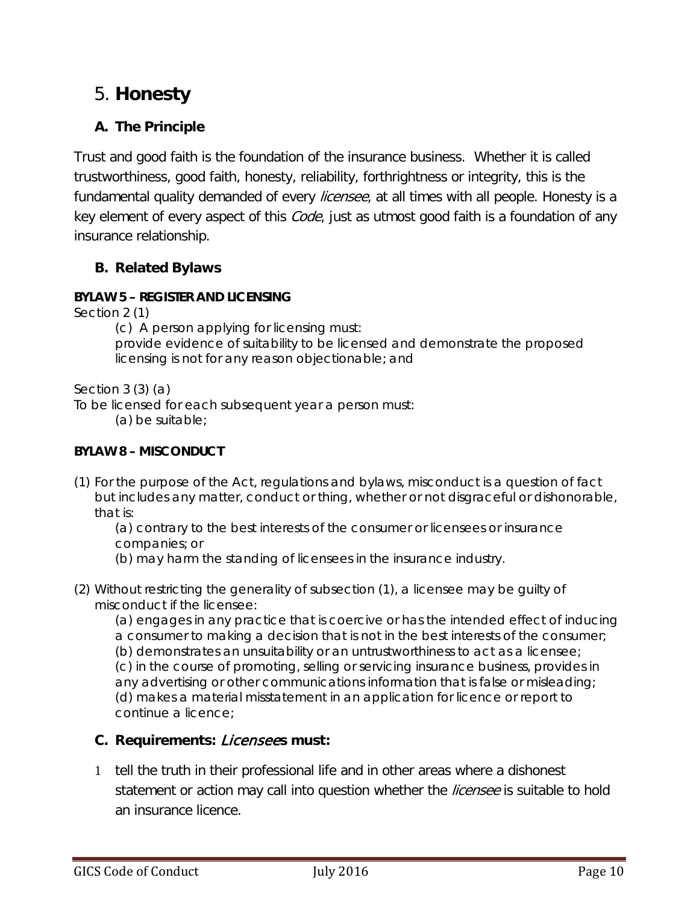# 5. **Honesty**

## A. The Principle

Trust and good faith is the foundation of the insurance business. Whether it is called trustworthiness, good faith, honesty, reliability, forthrightness or integrity, this is the fundamental quality demanded of every *licensee*, at all times with all people. Honesty is a key element of every aspect of this *Code*, just as utmost good faith is a foundation of any insurance relationship.

## B. Related Bylaws

**BYLAW 5 – REGISTER AND LICENSING**

Section 2 (1)

(c) A person applying for licensing must:
provide evidence of suitability to be licensed and demonstrate the proposed licensing is not for any reason objectionable; and

Section 3 (3) (a)

To be licensed for each subsequent year a person must:

(a) be suitable;

**BYLAW 8 – MISCONDUCT**

(1) For the purpose of the Act, regulations and bylaws, misconduct is a question of fact but includes any matter, conduct or thing, whether or not disgraceful or dishonorable, that is:

(a) contrary to the best interests of the consumer or licensees or insurance companies; or
(b) may harm the standing of licensees in the insurance industry.

(2) Without restricting the generality of subsection (1), a licensee may be guilty of misconduct if the licensee:

(a) engages in any practice that is coercive or has the intended effect of inducing a consumer to making a decision that is not in the best interests of the consumer;
(b) demonstrates an unsuitability or an untrustworthiness to act as a licensee;
(c) in the course of promoting, selling or servicing insurance business, provides in any advertising or other communications information that is false or misleading;
(d) makes a material misstatement in an application for licence or report to continue a licence;

## C. Requirements: *Licensees* must:

1. tell the truth in their professional life and in other areas where a dishonest statement or action may call into question whether the *licensee* is suitable to hold an insurance licence.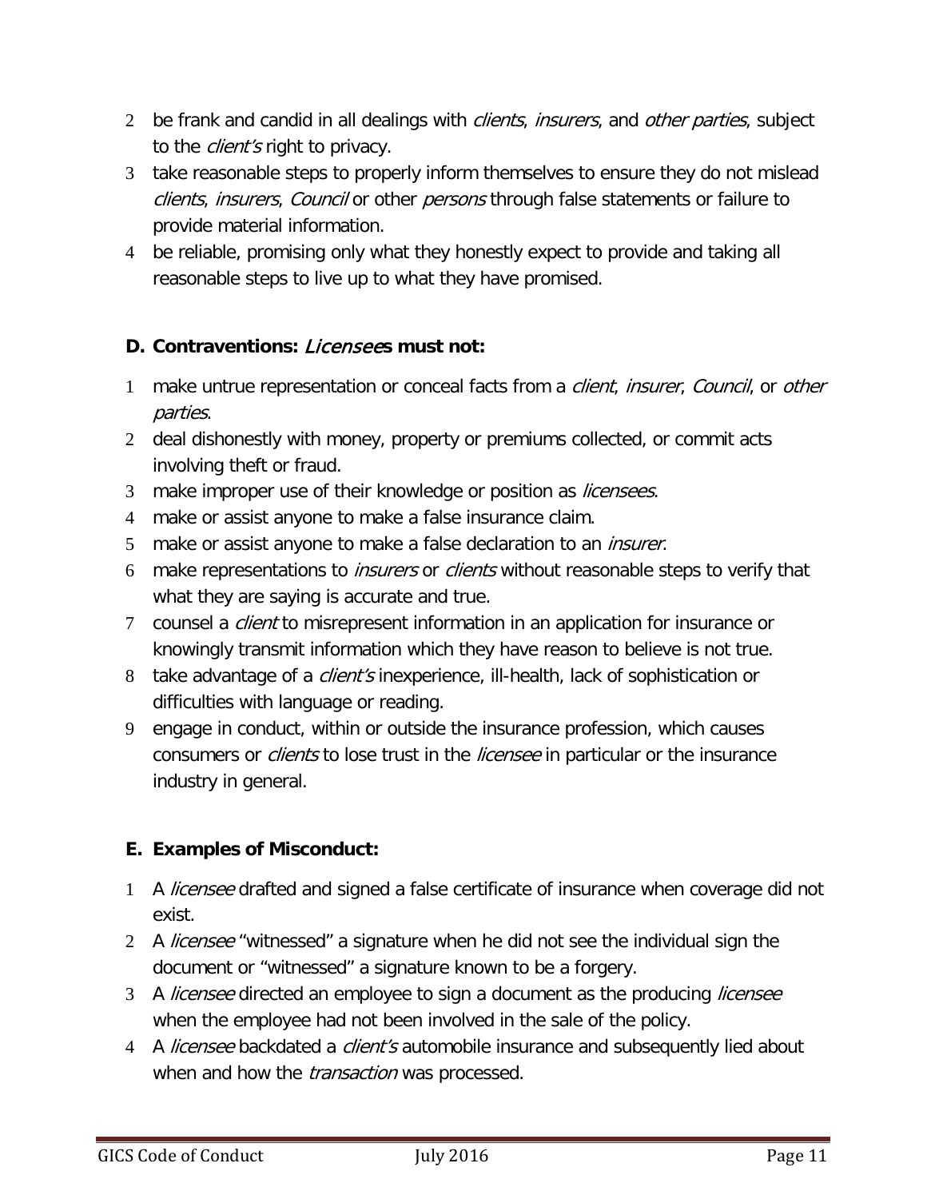2. be frank and candid in all dealings with *clients*, *insurers*, and *other parties*, subject to the *client's* right to privacy.
3. take reasonable steps to properly inform themselves to ensure they do not mislead *clients*, *insurers*, *Council* or other *persons* through false statements or failure to provide material information.
4. be reliable, promising only what they honestly expect to provide and taking all reasonable steps to live up to what they have promised.

### D. Contraventions: *Licensee*s must not:

1. make untrue representation or conceal facts from a *client*, *insurer*, *Council*, or *other parties*.
2. deal dishonestly with money, property or premiums collected, or commit acts involving theft or fraud.
3. make improper use of their knowledge or position as *licensees*.
4. make or assist anyone to make a false insurance claim.
5. make or assist anyone to make a false declaration to an *insurer*.
6. make representations to *insurers* or *clients* without reasonable steps to verify that what they are saying is accurate and true.
7. counsel a *client* to misrepresent information in an application for insurance or knowingly transmit information which they have reason to believe is not true.
8. take advantage of a *client's* inexperience, ill-health, lack of sophistication or difficulties with language or reading.
9. engage in conduct, within or outside the insurance profession, which causes consumers or *clients* to lose trust in the *licensee* in particular or the insurance industry in general.

### E. Examples of Misconduct:

1. A *licensee* drafted and signed a false certificate of insurance when coverage did not exist.
2. A *licensee* "witnessed" a signature when he did not see the individual sign the document or "witnessed" a signature known to be a forgery.
3. A *licensee* directed an employee to sign a document as the producing *licensee* when the employee had not been involved in the sale of the policy.
4. A *licensee* backdated a *client's* automobile insurance and subsequently lied about when and how the *transaction* was processed.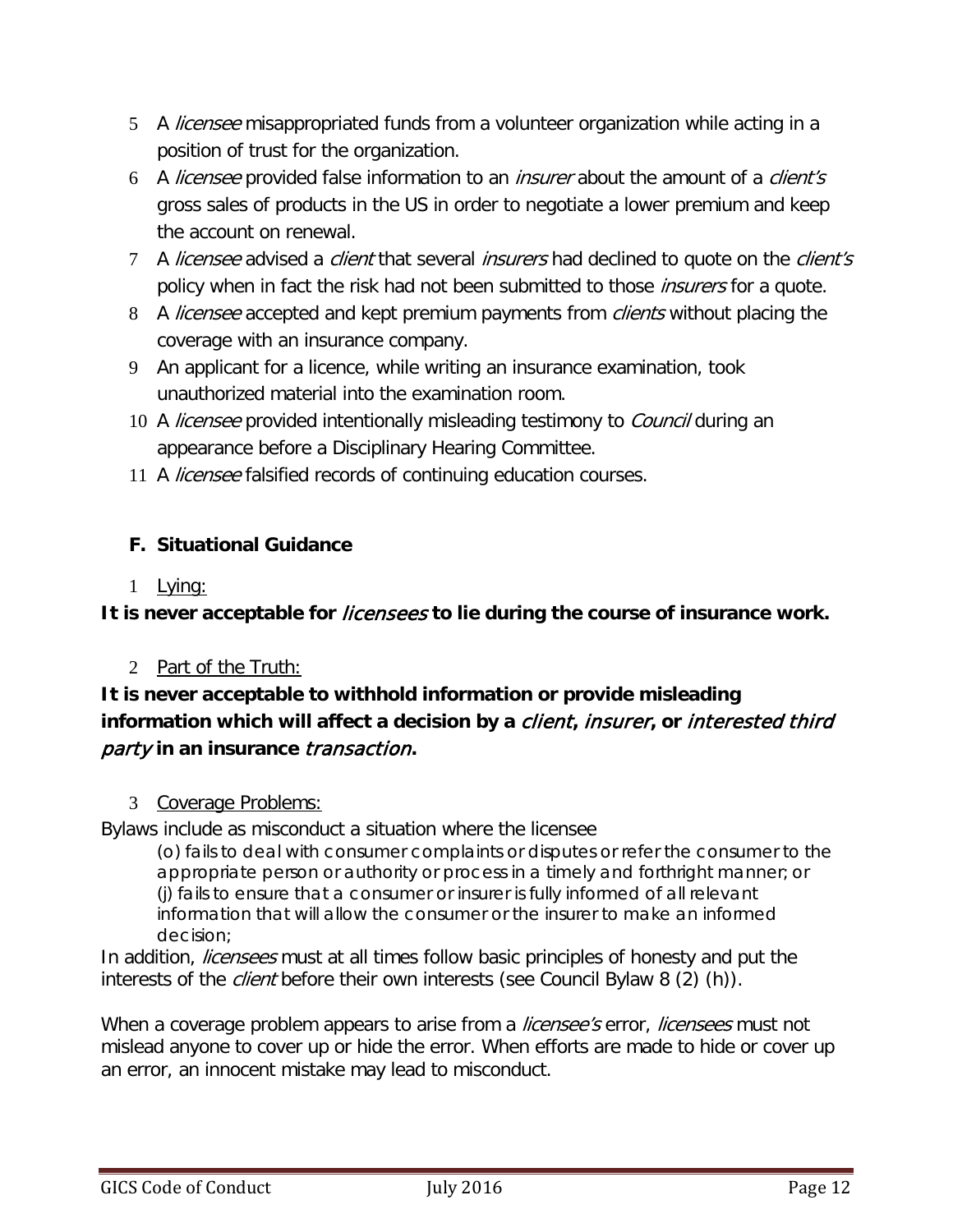5. A *licensee* misappropriated funds from a volunteer organization while acting in a position of trust for the organization.
6. A *licensee* provided false information to an *insurer* about the amount of a *client's* gross sales of products in the US in order to negotiate a lower premium and keep the account on renewal.
7. A *licensee* advised a *client* that several *insurers* had declined to quote on the *client's* policy when in fact the risk had not been submitted to those *insurers* for a quote.
8. A *licensee* accepted and kept premium payments from *clients* without placing the coverage with an insurance company.
9. An applicant for a licence, while writing an insurance examination, took unauthorized material into the examination room.
10. A *licensee* provided intentionally misleading testimony to *Council* during an appearance before a Disciplinary Hearing Committee.
11. A *licensee* falsified records of continuing education courses.

### F. Situational Guidance

1. Lying:

**It is never acceptable for *licensees* to lie during the course of insurance work.**

2. Part of the Truth:

**It is never acceptable to withhold information or provide misleading information which will affect a decision by a *client*, *insurer*, or *interested third party* in an insurance *transaction*.**

3. Coverage Problems:

Bylaws include as misconduct a situation where the licensee

> (o) fails to deal with consumer complaints or disputes or refer the consumer to the appropriate person or authority or process in a timely and forthright manner; or
> (j) fails to ensure that a consumer or insurer is fully informed of all relevant information that will allow the consumer or the insurer to make an informed decision;

In addition, *licensees* must at all times follow basic principles of honesty and put the interests of the *client* before their own interests (see Council Bylaw 8 (2) (h)).

When a coverage problem appears to arise from a *licensee's* error, *licensees* must not mislead anyone to cover up or hide the error. When efforts are made to hide or cover up an error, an innocent mistake may lead to misconduct.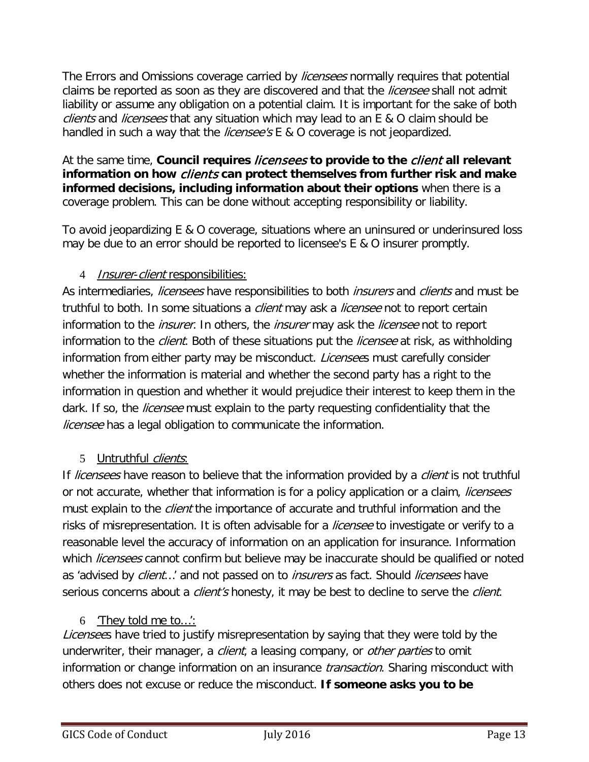The Errors and Omissions coverage carried by *licensees* normally requires that potential claims be reported as soon as they are discovered and that the *licensee* shall not admit liability or assume any obligation on a potential claim. It is important for the sake of both *clients* and *licensees* that any situation which may lead to an E & O claim should be handled in such a way that the *licensee's* E & O coverage is not jeopardized.

At the same time, **Council requires *licensees* to provide to the *client* all relevant information on how *clients* can protect themselves from further risk and make informed decisions, including information about their options** when there is a coverage problem. This can be done without accepting responsibility or liability.

To avoid jeopardizing E & O coverage, situations where an uninsured or underinsured loss may be due to an error should be reported to licensee's E & O insurer promptly.

4 *Insurer-client* responsibilities:

As intermediaries, *licensees* have responsibilities to both *insurers* and *clients* and must be truthful to both. In some situations a *client* may ask a *licensee* not to report certain information to the *insurer*. In others, the *insurer* may ask the *licensee* not to report information to the *client*. Both of these situations put the *licensee* at risk, as withholding information from either party may be misconduct. *Licensee*s must carefully consider whether the information is material and whether the second party has a right to the information in question and whether it would prejudice their interest to keep them in the dark. If so, the *licensee* must explain to the party requesting confidentiality that the *licensee* has a legal obligation to communicate the information.

5 Untruthful *clients*:

If *licensees* have reason to believe that the information provided by a *client* is not truthful or not accurate, whether that information is for a policy application or a claim, *licensees* must explain to the *client* the importance of accurate and truthful information and the risks of misrepresentation. It is often advisable for a *licensee* to investigate or verify to a reasonable level the accuracy of information on an application for insurance. Information which *licensees* cannot confirm but believe may be inaccurate should be qualified or noted as 'advised by *client*...' and not passed on to *insurers* as fact. Should *licensees* have serious concerns about a *client's* honesty, it may be best to decline to serve the *client*.

6 'They told me to...':

*Licensee*s have tried to justify misrepresentation by saying that they were told by the underwriter, their manager, a *client*, a leasing company, or *other parties* to omit information or change information on an insurance *transaction*. Sharing misconduct with others does not excuse or reduce the misconduct. **If someone asks you to be**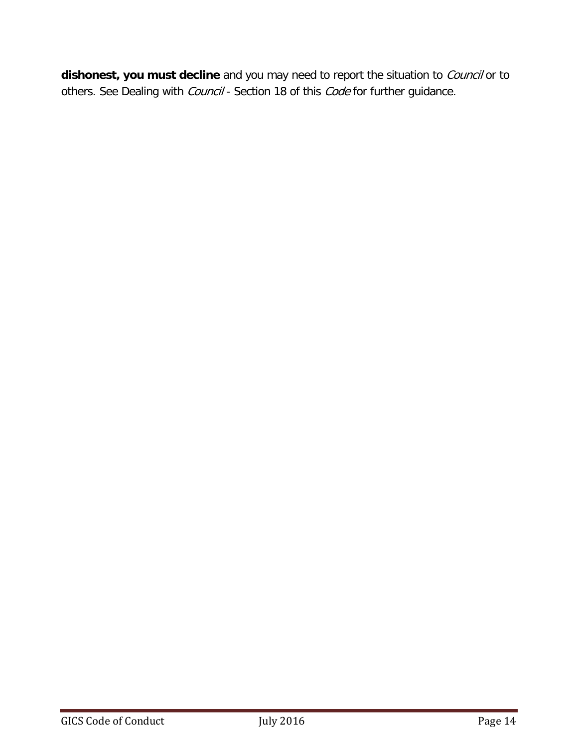**dishonest, you must decline** and you may need to report the situation to *Council* or to others. See Dealing with *Council* - Section 18 of this *Code* for further guidance.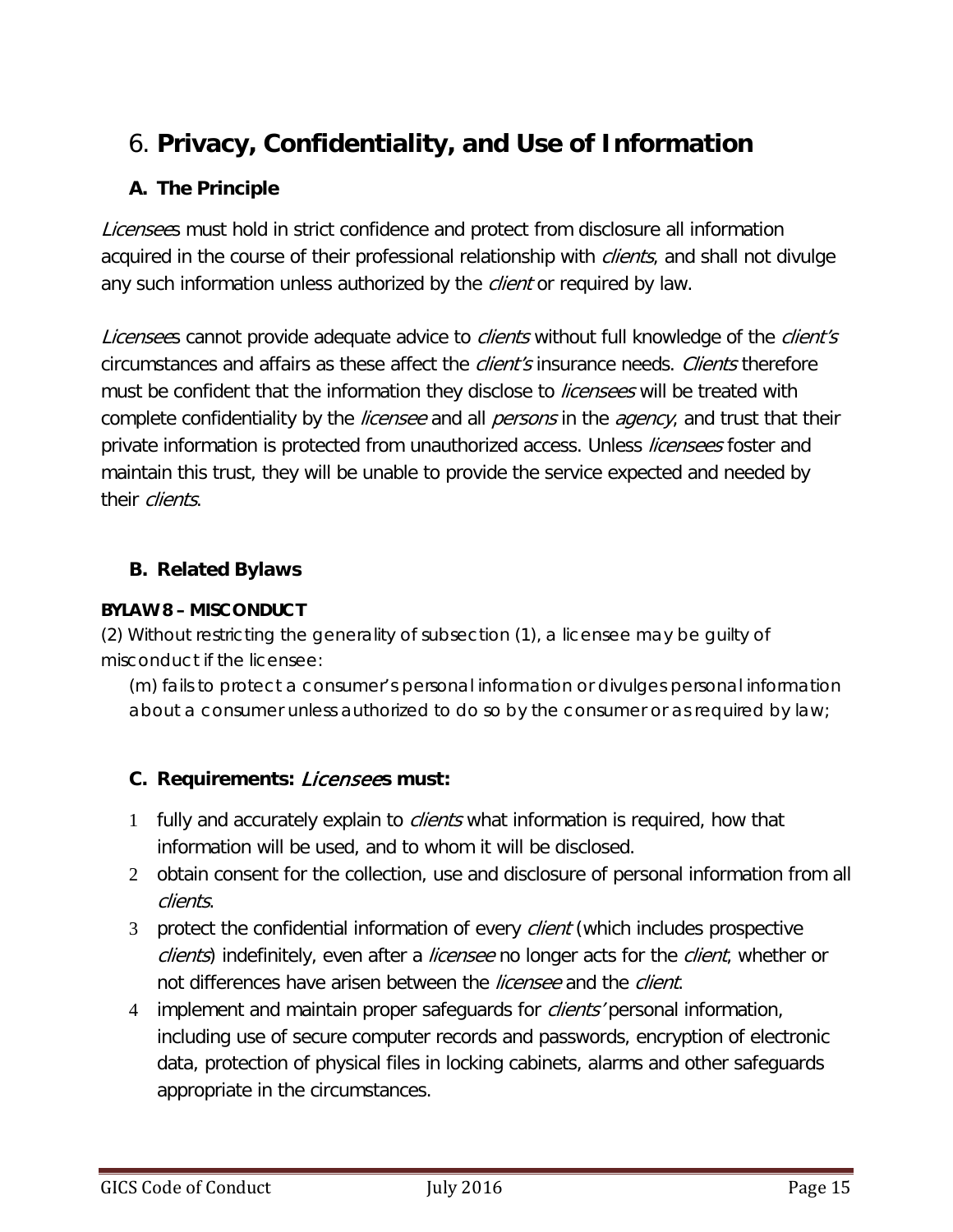# 6. **Privacy, Confidentiality, and Use of Information**

## A. The Principle

*Licensee*s must hold in strict confidence and protect from disclosure all information acquired in the course of their professional relationship with *clients*, and shall not divulge any such information unless authorized by the *client* or required by law.

*Licensee*s cannot provide adequate advice to *clients* without full knowledge of the *client's* circumstances and affairs as these affect the *client's* insurance needs. *Clients* therefore must be confident that the information they disclose to *licensees* will be treated with complete confidentiality by the *licensee* and all *persons* in the *agency*, and trust that their private information is protected from unauthorized access. Unless *licensees* foster and maintain this trust, they will be unable to provide the service expected and needed by their *clients*.

## B. Related Bylaws

**BYLAW 8 – MISCONDUCT**

(2) Without restricting the generality of subsection (1), a licensee may be guilty of misconduct if the licensee:

(m) fails to protect a consumer's personal information or divulges personal information about a consumer unless authorized to do so by the consumer or as required by law;

## C. Requirements: *Licensee*s must:

1. fully and accurately explain to *clients* what information is required, how that information will be used, and to whom it will be disclosed.
2. obtain consent for the collection, use and disclosure of personal information from all *clients*.
3. protect the confidential information of every *client* (which includes prospective *clients*) indefinitely, even after a *licensee* no longer acts for the *client*, whether or not differences have arisen between the *licensee* and the *client*.
4. implement and maintain proper safeguards for *clients'* personal information, including use of secure computer records and passwords, encryption of electronic data, protection of physical files in locking cabinets, alarms and other safeguards appropriate in the circumstances.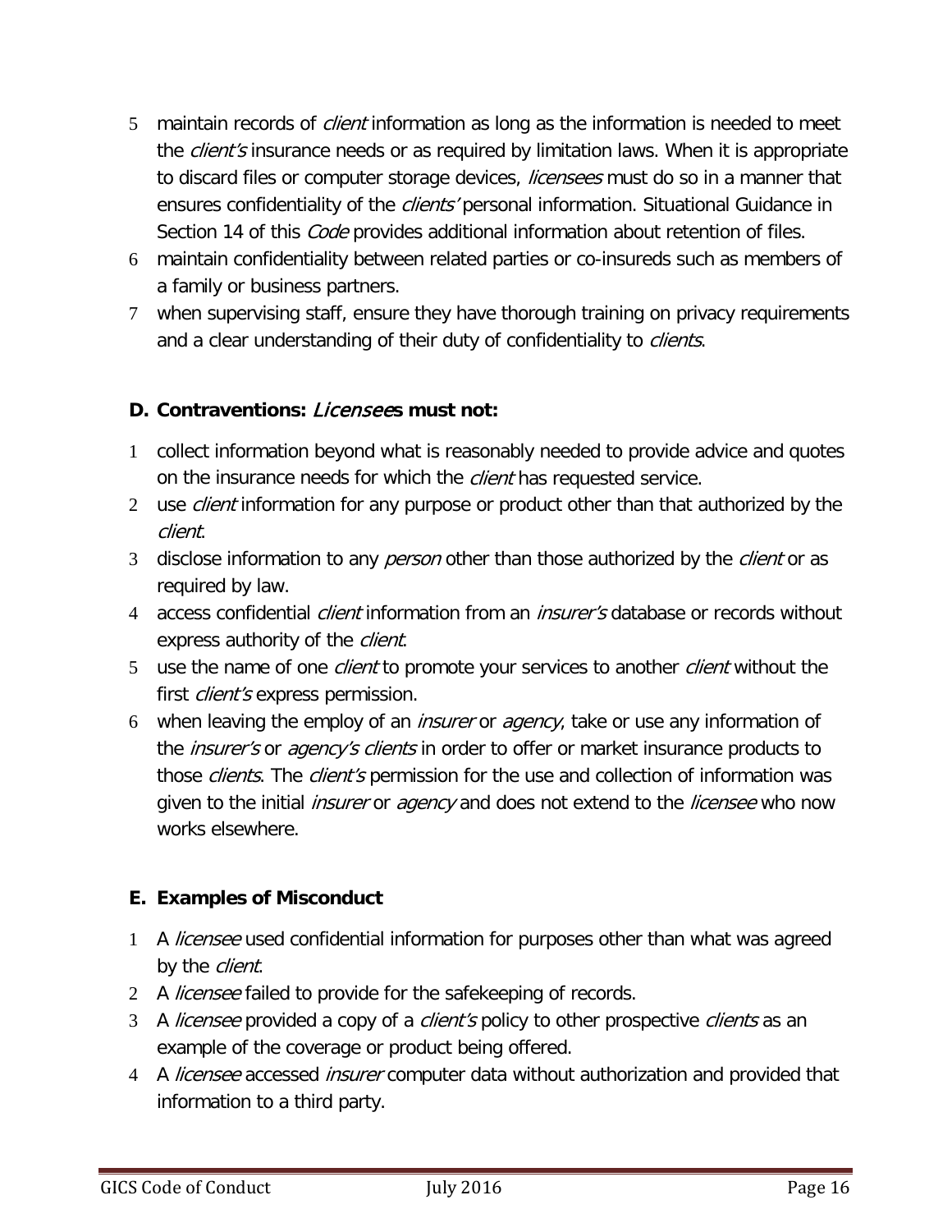5. maintain records of *client* information as long as the information is needed to meet the *client's* insurance needs or as required by limitation laws. When it is appropriate to discard files or computer storage devices, *licensees* must do so in a manner that ensures confidentiality of the *clients'* personal information. Situational Guidance in Section 14 of this *Code* provides additional information about retention of files.
6. maintain confidentiality between related parties or co-insureds such as members of a family or business partners.
7. when supervising staff, ensure they have thorough training on privacy requirements and a clear understanding of their duty of confidentiality to *clients*.

### D. Contraventions: *Licensee*s must not:

1. collect information beyond what is reasonably needed to provide advice and quotes on the insurance needs for which the *client* has requested service.
2. use *client* information for any purpose or product other than that authorized by the *client*.
3. disclose information to any *person* other than those authorized by the *client* or as required by law.
4. access confidential *client* information from an *insurer's* database or records without express authority of the *client*.
5. use the name of one *client* to promote your services to another *client* without the first *client's* express permission.
6. when leaving the employ of an *insurer* or *agency*, take or use any information of the *insurer's* or *agency's clients* in order to offer or market insurance products to those *clients*. The *client's* permission for the use and collection of information was given to the initial *insurer* or *agency* and does not extend to the *licensee* who now works elsewhere.

### E. Examples of Misconduct

1. A *licensee* used confidential information for purposes other than what was agreed by the *client*.
2. A *licensee* failed to provide for the safekeeping of records.
3. A *licensee* provided a copy of a *client's* policy to other prospective *clients* as an example of the coverage or product being offered.
4. A *licensee* accessed *insurer* computer data without authorization and provided that information to a third party.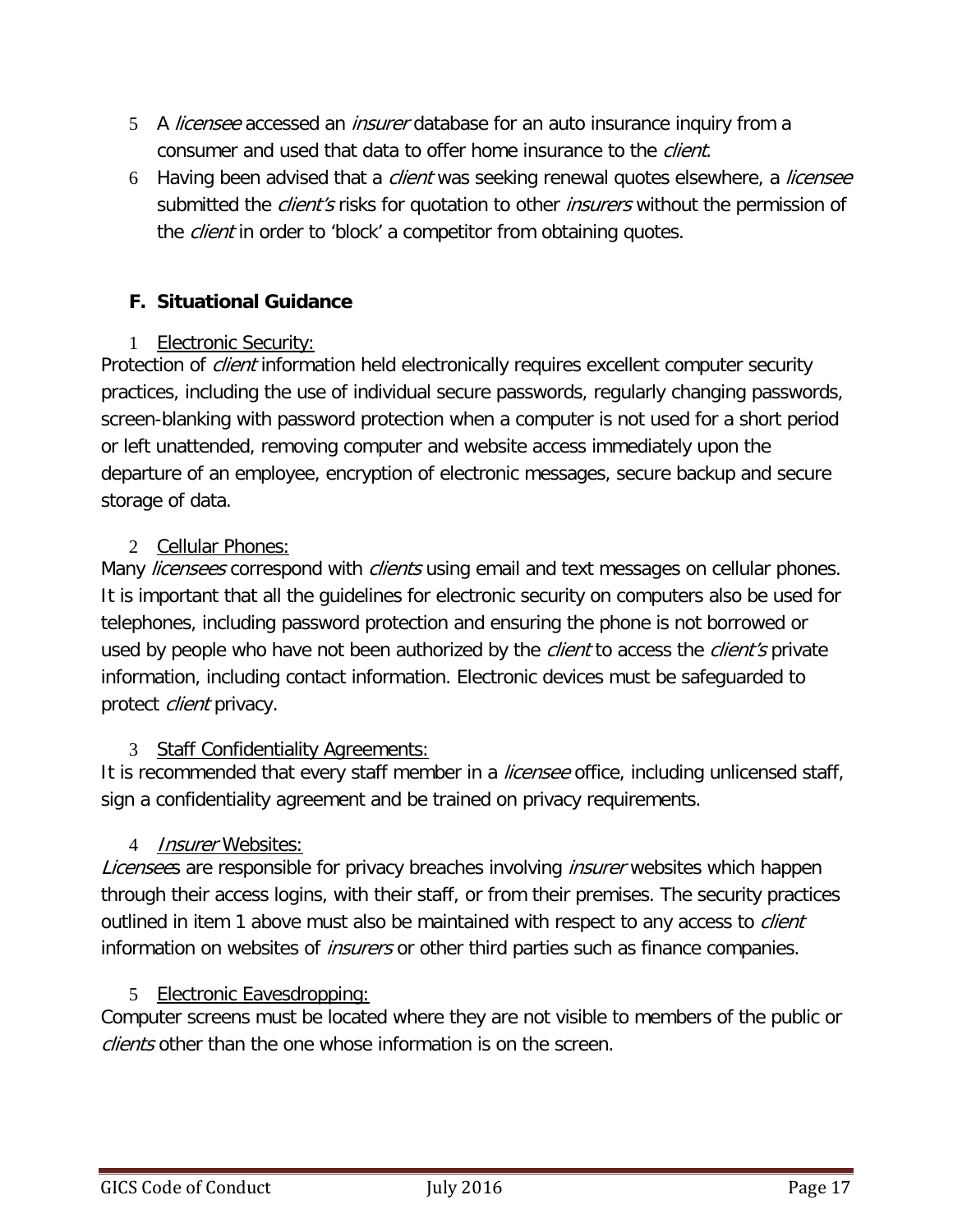5. A *licensee* accessed an *insurer* database for an auto insurance inquiry from a consumer and used that data to offer home insurance to the *client*.
6. Having been advised that a *client* was seeking renewal quotes elsewhere, a *licensee* submitted the *client's* risks for quotation to other *insurers* without the permission of the *client* in order to 'block' a competitor from obtaining quotes.

### F. Situational Guidance

1. Electronic Security:

Protection of *client* information held electronically requires excellent computer security practices, including the use of individual secure passwords, regularly changing passwords, screen-blanking with password protection when a computer is not used for a short period or left unattended, removing computer and website access immediately upon the departure of an employee, encryption of electronic messages, secure backup and secure storage of data.

2. Cellular Phones:

Many *licensees* correspond with *clients* using email and text messages on cellular phones. It is important that all the guidelines for electronic security on computers also be used for telephones, including password protection and ensuring the phone is not borrowed or used by people who have not been authorized by the *client* to access the *client's* private information, including contact information. Electronic devices must be safeguarded to protect *client* privacy.

3. Staff Confidentiality Agreements:

It is recommended that every staff member in a *licensee* office, including unlicensed staff, sign a confidentiality agreement and be trained on privacy requirements.

4. *Insurer* Websites:

*Licensee*s are responsible for privacy breaches involving *insurer* websites which happen through their access logins, with their staff, or from their premises. The security practices outlined in item 1 above must also be maintained with respect to any access to *client* information on websites of *insurers* or other third parties such as finance companies.

5. Electronic Eavesdropping:

Computer screens must be located where they are not visible to members of the public or *clients* other than the one whose information is on the screen.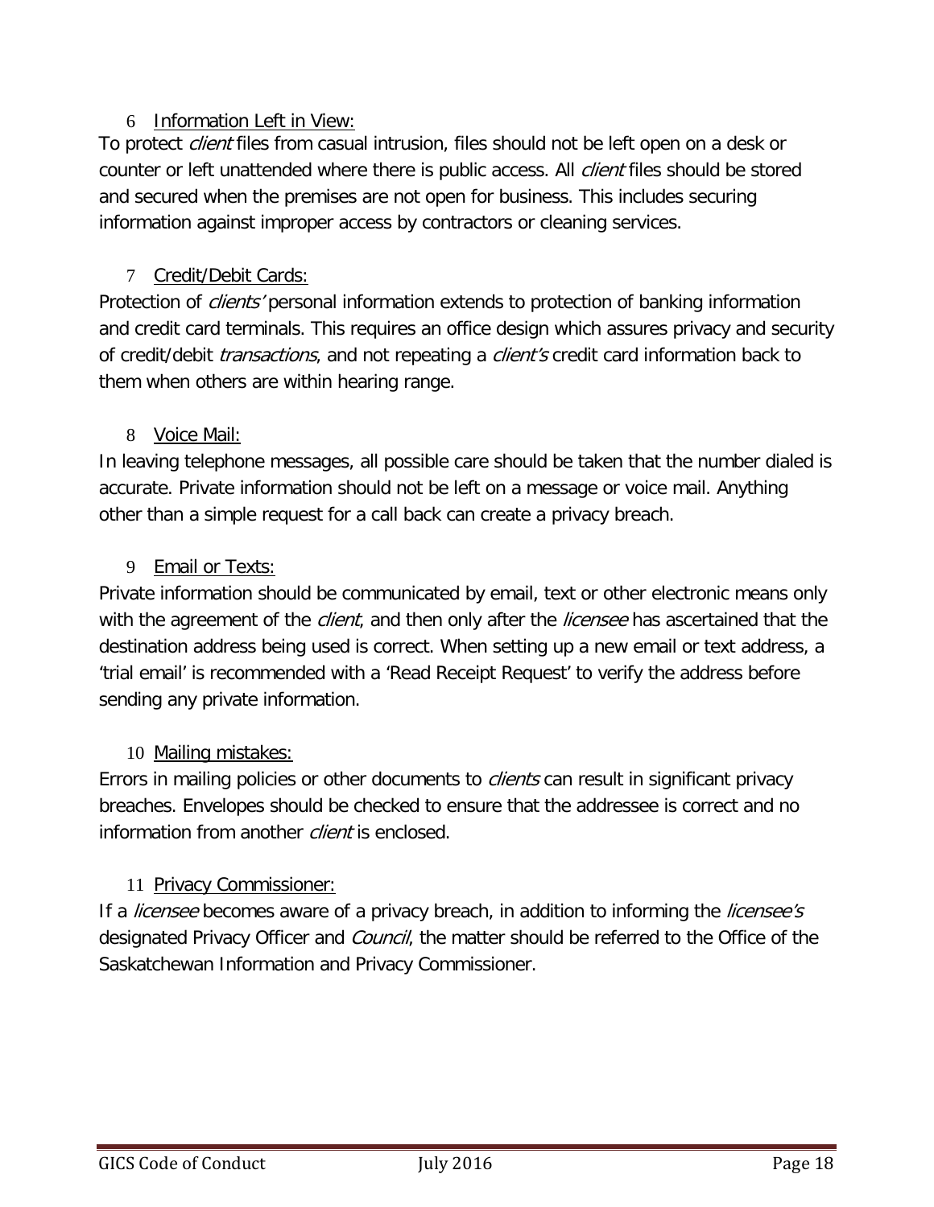6 Information Left in View:

To protect *client* files from casual intrusion, files should not be left open on a desk or counter or left unattended where there is public access. All *client* files should be stored and secured when the premises are not open for business. This includes securing information against improper access by contractors or cleaning services.

7 Credit/Debit Cards:

Protection of *clients'* personal information extends to protection of banking information and credit card terminals. This requires an office design which assures privacy and security of credit/debit *transactions*, and not repeating a *client's* credit card information back to them when others are within hearing range.

8 Voice Mail:

In leaving telephone messages, all possible care should be taken that the number dialed is accurate. Private information should not be left on a message or voice mail. Anything other than a simple request for a call back can create a privacy breach.

9 Email or Texts:

Private information should be communicated by email, text or other electronic means only with the agreement of the *client*, and then only after the *licensee* has ascertained that the destination address being used is correct. When setting up a new email or text address, a 'trial email' is recommended with a 'Read Receipt Request' to verify the address before sending any private information.

10 Mailing mistakes:

Errors in mailing policies or other documents to *clients* can result in significant privacy breaches. Envelopes should be checked to ensure that the addressee is correct and no information from another *client* is enclosed.

11 Privacy Commissioner:

If a *licensee* becomes aware of a privacy breach, in addition to informing the *licensee's* designated Privacy Officer and *Council*, the matter should be referred to the Office of the Saskatchewan Information and Privacy Commissioner.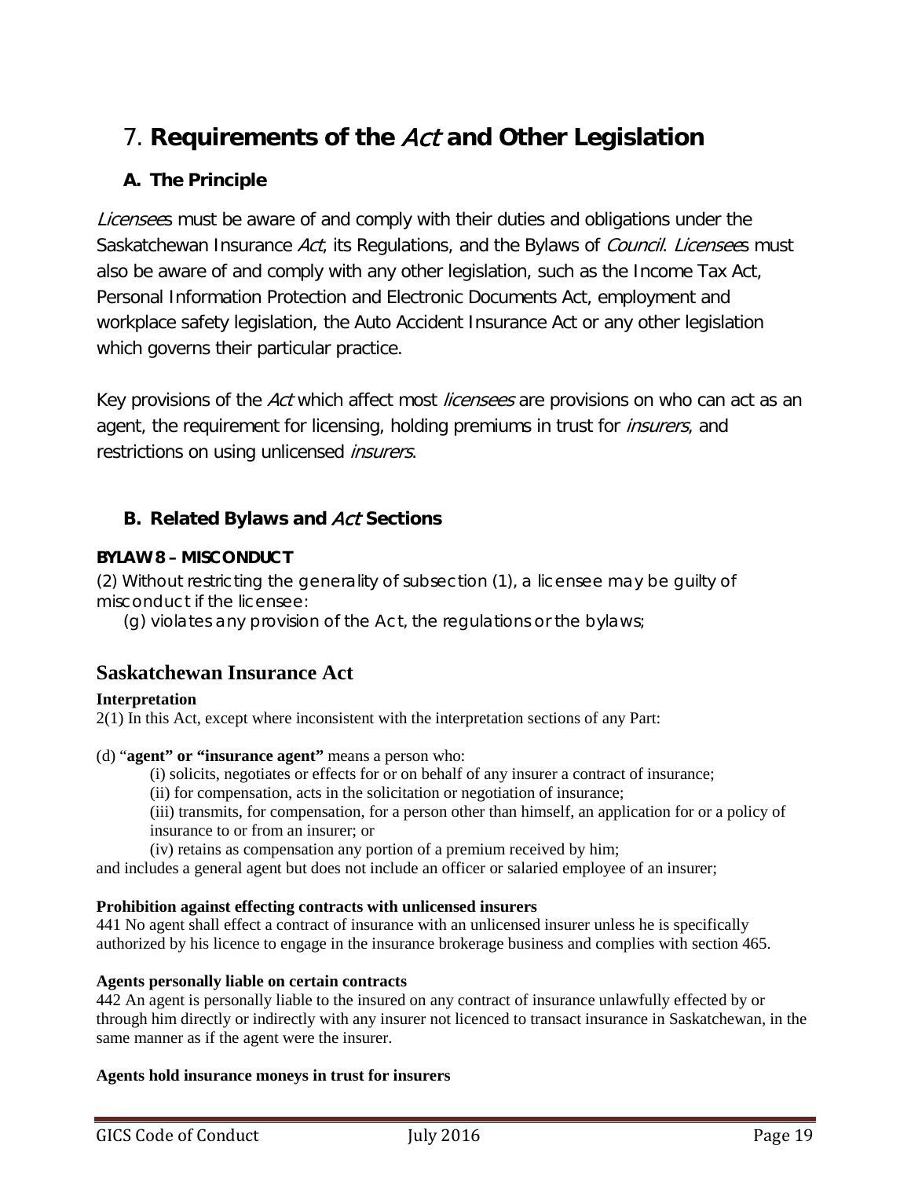# 7. **Requirements of the *Act* and Other Legislation**

## A. The Principle

*Licensee*s must be aware of and comply with their duties and obligations under the Saskatchewan Insurance *Act*, its Regulations, and the Bylaws of *Council*. *Licensee*s must also be aware of and comply with any other legislation, such as the Income Tax Act, Personal Information Protection and Electronic Documents Act, employment and workplace safety legislation, the Auto Accident Insurance Act or any other legislation which governs their particular practice.

Key provisions of the *Act* which affect most *licensees* are provisions on who can act as an agent, the requirement for licensing, holding premiums in trust for *insurers*, and restrictions on using unlicensed *insurers*.

## B. Related Bylaws and *Act* Sections

**BYLAW 8 – MISCONDUCT**

(2) Without restricting the generality of subsection (1), a licensee may be guilty of misconduct if the licensee:

(g) violates any provision of the Act, the regulations or the bylaws;

## Saskatchewan Insurance Act

**Interpretation**

2(1) In this Act, except where inconsistent with the interpretation sections of any Part:

(d) "**agent" or "insurance agent"** means a person who:

(i) solicits, negotiates or effects for or on behalf of any insurer a contract of insurance;

(ii) for compensation, acts in the solicitation or negotiation of insurance;

(iii) transmits, for compensation, for a person other than himself, an application for or a policy of insurance to or from an insurer; or

(iv) retains as compensation any portion of a premium received by him;

and includes a general agent but does not include an officer or salaried employee of an insurer;

**Prohibition against effecting contracts with unlicensed insurers**

441 No agent shall effect a contract of insurance with an unlicensed insurer unless he is specifically authorized by his licence to engage in the insurance brokerage business and complies with section 465.

**Agents personally liable on certain contracts**

442 An agent is personally liable to the insured on any contract of insurance unlawfully effected by or through him directly or indirectly with any insurer not licenced to transact insurance in Saskatchewan, in the same manner as if the agent were the insurer.

**Agents hold insurance moneys in trust for insurers**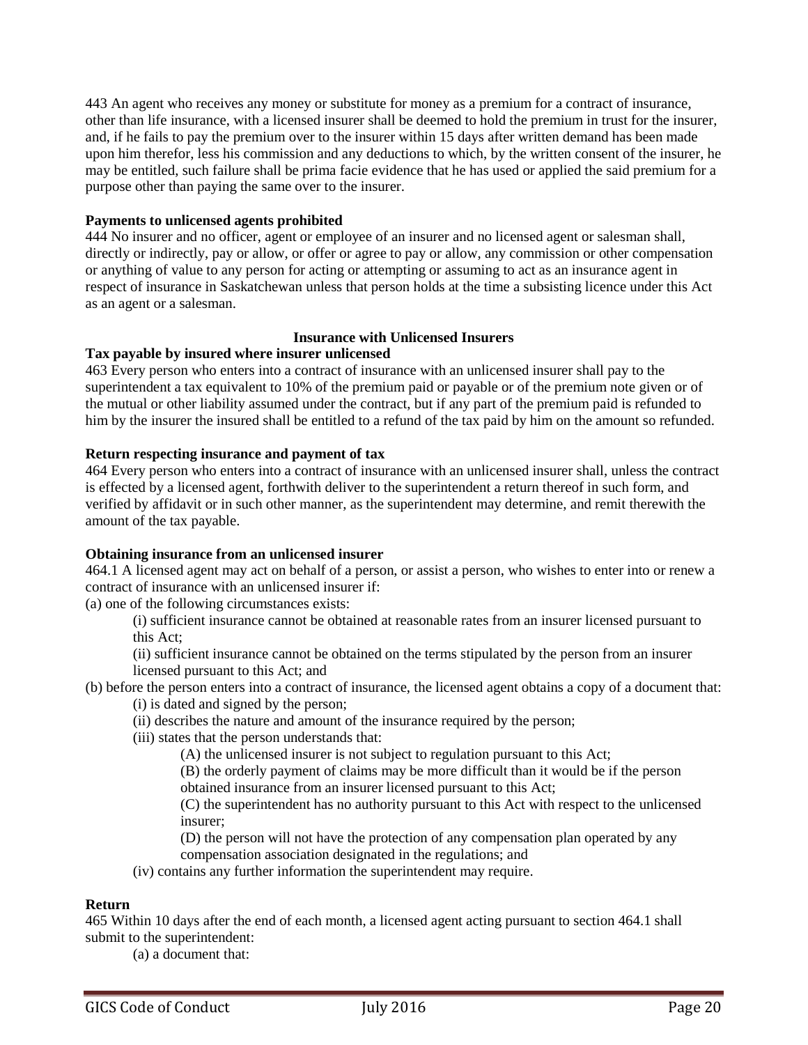443 An agent who receives any money or substitute for money as a premium for a contract of insurance, other than life insurance, with a licensed insurer shall be deemed to hold the premium in trust for the insurer, and, if he fails to pay the premium over to the insurer within 15 days after written demand has been made upon him therefor, less his commission and any deductions to which, by the written consent of the insurer, he may be entitled, such failure shall be prima facie evidence that he has used or applied the said premium for a purpose other than paying the same over to the insurer.

**Payments to unlicensed agents prohibited**

444 No insurer and no officer, agent or employee of an insurer and no licensed agent or salesman shall, directly or indirectly, pay or allow, or offer or agree to pay or allow, any commission or other compensation or anything of value to any person for acting or attempting or assuming to act as an insurance agent in respect of insurance in Saskatchewan unless that person holds at the time a subsisting licence under this Act as an agent or a salesman.

**Insurance with Unlicensed Insurers**

**Tax payable by insured where insurer unlicensed**

463 Every person who enters into a contract of insurance with an unlicensed insurer shall pay to the superintendent a tax equivalent to 10% of the premium paid or payable or of the premium note given or of the mutual or other liability assumed under the contract, but if any part of the premium paid is refunded to him by the insurer the insured shall be entitled to a refund of the tax paid by him on the amount so refunded.

**Return respecting insurance and payment of tax**

464 Every person who enters into a contract of insurance with an unlicensed insurer shall, unless the contract is effected by a licensed agent, forthwith deliver to the superintendent a return thereof in such form, and verified by affidavit or in such other manner, as the superintendent may determine, and remit therewith the amount of the tax payable.

**Obtaining insurance from an unlicensed insurer**

464.1 A licensed agent may act on behalf of a person, or assist a person, who wishes to enter into or renew a contract of insurance with an unlicensed insurer if:

(a) one of the following circumstances exists:

- (i) sufficient insurance cannot be obtained at reasonable rates from an insurer licensed pursuant to this Act;
- (ii) sufficient insurance cannot be obtained on the terms stipulated by the person from an insurer licensed pursuant to this Act; and

(b) before the person enters into a contract of insurance, the licensed agent obtains a copy of a document that:

- (i) is dated and signed by the person;
- (ii) describes the nature and amount of the insurance required by the person;
- (iii) states that the person understands that:
  - (A) the unlicensed insurer is not subject to regulation pursuant to this Act;
  - (B) the orderly payment of claims may be more difficult than it would be if the person obtained insurance from an insurer licensed pursuant to this Act;
  - (C) the superintendent has no authority pursuant to this Act with respect to the unlicensed insurer;
  - (D) the person will not have the protection of any compensation plan operated by any compensation association designated in the regulations; and
- (iv) contains any further information the superintendent may require.

**Return**

465 Within 10 days after the end of each month, a licensed agent acting pursuant to section 464.1 shall submit to the superintendent:

(a) a document that: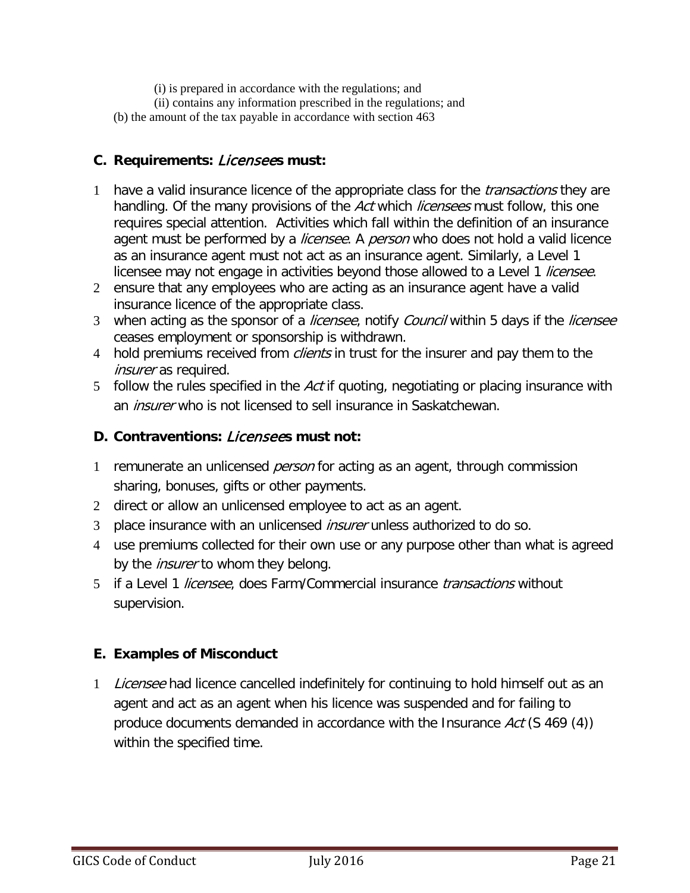(i) is prepared in accordance with the regulations; and

(ii) contains any information prescribed in the regulations; and

(b) the amount of the tax payable in accordance with section 463

### C. Requirements: *Licensee*s must:

1. have a valid insurance licence of the appropriate class for the *transactions* they are handling. Of the many provisions of the *Act* which *licensees* must follow, this one requires special attention. Activities which fall within the definition of an insurance agent must be performed by a *licensee*. A *person* who does not hold a valid licence as an insurance agent must not act as an insurance agent. Similarly, a Level 1 licensee may not engage in activities beyond those allowed to a Level 1 *licensee*.
2. ensure that any employees who are acting as an insurance agent have a valid insurance licence of the appropriate class.
3. when acting as the sponsor of a *licensee*, notify *Council* within 5 days if the *licensee* ceases employment or sponsorship is withdrawn.
4. hold premiums received from *clients* in trust for the insurer and pay them to the *insurer* as required.
5. follow the rules specified in the *Act* if quoting, negotiating or placing insurance with an *insurer* who is not licensed to sell insurance in Saskatchewan.

### D. Contraventions: *Licensee*s must not:

1. remunerate an unlicensed *person* for acting as an agent, through commission sharing, bonuses, gifts or other payments.
2. direct or allow an unlicensed employee to act as an agent.
3. place insurance with an unlicensed *insurer* unless authorized to do so.
4. use premiums collected for their own use or any purpose other than what is agreed by the *insurer* to whom they belong.
5. if a Level 1 *licensee*, does Farm/Commercial insurance *transactions* without supervision.

### E. Examples of Misconduct

1. *Licensee* had licence cancelled indefinitely for continuing to hold himself out as an agent and act as an agent when his licence was suspended and for failing to produce documents demanded in accordance with the Insurance *Act* (S 469 (4)) within the specified time.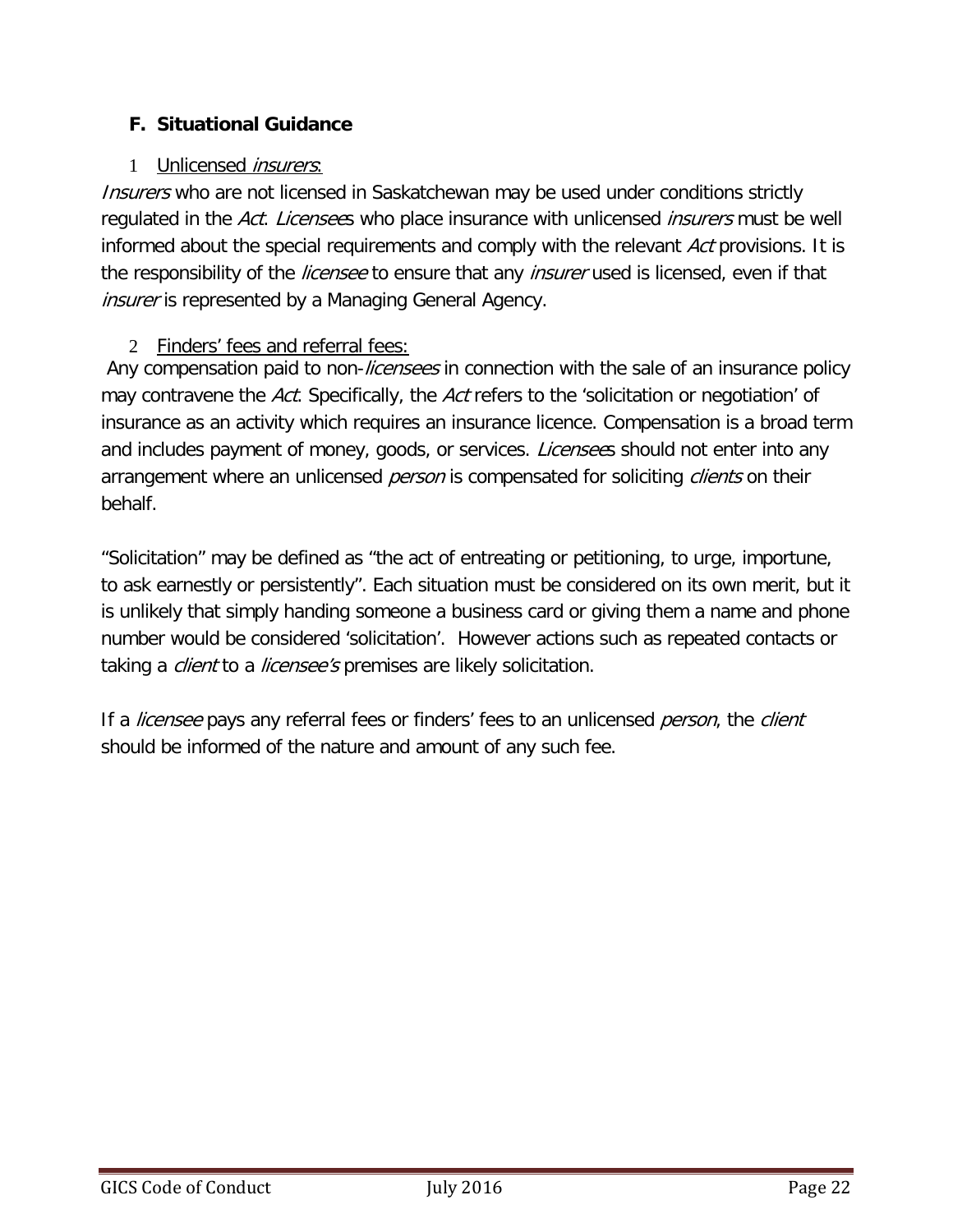### F. Situational Guidance

1. Unlicensed *insurers*:

*Insurers* who are not licensed in Saskatchewan may be used under conditions strictly regulated in the *Act*. *Licensee*s who place insurance with unlicensed *insurers* must be well informed about the special requirements and comply with the relevant *Act* provisions. It is the responsibility of the *licensee* to ensure that any *insurer* used is licensed, even if that *insurer* is represented by a Managing General Agency.

2. Finders' fees and referral fees:

Any compensation paid to non-*licensees* in connection with the sale of an insurance policy may contravene the *Act*. Specifically, the *Act* refers to the 'solicitation or negotiation' of insurance as an activity which requires an insurance licence. Compensation is a broad term and includes payment of money, goods, or services. *Licensee*s should not enter into any arrangement where an unlicensed *person* is compensated for soliciting *clients* on their behalf.

"Solicitation" may be defined as "the act of entreating or petitioning, to urge, importune, to ask earnestly or persistently". Each situation must be considered on its own merit, but it is unlikely that simply handing someone a business card or giving them a name and phone number would be considered 'solicitation'. However actions such as repeated contacts or taking a *client* to a *licensee's* premises are likely solicitation.

If a *licensee* pays any referral fees or finders' fees to an unlicensed *person*, the *client* should be informed of the nature and amount of any such fee.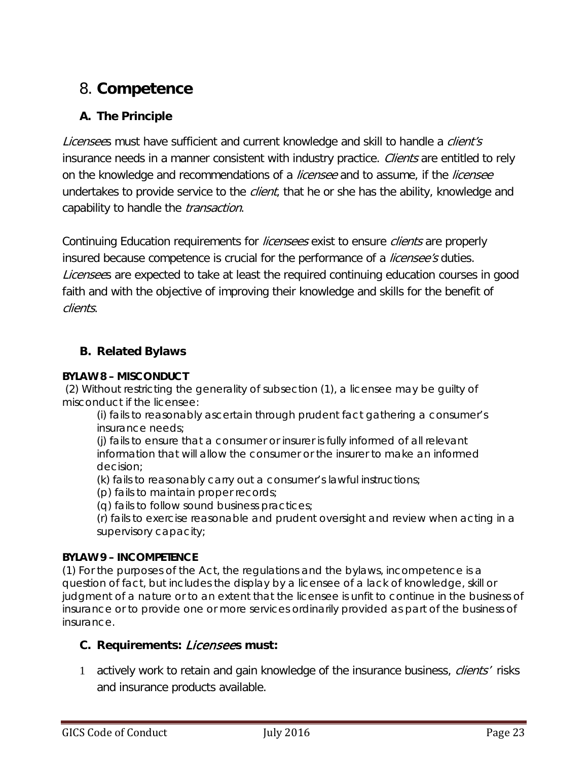# 8. **Competence**

## A. The Principle

*Licensees* must have sufficient and current knowledge and skill to handle a *client's* insurance needs in a manner consistent with industry practice. *Clients* are entitled to rely on the knowledge and recommendations of a *licensee* and to assume, if the *licensee* undertakes to provide service to the *client*, that he or she has the ability, knowledge and capability to handle the *transaction*.

Continuing Education requirements for *licensees* exist to ensure *clients* are properly insured because competence is crucial for the performance of a *licensee's* duties. *Licensees* are expected to take at least the required continuing education courses in good faith and with the objective of improving their knowledge and skills for the benefit of *clients*.

## B. Related Bylaws

**BYLAW 8 – MISCONDUCT**

(2) Without restricting the generality of subsection (1), a licensee may be guilty of misconduct if the licensee:

(i) fails to reasonably ascertain through prudent fact gathering a consumer's insurance needs;
(j) fails to ensure that a consumer or insurer is fully informed of all relevant information that will allow the consumer or the insurer to make an informed decision;
(k) fails to reasonably carry out a consumer's lawful instructions;
(p) fails to maintain proper records;
(q) fails to follow sound business practices;
(r) fails to exercise reasonable and prudent oversight and review when acting in a supervisory capacity;

**BYLAW 9 – INCOMPETENCE**

(1) For the purposes of the Act, the regulations and the bylaws, incompetence is a question of fact, but includes the display by a licensee of a lack of knowledge, skill or judgment of a nature or to an extent that the licensee is unfit to continue in the business of insurance or to provide one or more services ordinarily provided as part of the business of insurance.

## C. Requirements: *Licensees* must:

1. actively work to retain and gain knowledge of the insurance business, *clients'* risks and insurance products available.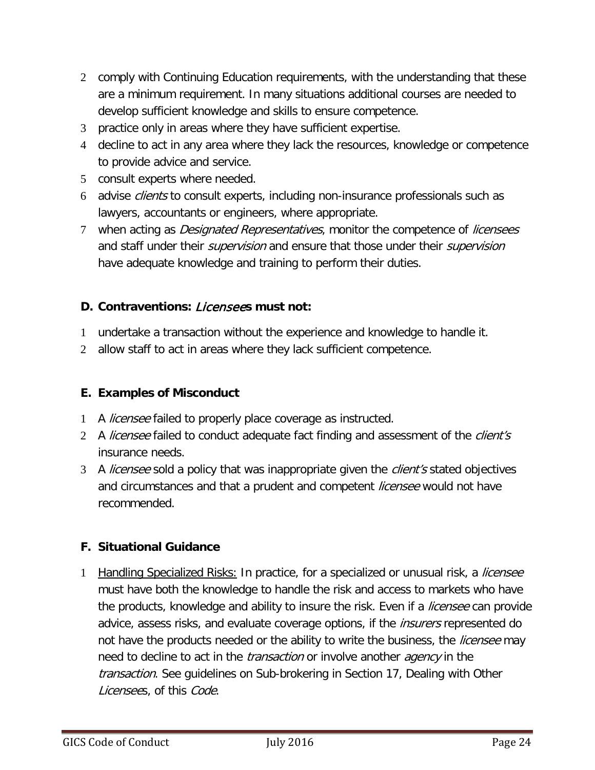2 comply with Continuing Education requirements, with the understanding that these are a minimum requirement. In many situations additional courses are needed to develop sufficient knowledge and skills to ensure competence.
3 practice only in areas where they have sufficient expertise.
4 decline to act in any area where they lack the resources, knowledge or competence to provide advice and service.
5 consult experts where needed.
6 advise *clients* to consult experts, including non-insurance professionals such as lawyers, accountants or engineers, where appropriate.
7 when acting as *Designated Representatives*, monitor the competence of *licensees* and staff under their *supervision* and ensure that those under their *supervision* have adequate knowledge and training to perform their duties.

### D. Contraventions: *Licensee*s must not:

1 undertake a transaction without the experience and knowledge to handle it.
2 allow staff to act in areas where they lack sufficient competence.

### E. Examples of Misconduct

1 A *licensee* failed to properly place coverage as instructed.
2 A *licensee* failed to conduct adequate fact finding and assessment of the *client's* insurance needs.
3 A *licensee* sold a policy that was inappropriate given the *client's* stated objectives and circumstances and that a prudent and competent *licensee* would not have recommended.

### F. Situational Guidance

1 <u>Handling Specialized Risks:</u> In practice, for a specialized or unusual risk, a *licensee* must have both the knowledge to handle the risk and access to markets who have the products, knowledge and ability to insure the risk. Even if a *licensee* can provide advice, assess risks, and evaluate coverage options, if the *insurers* represented do not have the products needed or the ability to write the business, the *licensee* may need to decline to act in the *transaction* or involve another *agency* in the *transaction*. See guidelines on Sub-brokering in Section 17, Dealing with Other *Licensee*s, of this *Code*.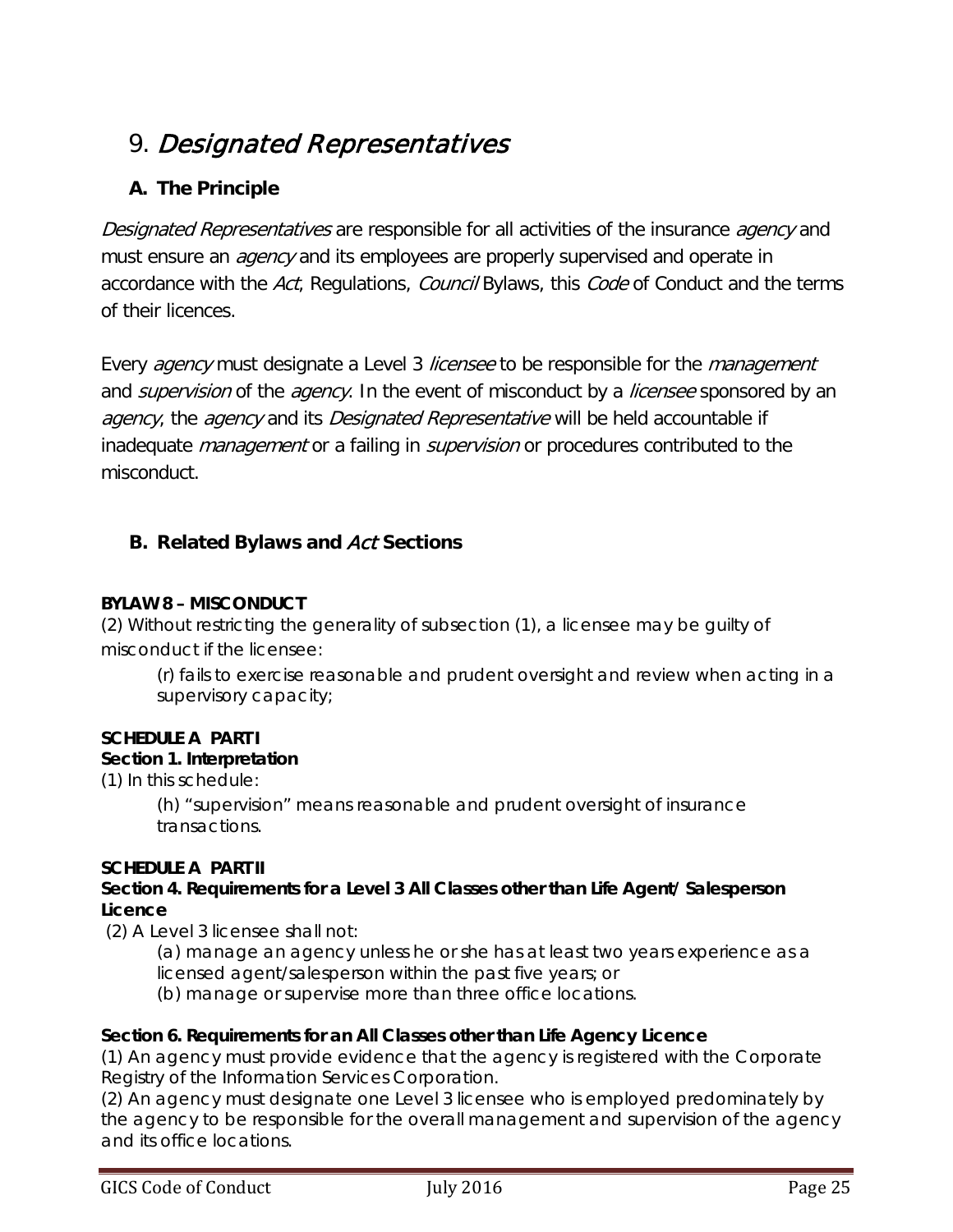# 9. *Designated Representatives*

## A. The Principle

*Designated Representatives* are responsible for all activities of the insurance *agency* and must ensure an *agency* and its employees are properly supervised and operate in accordance with the *Act*, Regulations, *Council* Bylaws, this *Code* of Conduct and the terms of their licences.

Every *agency* must designate a Level 3 *licensee* to be responsible for the *management* and *supervision* of the *agency*. In the event of misconduct by a *licensee* sponsored by an *agency*, the *agency* and its *Designated Representative* will be held accountable if inadequate *management* or a failing in *supervision* or procedures contributed to the misconduct.

## B. Related Bylaws and *Act* Sections

**BYLAW 8 – MISCONDUCT**

(2) Without restricting the generality of subsection (1), a licensee may be guilty of misconduct if the licensee:

> (r) fails to exercise reasonable and prudent oversight and review when acting in a supervisory capacity;

**SCHEDULE A PART I**

**Section 1. Interpretation**

(1) In this schedule:

> (h) "supervision" means reasonable and prudent oversight of insurance transactions.

**SCHEDULE A PART II**

**Section 4. Requirements for a Level 3 All Classes other than Life Agent/ Salesperson Licence**

(2) A Level 3 licensee shall not:

> (a) manage an agency unless he or she has at least two years experience as a licensed agent/salesperson within the past five years; or
>
> (b) manage or supervise more than three office locations.

**Section 6. Requirements for an All Classes other than Life Agency Licence**

(1) An agency must provide evidence that the agency is registered with the Corporate Registry of the Information Services Corporation.

(2) An agency must designate one Level 3 licensee who is employed predominately by the agency to be responsible for the overall management and supervision of the agency and its office locations.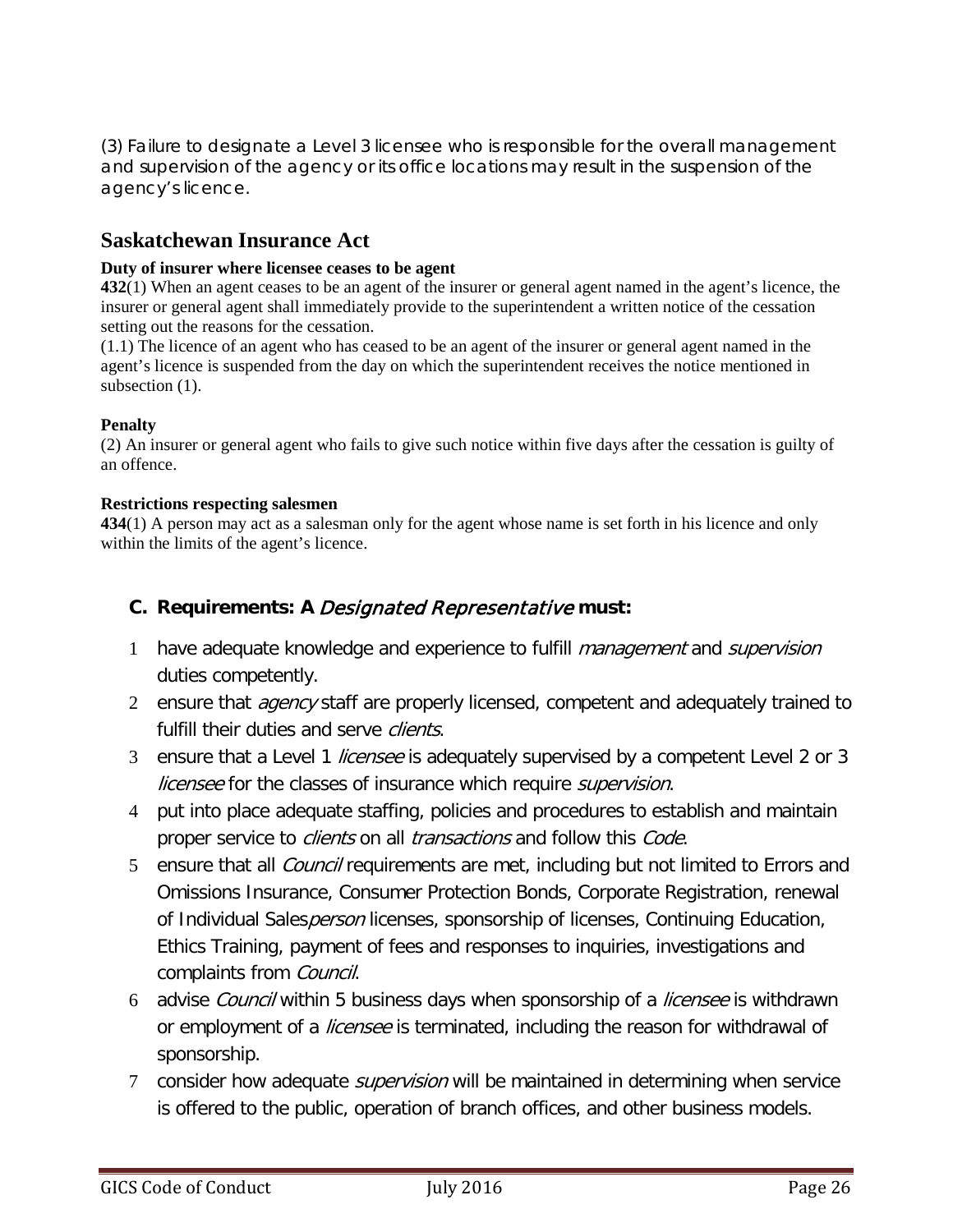(3) Failure to designate a Level 3 licensee who is responsible for the overall management and supervision of the agency or its office locations may result in the suspension of the agency's licence.

## Saskatchewan Insurance Act

**Duty of insurer where licensee ceases to be agent**

**432**(1) When an agent ceases to be an agent of the insurer or general agent named in the agent's licence, the insurer or general agent shall immediately provide to the superintendent a written notice of the cessation setting out the reasons for the cessation.

(1.1) The licence of an agent who has ceased to be an agent of the insurer or general agent named in the agent's licence is suspended from the day on which the superintendent receives the notice mentioned in subsection (1).

**Penalty**

(2) An insurer or general agent who fails to give such notice within five days after the cessation is guilty of an offence.

**Restrictions respecting salesmen**

**434**(1) A person may act as a salesman only for the agent whose name is set forth in his licence and only within the limits of the agent's licence.

### C. Requirements: A *Designated Representative* must:

1. have adequate knowledge and experience to fulfill *management* and *supervision* duties competently.
2. ensure that *agency* staff are properly licensed, competent and adequately trained to fulfill their duties and serve *clients*.
3. ensure that a Level 1 *licensee* is adequately supervised by a competent Level 2 or 3 *licensee* for the classes of insurance which require *supervision*.
4. put into place adequate staffing, policies and procedures to establish and maintain proper service to *clients* on all *transactions* and follow this *Code*.
5. ensure that all *Council* requirements are met, including but not limited to Errors and Omissions Insurance, Consumer Protection Bonds, Corporate Registration, renewal of Individual Sales*person* licenses, sponsorship of licenses, Continuing Education, Ethics Training, payment of fees and responses to inquiries, investigations and complaints from *Council*.
6. advise *Council* within 5 business days when sponsorship of a *licensee* is withdrawn or employment of a *licensee* is terminated, including the reason for withdrawal of sponsorship.
7. consider how adequate *supervision* will be maintained in determining when service is offered to the public, operation of branch offices, and other business models.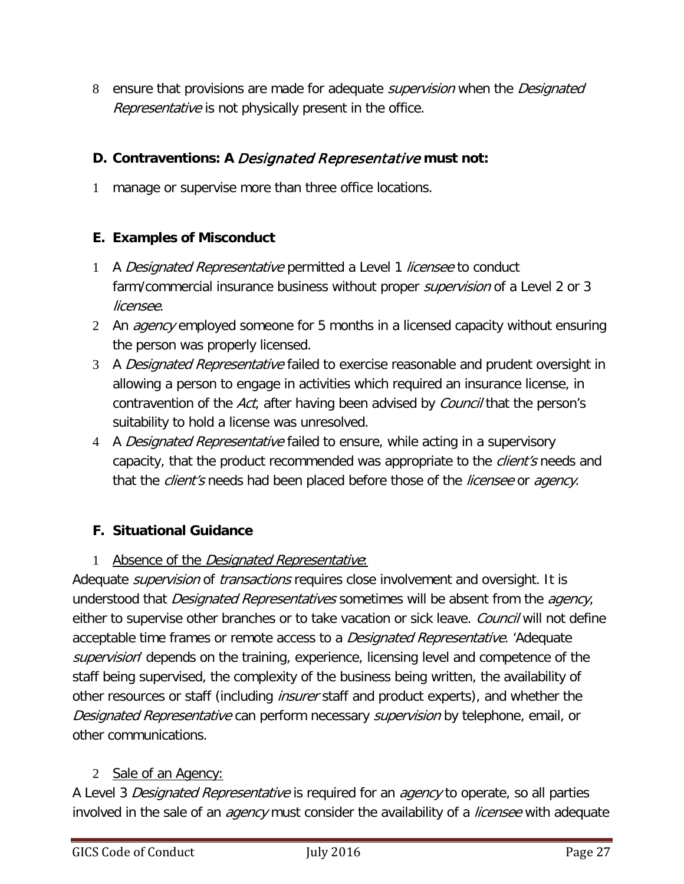8. ensure that provisions are made for adequate *supervision* when the *Designated Representative* is not physically present in the office.

### D. Contraventions: A *Designated Representative* must not:

1. manage or supervise more than three office locations.

### E. Examples of Misconduct

1. A *Designated Representative* permitted a Level 1 *licensee* to conduct farm/commercial insurance business without proper *supervision* of a Level 2 or 3 *licensee*.
2. An *agency* employed someone for 5 months in a licensed capacity without ensuring the person was properly licensed.
3. A *Designated Representative* failed to exercise reasonable and prudent oversight in allowing a person to engage in activities which required an insurance license, in contravention of the *Act*, after having been advised by *Council* that the person's suitability to hold a license was unresolved.
4. A *Designated Representative* failed to ensure, while acting in a supervisory capacity, that the product recommended was appropriate to the *client's* needs and that the *client's* needs had been placed before those of the *licensee* or *agency*.

### F. Situational Guidance

1. <u>Absence of the *Designated Representative*:</u>

Adequate *supervision* of *transactions* requires close involvement and oversight. It is understood that *Designated Representatives* sometimes will be absent from the *agency*, either to supervise other branches or to take vacation or sick leave. *Council* will not define acceptable time frames or remote access to a *Designated Representative*. 'Adequate *supervision*' depends on the training, experience, licensing level and competence of the staff being supervised, the complexity of the business being written, the availability of other resources or staff (including *insurer* staff and product experts), and whether the *Designated Representative* can perform necessary *supervision* by telephone, email, or other communications.

2. <u>Sale of an Agency:</u>

A Level 3 *Designated Representative* is required for an *agency* to operate, so all parties involved in the sale of an *agency* must consider the availability of a *licensee* with adequate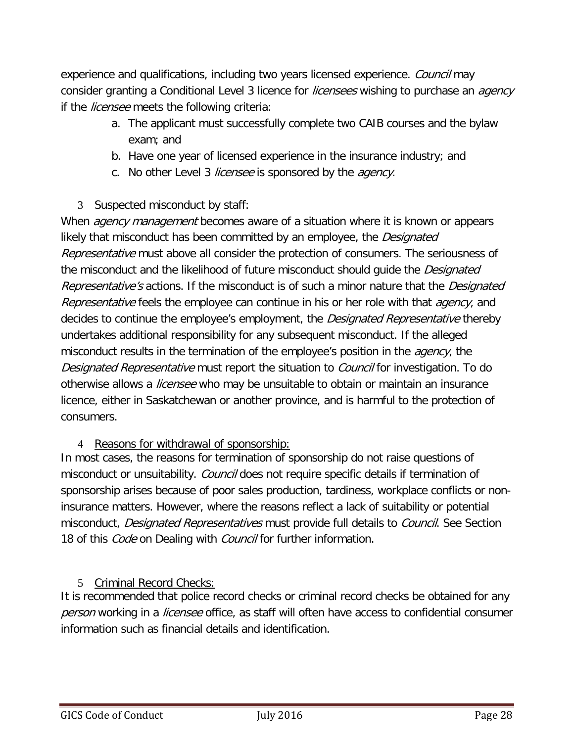experience and qualifications, including two years licensed experience. *Council* may consider granting a Conditional Level 3 licence for *licensees* wishing to purchase an *agency* if the *licensee* meets the following criteria:

a. The applicant must successfully complete two CAIB courses and the bylaw exam; and
b. Have one year of licensed experience in the insurance industry; and
c. No other Level 3 *licensee* is sponsored by the *agency*.

3 Suspected misconduct by staff:

When *agency management* becomes aware of a situation where it is known or appears likely that misconduct has been committed by an employee, the *Designated Representative* must above all consider the protection of consumers. The seriousness of the misconduct and the likelihood of future misconduct should guide the *Designated Representative's* actions. If the misconduct is of such a minor nature that the *Designated Representative* feels the employee can continue in his or her role with that *agency*, and decides to continue the employee's employment, the *Designated Representative* thereby undertakes additional responsibility for any subsequent misconduct. If the alleged misconduct results in the termination of the employee's position in the *agency*, the *Designated Representative* must report the situation to *Council* for investigation. To do otherwise allows a *licensee* who may be unsuitable to obtain or maintain an insurance licence, either in Saskatchewan or another province, and is harmful to the protection of consumers.

4 Reasons for withdrawal of sponsorship:

In most cases, the reasons for termination of sponsorship do not raise questions of misconduct or unsuitability. *Council* does not require specific details if termination of sponsorship arises because of poor sales production, tardiness, workplace conflicts or non-insurance matters. However, where the reasons reflect a lack of suitability or potential misconduct, *Designated Representatives* must provide full details to *Council*. See Section 18 of this *Code* on Dealing with *Council* for further information.

5 Criminal Record Checks:

It is recommended that police record checks or criminal record checks be obtained for any *person* working in a *licensee* office, as staff will often have access to confidential consumer information such as financial details and identification.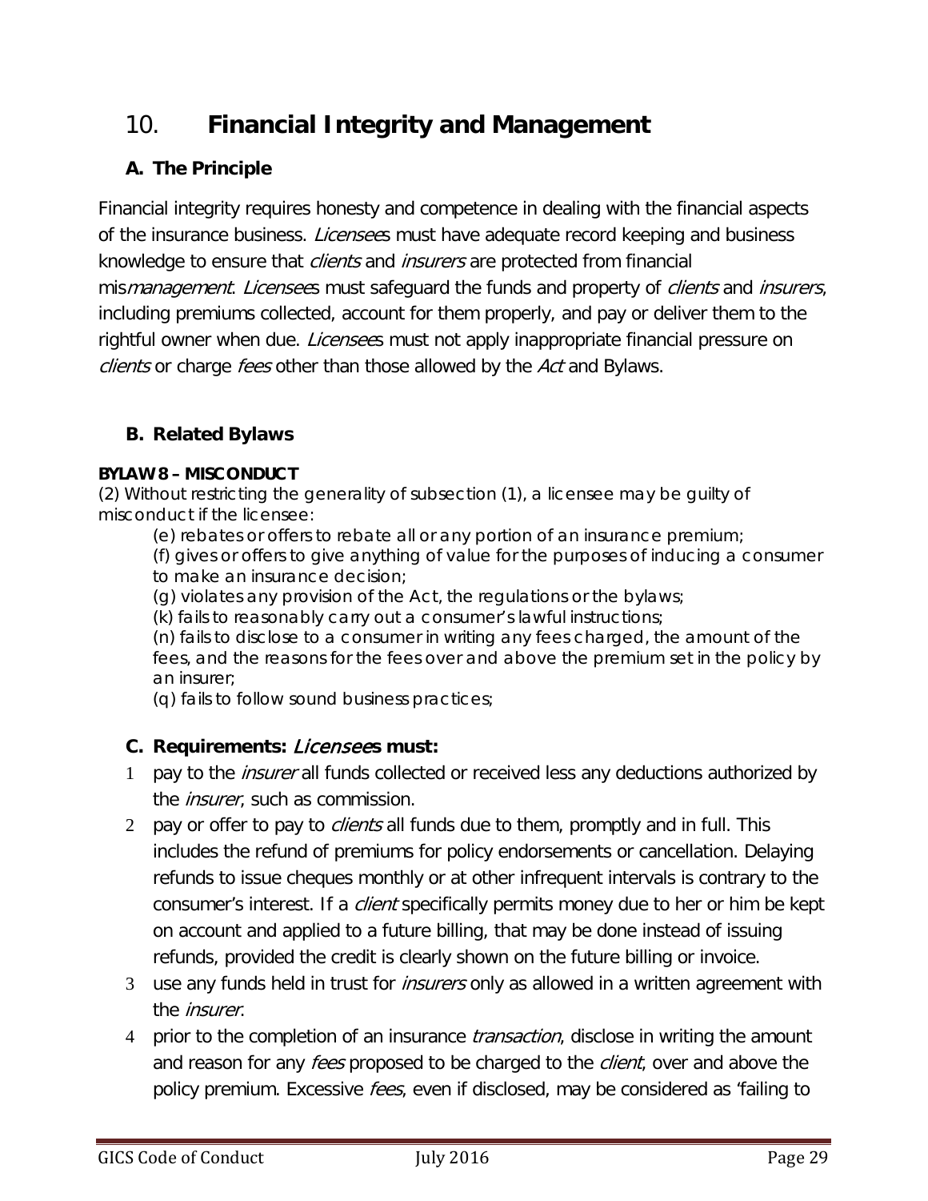# 10. **Financial Integrity and Management**

## A. The Principle

Financial integrity requires honesty and competence in dealing with the financial aspects of the insurance business. *Licensee*s must have adequate record keeping and business knowledge to ensure that *clients* and *insurers* are protected from financial mis*management*. *Licensee*s must safeguard the funds and property of *clients* and *insurers*, including premiums collected, account for them properly, and pay or deliver them to the rightful owner when due. *Licensee*s must not apply inappropriate financial pressure on *clients* or charge *fees* other than those allowed by the *Act* and Bylaws.

## B. Related Bylaws

**BYLAW 8 – MISCONDUCT**

(2) Without restricting the generality of subsection (1), a licensee may be guilty of misconduct if the licensee:

> (e) rebates or offers to rebate all or any portion of an insurance premium;
>
> (f) gives or offers to give anything of value for the purposes of inducing a consumer to make an insurance decision;
>
> (g) violates any provision of the Act, the regulations or the bylaws;
>
> (k) fails to reasonably carry out a consumer's lawful instructions;
>
> (n) fails to disclose to a consumer in writing any fees charged, the amount of the fees, and the reasons for the fees over and above the premium set in the policy by an insurer;
>
> (q) fails to follow sound business practices;

## C. Requirements: *Licensee*s must:

1. pay to the *insurer* all funds collected or received less any deductions authorized by the *insurer*, such as commission.
2. pay or offer to pay to *clients* all funds due to them, promptly and in full. This includes the refund of premiums for policy endorsements or cancellation. Delaying refunds to issue cheques monthly or at other infrequent intervals is contrary to the consumer's interest. If a *client* specifically permits money due to her or him be kept on account and applied to a future billing, that may be done instead of issuing refunds, provided the credit is clearly shown on the future billing or invoice.
3. use any funds held in trust for *insurers* only as allowed in a written agreement with the *insurer*.
4. prior to the completion of an insurance *transaction*, disclose in writing the amount and reason for any *fees* proposed to be charged to the *client*, over and above the policy premium. Excessive *fees*, even if disclosed, may be considered as 'failing to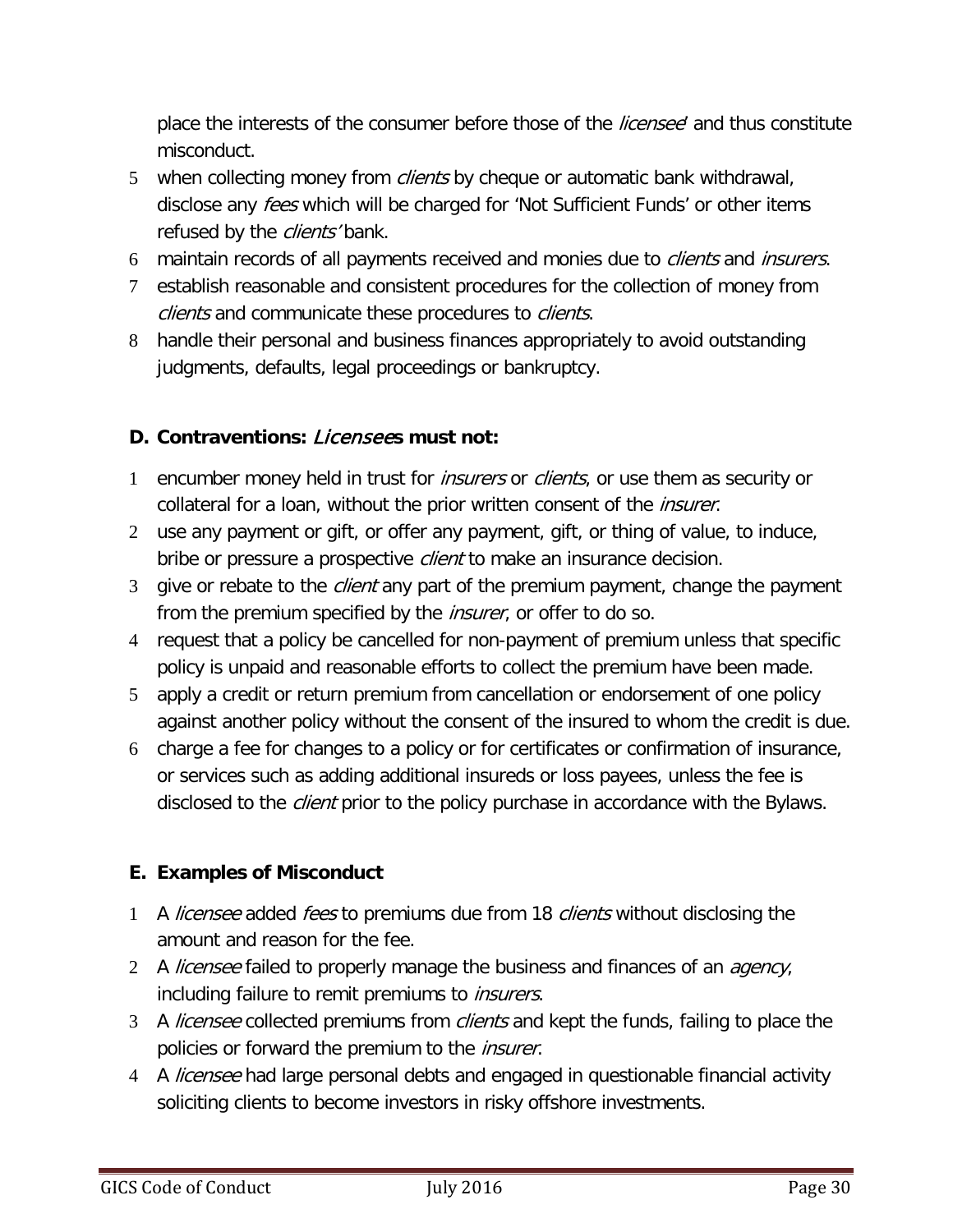place the interests of the consumer before those of the *licensee*' and thus constitute misconduct.

5. when collecting money from *clients* by cheque or automatic bank withdrawal, disclose any *fees* which will be charged for 'Not Sufficient Funds' or other items refused by the *clients'* bank.
6. maintain records of all payments received and monies due to *clients* and *insurers*.
7. establish reasonable and consistent procedures for the collection of money from *clients* and communicate these procedures to *clients*.
8. handle their personal and business finances appropriately to avoid outstanding judgments, defaults, legal proceedings or bankruptcy.

## D. Contraventions: *Licensee*s must not:

1. encumber money held in trust for *insurers* or *clients*, or use them as security or collateral for a loan, without the prior written consent of the *insurer*.
2. use any payment or gift, or offer any payment, gift, or thing of value, to induce, bribe or pressure a prospective *client* to make an insurance decision.
3. give or rebate to the *client* any part of the premium payment, change the payment from the premium specified by the *insurer*, or offer to do so.
4. request that a policy be cancelled for non-payment of premium unless that specific policy is unpaid and reasonable efforts to collect the premium have been made.
5. apply a credit or return premium from cancellation or endorsement of one policy against another policy without the consent of the insured to whom the credit is due.
6. charge a fee for changes to a policy or for certificates or confirmation of insurance, or services such as adding additional insureds or loss payees, unless the fee is disclosed to the *client* prior to the policy purchase in accordance with the Bylaws.

## E. Examples of Misconduct

1. A *licensee* added *fees* to premiums due from 18 *clients* without disclosing the amount and reason for the fee.
2. A *licensee* failed to properly manage the business and finances of an *agency*, including failure to remit premiums to *insurers*.
3. A *licensee* collected premiums from *clients* and kept the funds, failing to place the policies or forward the premium to the *insurer*.
4. A *licensee* had large personal debts and engaged in questionable financial activity soliciting clients to become investors in risky offshore investments.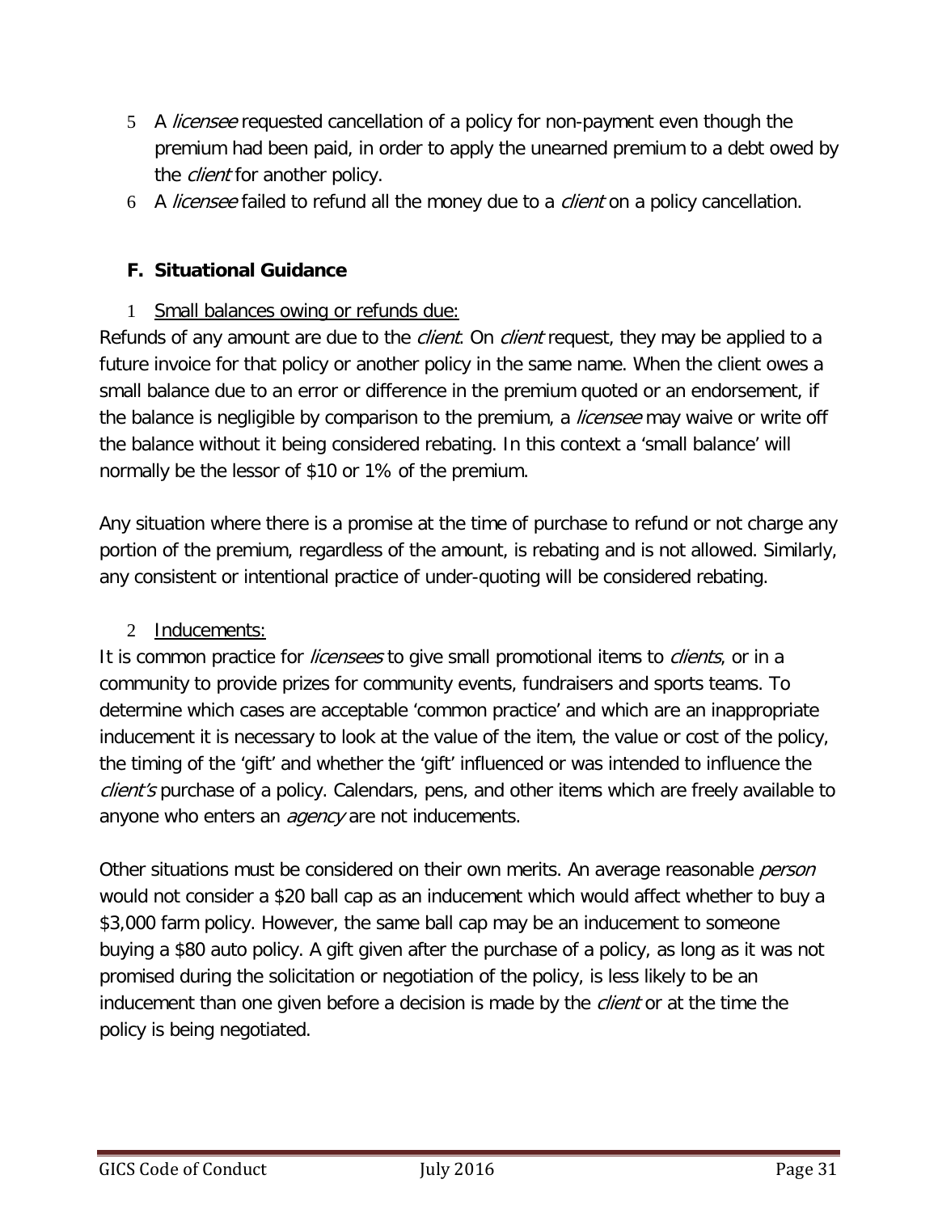5 A *licensee* requested cancellation of a policy for non-payment even though the premium had been paid, in order to apply the unearned premium to a debt owed by the *client* for another policy.
6 A *licensee* failed to refund all the money due to a *client* on a policy cancellation.

### F. Situational Guidance

1 Small balances owing or refunds due:

Refunds of any amount are due to the *client*. On *client* request, they may be applied to a future invoice for that policy or another policy in the same name. When the client owes a small balance due to an error or difference in the premium quoted or an endorsement, if the balance is negligible by comparison to the premium, a *licensee* may waive or write off the balance without it being considered rebating. In this context a 'small balance' will normally be the lessor of $10 or 1% of the premium.

Any situation where there is a promise at the time of purchase to refund or not charge any portion of the premium, regardless of the amount, is rebating and is not allowed. Similarly, any consistent or intentional practice of under-quoting will be considered rebating.

2 Inducements:

It is common practice for *licensees* to give small promotional items to *clients*, or in a community to provide prizes for community events, fundraisers and sports teams. To determine which cases are acceptable 'common practice' and which are an inappropriate inducement it is necessary to look at the value of the item, the value or cost of the policy, the timing of the 'gift' and whether the 'gift' influenced or was intended to influence the *client's* purchase of a policy. Calendars, pens, and other items which are freely available to anyone who enters an *agency* are not inducements.

Other situations must be considered on their own merits. An average reasonable *person* would not consider a $20 ball cap as an inducement which would affect whether to buy a $3,000 farm policy. However, the same ball cap may be an inducement to someone buying a $80 auto policy. A gift given after the purchase of a policy, as long as it was not promised during the solicitation or negotiation of the policy, is less likely to be an inducement than one given before a decision is made by the *client* or at the time the policy is being negotiated.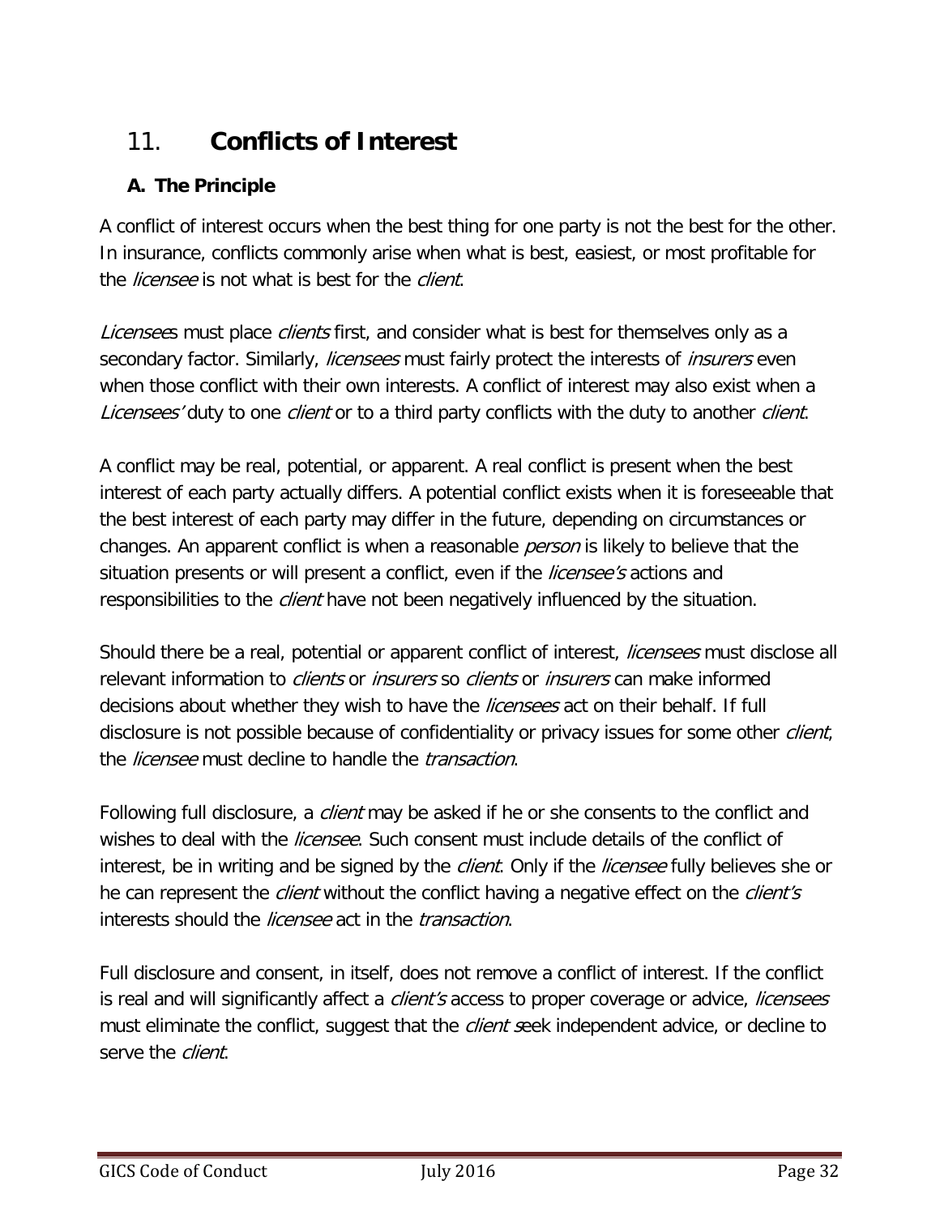# 11. **Conflicts of Interest**

## A. The Principle

A conflict of interest occurs when the best thing for one party is not the best for the other. In insurance, conflicts commonly arise when what is best, easiest, or most profitable for the *licensee* is not what is best for the *client*.

*Licensee*s must place *clients* first, and consider what is best for themselves only as a secondary factor. Similarly, *licensees* must fairly protect the interests of *insurers* even when those conflict with their own interests. A conflict of interest may also exist when a *Licensees'* duty to one *client* or to a third party conflicts with the duty to another *client*.

A conflict may be real, potential, or apparent. A real conflict is present when the best interest of each party actually differs. A potential conflict exists when it is foreseeable that the best interest of each party may differ in the future, depending on circumstances or changes. An apparent conflict is when a reasonable *person* is likely to believe that the situation presents or will present a conflict, even if the *licensee's* actions and responsibilities to the *client* have not been negatively influenced by the situation.

Should there be a real, potential or apparent conflict of interest, *licensees* must disclose all relevant information to *clients* or *insurers* so *clients* or *insurers* can make informed decisions about whether they wish to have the *licensees* act on their behalf. If full disclosure is not possible because of confidentiality or privacy issues for some other *client*, the *licensee* must decline to handle the *transaction*.

Following full disclosure, a *client* may be asked if he or she consents to the conflict and wishes to deal with the *licensee*. Such consent must include details of the conflict of interest, be in writing and be signed by the *client*. Only if the *licensee* fully believes she or he can represent the *client* without the conflict having a negative effect on the *client's* interests should the *licensee* act in the *transaction*.

Full disclosure and consent, in itself, does not remove a conflict of interest. If the conflict is real and will significantly affect a *client's* access to proper coverage or advice, *licensees* must eliminate the conflict, suggest that the *client s*eek independent advice, or decline to serve the *client*.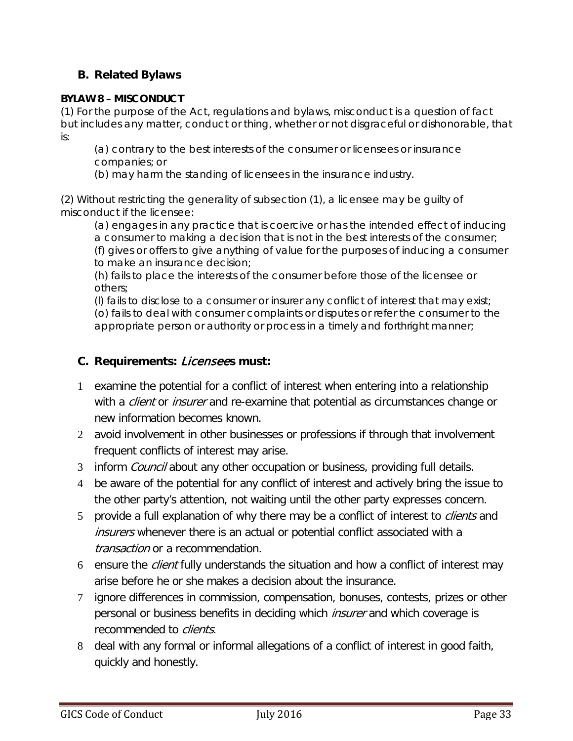## B. Related Bylaws

**BYLAW 8 – MISCONDUCT**

(1) For the purpose of the Act, regulations and bylaws, misconduct is a question of fact but includes any matter, conduct or thing, whether or not disgraceful or dishonorable, that is:

(a) contrary to the best interests of the consumer or licensees or insurance companies; or

(b) may harm the standing of licensees in the insurance industry.

(2) Without restricting the generality of subsection (1), a licensee may be guilty of misconduct if the licensee:

(a) engages in any practice that is coercive or has the intended effect of inducing a consumer to making a decision that is not in the best interests of the consumer;

(f) gives or offers to give anything of value for the purposes of inducing a consumer to make an insurance decision;

(h) fails to place the interests of the consumer before those of the licensee or others;

(l) fails to disclose to a consumer or insurer any conflict of interest that may exist;

(o) fails to deal with consumer complaints or disputes or refer the consumer to the appropriate person or authority or process in a timely and forthright manner;

## C. Requirements: *Licensee*s must:

1. examine the potential for a conflict of interest when entering into a relationship with a *client* or *insurer* and re-examine that potential as circumstances change or new information becomes known.
2. avoid involvement in other businesses or professions if through that involvement frequent conflicts of interest may arise.
3. inform *Council* about any other occupation or business, providing full details.
4. be aware of the potential for any conflict of interest and actively bring the issue to the other party's attention, not waiting until the other party expresses concern.
5. provide a full explanation of why there may be a conflict of interest to *clients* and *insurers* whenever there is an actual or potential conflict associated with a *transaction* or a recommendation.
6. ensure the *client* fully understands the situation and how a conflict of interest may arise before he or she makes a decision about the insurance.
7. ignore differences in commission, compensation, bonuses, contests, prizes or other personal or business benefits in deciding which *insurer* and which coverage is recommended to *clients*.
8. deal with any formal or informal allegations of a conflict of interest in good faith, quickly and honestly.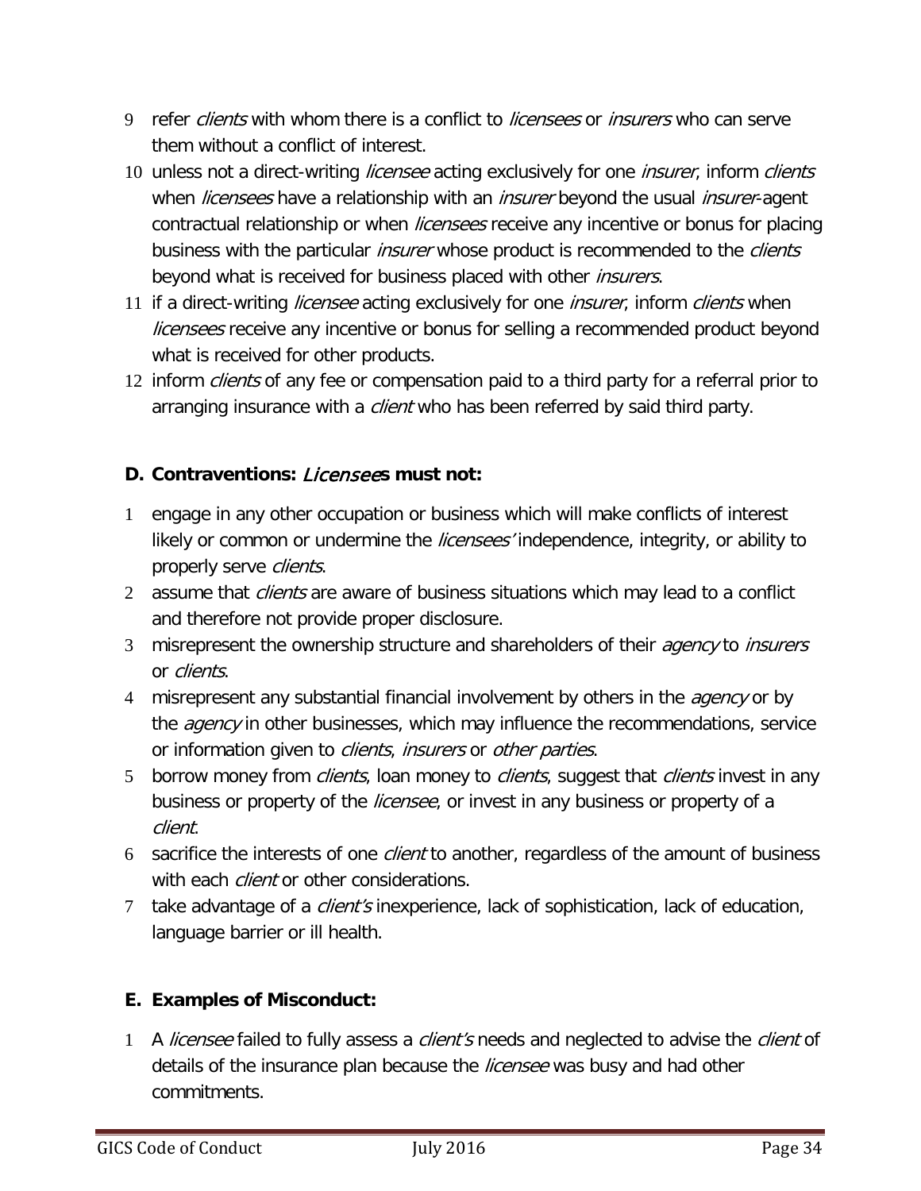9 refer *clients* with whom there is a conflict to *licensees* or *insurers* who can serve them without a conflict of interest.

10 unless not a direct-writing *licensee* acting exclusively for one *insurer*, inform *clients* when *licensees* have a relationship with an *insurer* beyond the usual *insurer*-agent contractual relationship or when *licensees* receive any incentive or bonus for placing business with the particular *insurer* whose product is recommended to the *clients* beyond what is received for business placed with other *insurers*.

11 if a direct-writing *licensee* acting exclusively for one *insurer*, inform *clients* when *licensees* receive any incentive or bonus for selling a recommended product beyond what is received for other products.

12 inform *clients* of any fee or compensation paid to a third party for a referral prior to arranging insurance with a *client* who has been referred by said third party.

### D. Contraventions: *Licensee*s must not:

1 engage in any other occupation or business which will make conflicts of interest likely or common or undermine the *licensees'* independence, integrity, or ability to properly serve *clients*.

2 assume that *clients* are aware of business situations which may lead to a conflict and therefore not provide proper disclosure.

3 misrepresent the ownership structure and shareholders of their *agency* to *insurers* or *clients*.

4 misrepresent any substantial financial involvement by others in the *agency* or by the *agency* in other businesses, which may influence the recommendations, service or information given to *clients*, *insurers* or *other parties*.

5 borrow money from *clients*, loan money to *clients*, suggest that *clients* invest in any business or property of the *licensee*, or invest in any business or property of a *client*.

6 sacrifice the interests of one *client* to another, regardless of the amount of business with each *client* or other considerations.

7 take advantage of a *client's* inexperience, lack of sophistication, lack of education, language barrier or ill health.

### E. Examples of Misconduct:

1 A *licensee* failed to fully assess a *client's* needs and neglected to advise the *client* of details of the insurance plan because the *licensee* was busy and had other commitments.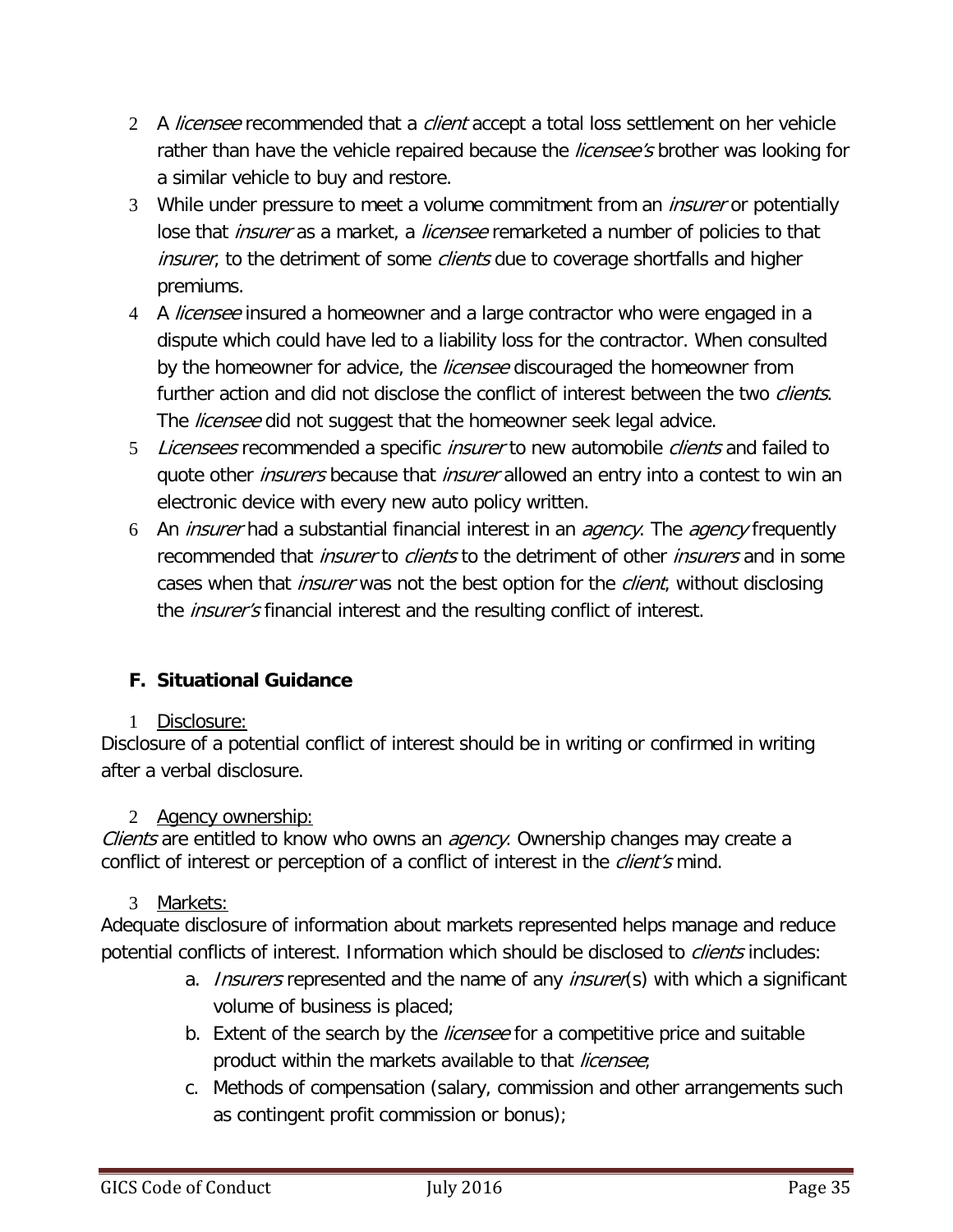2. A *licensee* recommended that a *client* accept a total loss settlement on her vehicle rather than have the vehicle repaired because the *licensee's* brother was looking for a similar vehicle to buy and restore.
3. While under pressure to meet a volume commitment from an *insurer* or potentially lose that *insurer* as a market, a *licensee* remarketed a number of policies to that *insurer*, to the detriment of some *clients* due to coverage shortfalls and higher premiums.
4. A *licensee* insured a homeowner and a large contractor who were engaged in a dispute which could have led to a liability loss for the contractor. When consulted by the homeowner for advice, the *licensee* discouraged the homeowner from further action and did not disclose the conflict of interest between the two *clients*. The *licensee* did not suggest that the homeowner seek legal advice.
5. *Licensees* recommended a specific *insurer* to new automobile *clients* and failed to quote other *insurers* because that *insurer* allowed an entry into a contest to win an electronic device with every new auto policy written.
6. An *insurer* had a substantial financial interest in an *agency*. The *agency* frequently recommended that *insurer* to *clients* to the detriment of other *insurers* and in some cases when that *insurer* was not the best option for the *client*, without disclosing the *insurer's* financial interest and the resulting conflict of interest.

### F. Situational Guidance

1. Disclosure:

Disclosure of a potential conflict of interest should be in writing or confirmed in writing after a verbal disclosure.

2. Agency ownership:

*Clients* are entitled to know who owns an *agency*. Ownership changes may create a conflict of interest or perception of a conflict of interest in the *client's* mind.

3. Markets:

Adequate disclosure of information about markets represented helps manage and reduce potential conflicts of interest. Information which should be disclosed to *clients* includes:

a. *Insurers* represented and the name of any *insurer*(s) with which a significant volume of business is placed;

b. Extent of the search by the *licensee* for a competitive price and suitable product within the markets available to that *licensee*;

c. Methods of compensation (salary, commission and other arrangements such as contingent profit commission or bonus);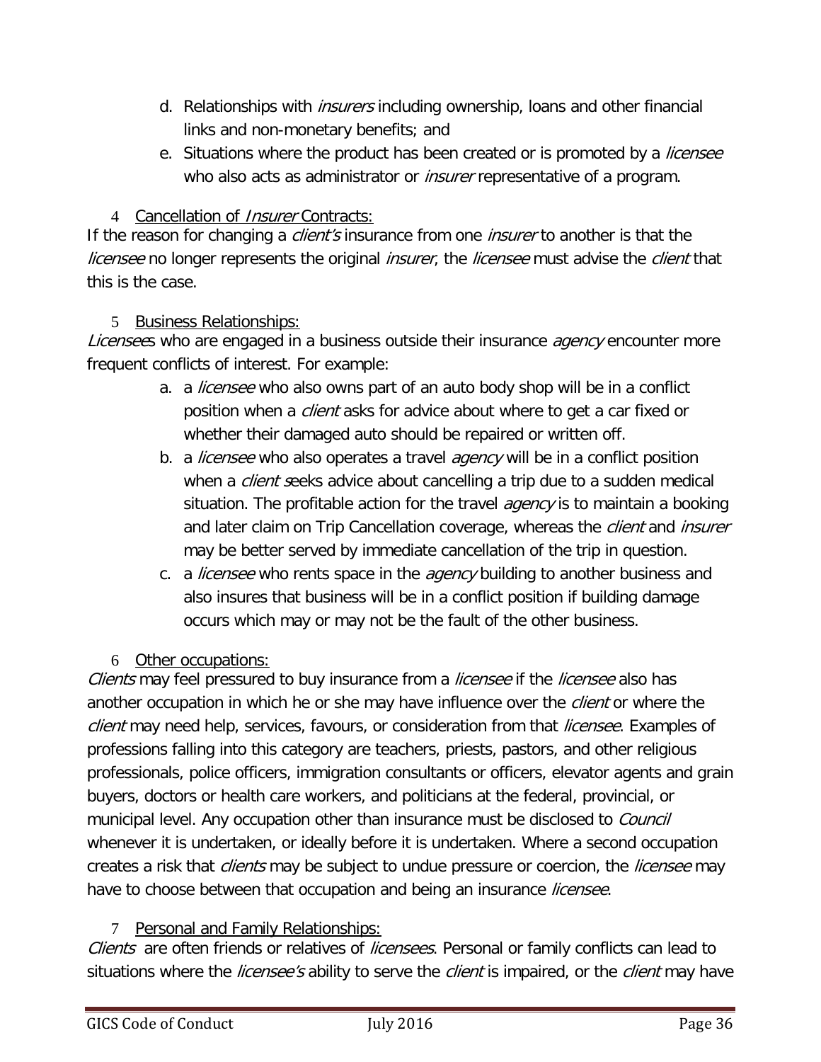d. Relationships with *insurers* including ownership, loans and other financial links and non-monetary benefits; and
e. Situations where the product has been created or is promoted by a *licensee* who also acts as administrator or *insurer* representative of a program.

4 Cancellation of *Insurer* Contracts:

If the reason for changing a *client's* insurance from one *insurer* to another is that the *licensee* no longer represents the original *insurer*, the *licensee* must advise the *client* that this is the case.

5 Business Relationships:

*Licensee*s who are engaged in a business outside their insurance *agency* encounter more frequent conflicts of interest. For example:

a. a *licensee* who also owns part of an auto body shop will be in a conflict position when a *client* asks for advice about where to get a car fixed or whether their damaged auto should be repaired or written off.
b. a *licensee* who also operates a travel *agency* will be in a conflict position when a *client s*eeks advice about cancelling a trip due to a sudden medical situation. The profitable action for the travel *agency* is to maintain a booking and later claim on Trip Cancellation coverage, whereas the *client* and *insurer* may be better served by immediate cancellation of the trip in question.
c. a *licensee* who rents space in the *agency* building to another business and also insures that business will be in a conflict position if building damage occurs which may or may not be the fault of the other business.

6 Other occupations:

*Clients* may feel pressured to buy insurance from a *licensee* if the *licensee* also has another occupation in which he or she may have influence over the *client* or where the *client* may need help, services, favours, or consideration from that *licensee*. Examples of professions falling into this category are teachers, priests, pastors, and other religious professionals, police officers, immigration consultants or officers, elevator agents and grain buyers, doctors or health care workers, and politicians at the federal, provincial, or municipal level. Any occupation other than insurance must be disclosed to *Council* whenever it is undertaken, or ideally before it is undertaken. Where a second occupation creates a risk that *clients* may be subject to undue pressure or coercion, the *licensee* may have to choose between that occupation and being an insurance *licensee*.

7 Personal and Family Relationships:

*Clients* are often friends or relatives of *licensees*. Personal or family conflicts can lead to situations where the *licensee's* ability to serve the *client* is impaired, or the *client* may have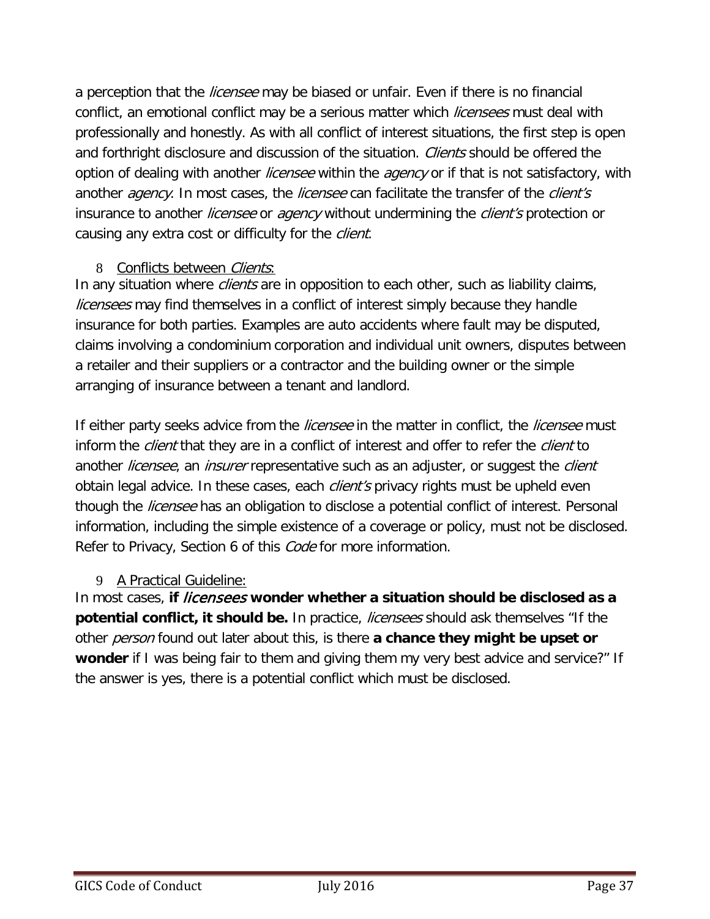a perception that the *licensee* may be biased or unfair. Even if there is no financial conflict, an emotional conflict may be a serious matter which *licensees* must deal with professionally and honestly. As with all conflict of interest situations, the first step is open and forthright disclosure and discussion of the situation. *Clients* should be offered the option of dealing with another *licensee* within the *agency* or if that is not satisfactory, with another *agency*. In most cases, the *licensee* can facilitate the transfer of the *client's* insurance to another *licensee* or *agency* without undermining the *client's* protection or causing any extra cost or difficulty for the *client*.

8 Conflicts between *Clients*:

In any situation where *clients* are in opposition to each other, such as liability claims, *licensees* may find themselves in a conflict of interest simply because they handle insurance for both parties. Examples are auto accidents where fault may be disputed, claims involving a condominium corporation and individual unit owners, disputes between a retailer and their suppliers or a contractor and the building owner or the simple arranging of insurance between a tenant and landlord.

If either party seeks advice from the *licensee* in the matter in conflict, the *licensee* must inform the *client* that they are in a conflict of interest and offer to refer the *client* to another *licensee*, an *insurer* representative such as an adjuster, or suggest the *client* obtain legal advice. In these cases, each *client's* privacy rights must be upheld even though the *licensee* has an obligation to disclose a potential conflict of interest. Personal information, including the simple existence of a coverage or policy, must not be disclosed. Refer to Privacy, Section 6 of this *Code* for more information.

9 A Practical Guideline:

In most cases, **if *licensees* wonder whether a situation should be disclosed as a potential conflict, it should be.** In practice, *licensees* should ask themselves "If the other *person* found out later about this, is there **a chance they might be upset or wonder** if I was being fair to them and giving them my very best advice and service?" If the answer is yes, there is a potential conflict which must be disclosed.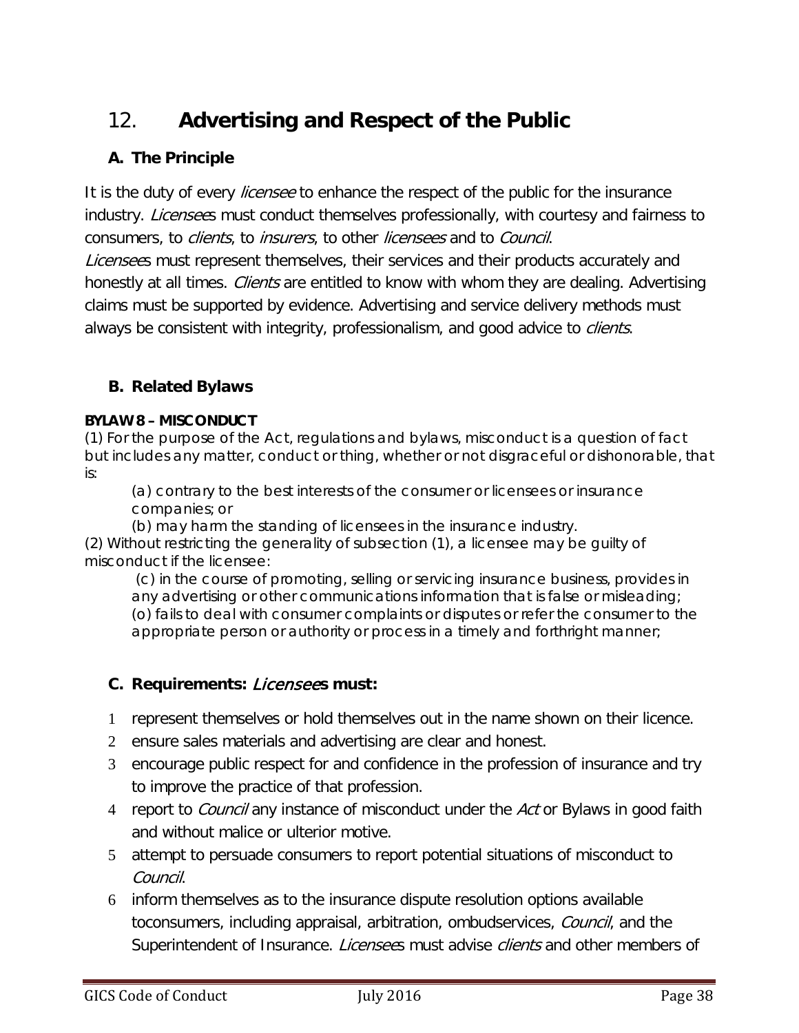# 12. Advertising and Respect of the Public

## A. The Principle

It is the duty of every *licensee* to enhance the respect of the public for the insurance industry. *Licensee*s must conduct themselves professionally, with courtesy and fairness to consumers, to *clients*, to *insurers*, to other *licensees* and to *Council*.

*Licensee*s must represent themselves, their services and their products accurately and honestly at all times. *Clients* are entitled to know with whom they are dealing. Advertising claims must be supported by evidence. Advertising and service delivery methods must always be consistent with integrity, professionalism, and good advice to *clients*.

## B. Related Bylaws

**BYLAW 8 – MISCONDUCT**

(1) For the purpose of the Act, regulations and bylaws, misconduct is a question of fact but includes any matter, conduct or thing, whether or not disgraceful or dishonorable, that is:

(a) contrary to the best interests of the consumer or licensees or insurance companies; or

(b) may harm the standing of licensees in the insurance industry.

(2) Without restricting the generality of subsection (1), a licensee may be guilty of misconduct if the licensee:

(c) in the course of promoting, selling or servicing insurance business, provides in any advertising or other communications information that is false or misleading;

(o) fails to deal with consumer complaints or disputes or refer the consumer to the appropriate person or authority or process in a timely and forthright manner;

## C. Requirements: *Licensee*s must:

1. represent themselves or hold themselves out in the name shown on their licence.
2. ensure sales materials and advertising are clear and honest.
3. encourage public respect for and confidence in the profession of insurance and try to improve the practice of that profession.
4. report to *Council* any instance of misconduct under the *Act* or Bylaws in good faith and without malice or ulterior motive.
5. attempt to persuade consumers to report potential situations of misconduct to *Council*.
6. inform themselves as to the insurance dispute resolution options available toconsumers, including appraisal, arbitration, ombudservices, *Council*, and the Superintendent of Insurance. *Licensee*s must advise *clients* and other members of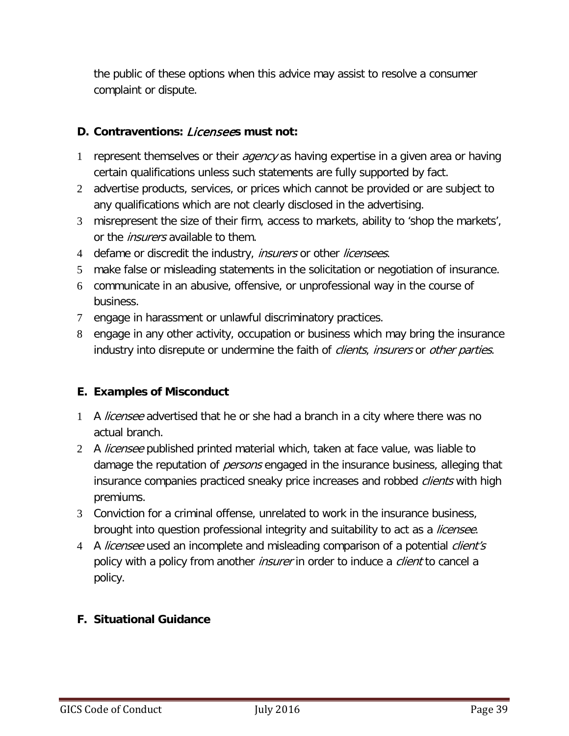the public of these options when this advice may assist to resolve a consumer complaint or dispute.

### D. Contraventions: *Licensee*s must not:

1. represent themselves or their *agency* as having expertise in a given area or having certain qualifications unless such statements are fully supported by fact.
2. advertise products, services, or prices which cannot be provided or are subject to any qualifications which are not clearly disclosed in the advertising.
3. misrepresent the size of their firm, access to markets, ability to 'shop the markets', or the *insurers* available to them.
4. defame or discredit the industry, *insurers* or other *licensees*.
5. make false or misleading statements in the solicitation or negotiation of insurance.
6. communicate in an abusive, offensive, or unprofessional way in the course of business.
7. engage in harassment or unlawful discriminatory practices.
8. engage in any other activity, occupation or business which may bring the insurance industry into disrepute or undermine the faith of *clients*, *insurers* or *other parties*.

### E. Examples of Misconduct

1. A *licensee* advertised that he or she had a branch in a city where there was no actual branch.
2. A *licensee* published printed material which, taken at face value, was liable to damage the reputation of *persons* engaged in the insurance business, alleging that insurance companies practiced sneaky price increases and robbed *clients* with high premiums.
3. Conviction for a criminal offense, unrelated to work in the insurance business, brought into question professional integrity and suitability to act as a *licensee*.
4. A *licensee* used an incomplete and misleading comparison of a potential *client's* policy with a policy from another *insurer* in order to induce a *client* to cancel a policy.

### F. Situational Guidance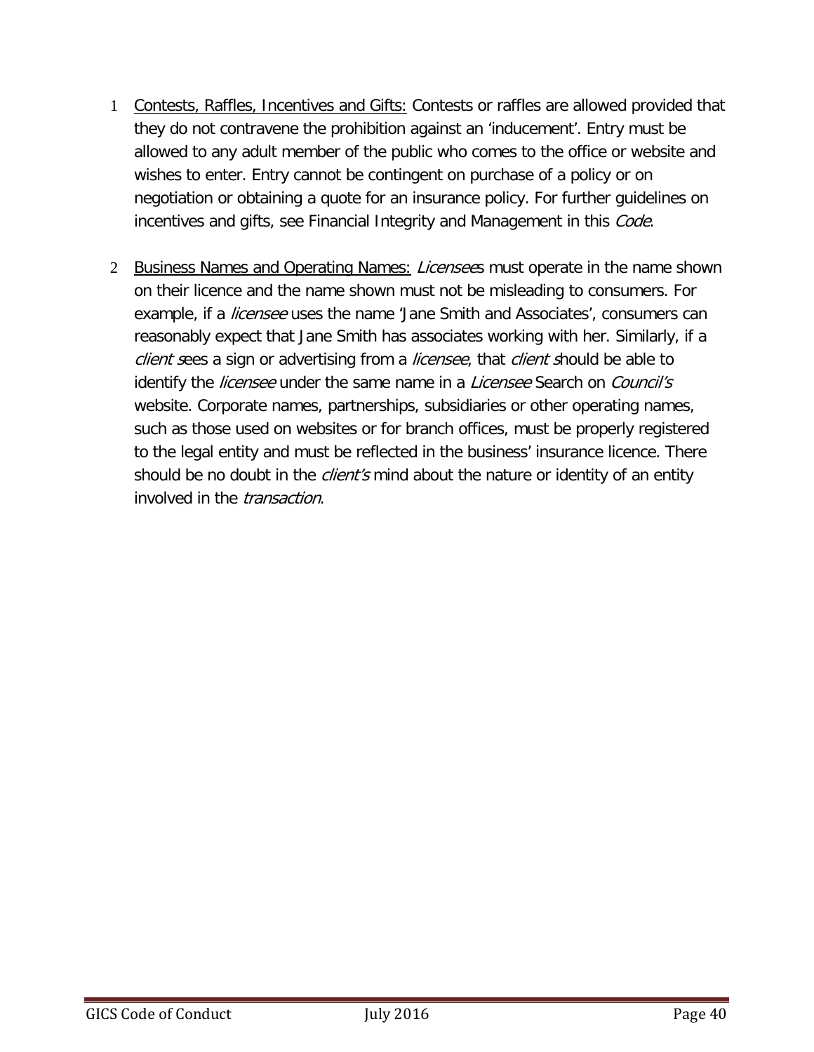1. Contests, Raffles, Incentives and Gifts: Contests or raffles are allowed provided that they do not contravene the prohibition against an 'inducement'. Entry must be allowed to any adult member of the public who comes to the office or website and wishes to enter. Entry cannot be contingent on purchase of a policy or on negotiation or obtaining a quote for an insurance policy. For further guidelines on incentives and gifts, see Financial Integrity and Management in this *Code*.

2. Business Names and Operating Names: *Licensee*s must operate in the name shown on their licence and the name shown must not be misleading to consumers. For example, if a *licensee* uses the name 'Jane Smith and Associates', consumers can reasonably expect that Jane Smith has associates working with her. Similarly, if a *client s*ees a sign or advertising from a *licensee*, that *client s*hould be able to identify the *licensee* under the same name in a *Licensee* Search on *Council's* website. Corporate names, partnerships, subsidiaries or other operating names, such as those used on websites or for branch offices, must be properly registered to the legal entity and must be reflected in the business' insurance licence. There should be no doubt in the *client's* mind about the nature or identity of an entity involved in the *transaction*.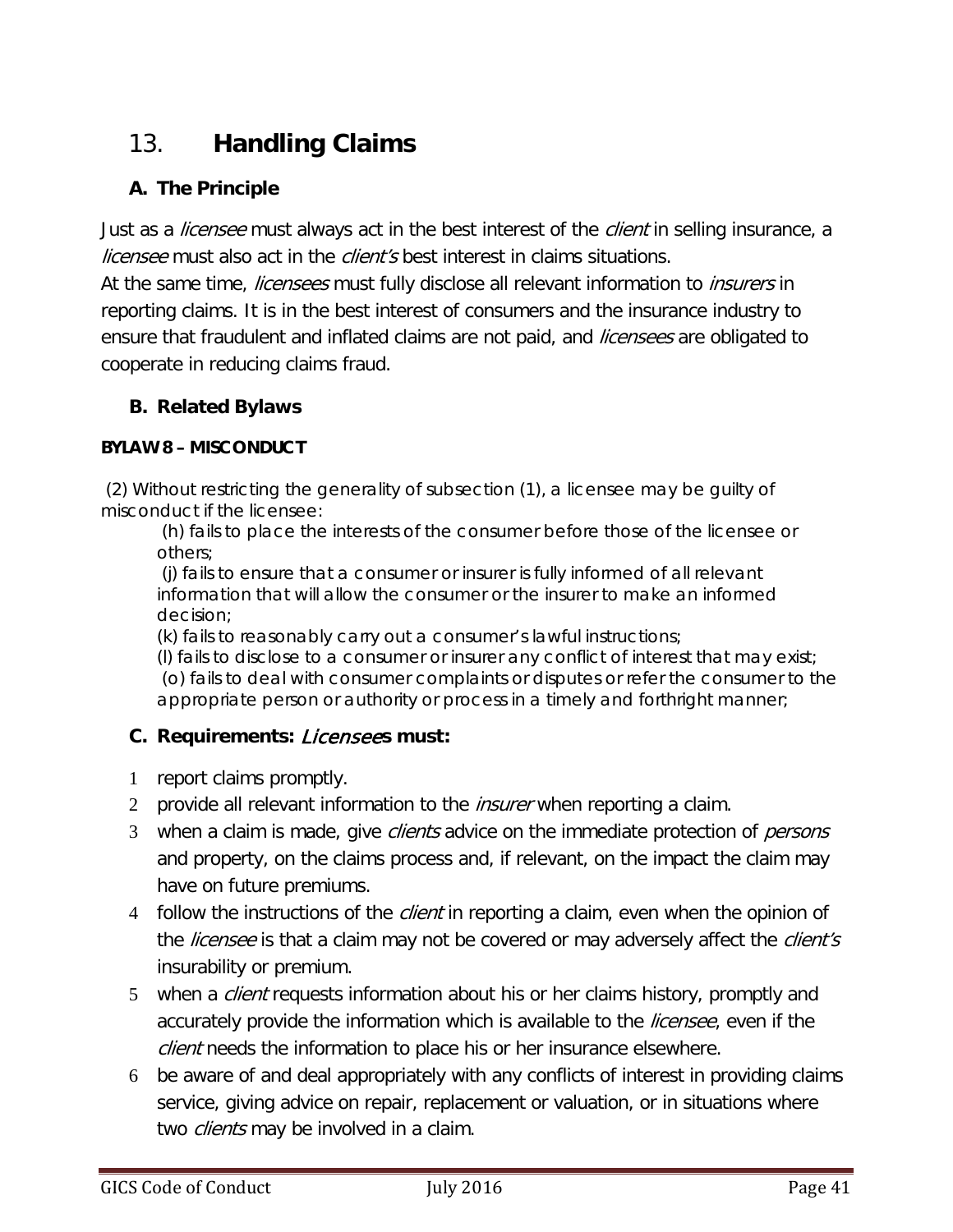# 13. **Handling Claims**

## A. The Principle

Just as a *licensee* must always act in the best interest of the *client* in selling insurance, a *licensee* must also act in the *client's* best interest in claims situations.

At the same time, *licensees* must fully disclose all relevant information to *insurers* in reporting claims. It is in the best interest of consumers and the insurance industry to ensure that fraudulent and inflated claims are not paid, and *licensees* are obligated to cooperate in reducing claims fraud.

## B. Related Bylaws

**BYLAW 8 – MISCONDUCT**

(2) Without restricting the generality of subsection (1), a licensee may be guilty of misconduct if the licensee:

> (h) fails to place the interests of the consumer before those of the licensee or others;
>
> (j) fails to ensure that a consumer or insurer is fully informed of all relevant information that will allow the consumer or the insurer to make an informed decision;
>
> (k) fails to reasonably carry out a consumer's lawful instructions;
>
> (l) fails to disclose to a consumer or insurer any conflict of interest that may exist;
>
> (o) fails to deal with consumer complaints or disputes or refer the consumer to the appropriate person or authority or process in a timely and forthright manner;

## C. Requirements: *Licensee*s must:

1. report claims promptly.
2. provide all relevant information to the *insurer* when reporting a claim.
3. when a claim is made, give *clients* advice on the immediate protection of *persons* and property, on the claims process and, if relevant, on the impact the claim may have on future premiums.
4. follow the instructions of the *client* in reporting a claim, even when the opinion of the *licensee* is that a claim may not be covered or may adversely affect the *client's* insurability or premium.
5. when a *client* requests information about his or her claims history, promptly and accurately provide the information which is available to the *licensee*, even if the *client* needs the information to place his or her insurance elsewhere.
6. be aware of and deal appropriately with any conflicts of interest in providing claims service, giving advice on repair, replacement or valuation, or in situations where two *clients* may be involved in a claim.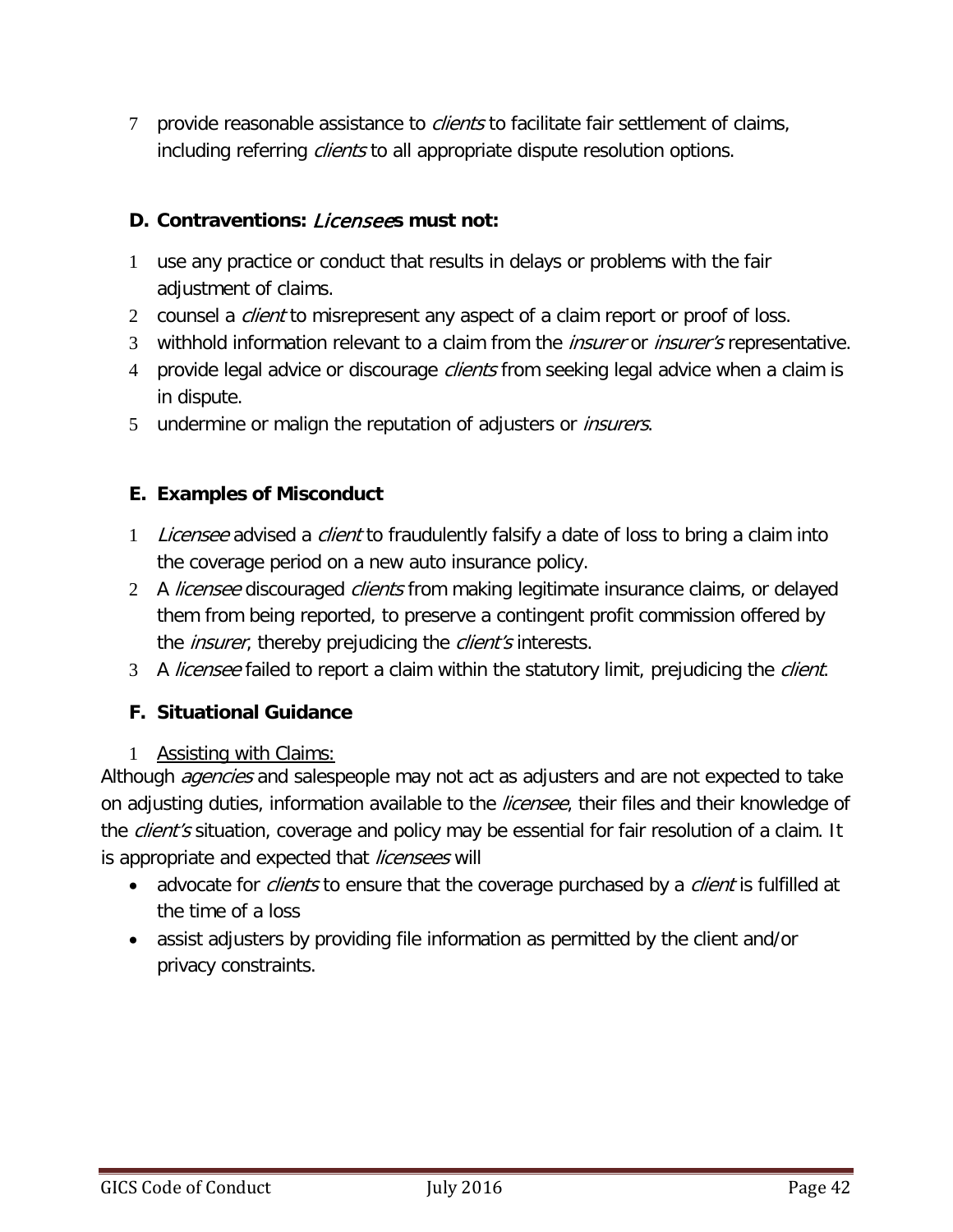7. provide reasonable assistance to *clients* to facilitate fair settlement of claims, including referring *clients* to all appropriate dispute resolution options.

### D. Contraventions: *Licensee*s must not:

1. use any practice or conduct that results in delays or problems with the fair adjustment of claims.
2. counsel a *client* to misrepresent any aspect of a claim report or proof of loss.
3. withhold information relevant to a claim from the *insurer* or *insurer's* representative.
4. provide legal advice or discourage *clients* from seeking legal advice when a claim is in dispute.
5. undermine or malign the reputation of adjusters or *insurers*.

### E. Examples of Misconduct

1. *Licensee* advised a *client* to fraudulently falsify a date of loss to bring a claim into the coverage period on a new auto insurance policy.
2. A *licensee* discouraged *clients* from making legitimate insurance claims, or delayed them from being reported, to preserve a contingent profit commission offered by the *insurer*, thereby prejudicing the *client's* interests.
3. A *licensee* failed to report a claim within the statutory limit, prejudicing the *client*.

### F. Situational Guidance

1. <u>Assisting with Claims:</u>

Although *agencies* and salespeople may not act as adjusters and are not expected to take on adjusting duties, information available to the *licensee*, their files and their knowledge of the *client's* situation, coverage and policy may be essential for fair resolution of a claim. It is appropriate and expected that *licensees* will

- advocate for *clients* to ensure that the coverage purchased by a *client* is fulfilled at the time of a loss
- assist adjusters by providing file information as permitted by the client and/or privacy constraints.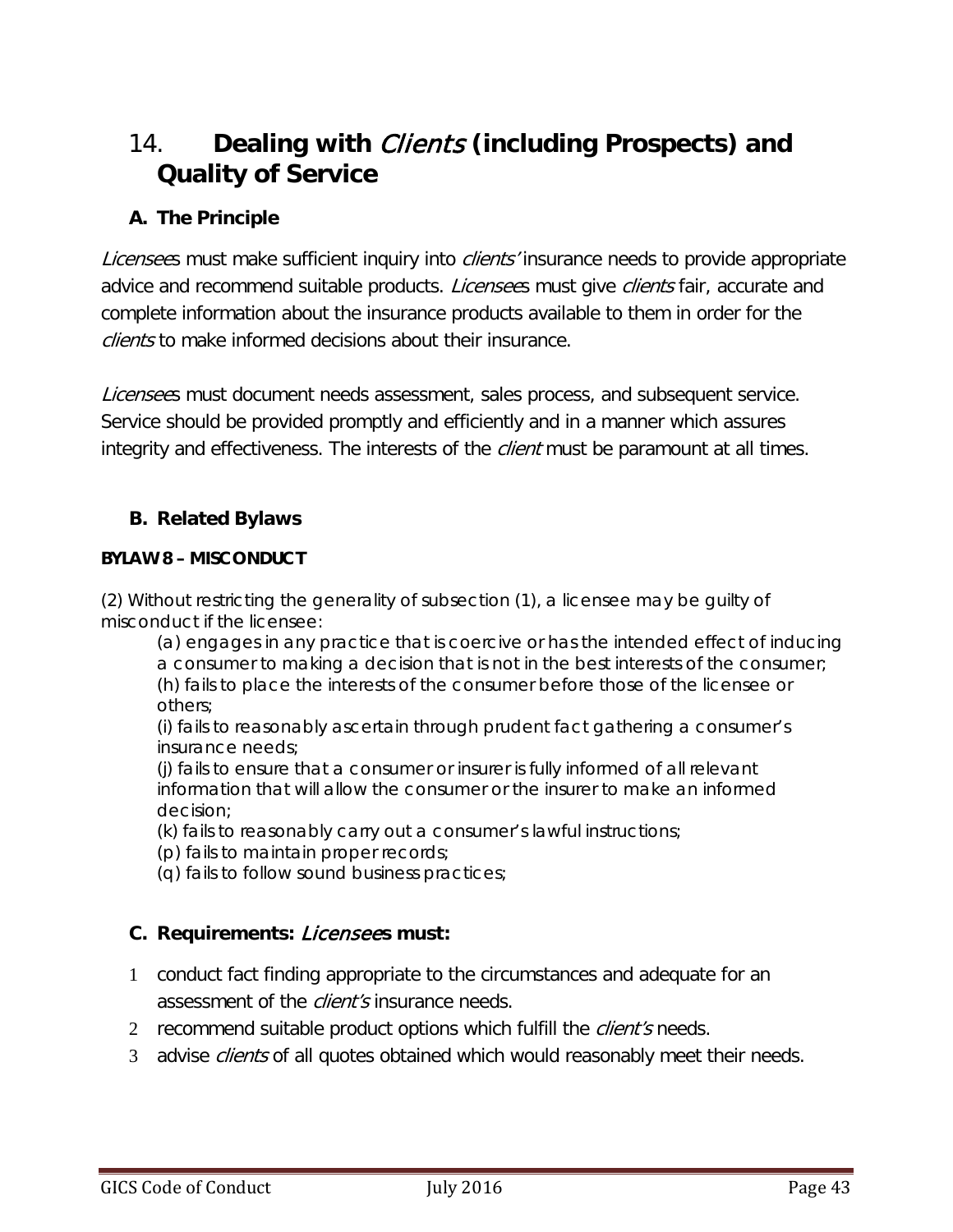# 14. Dealing with *Clients* (including Prospects) and Quality of Service

## A. The Principle

*Licensee*s must make sufficient inquiry into *clients'* insurance needs to provide appropriate advice and recommend suitable products. *Licensee*s must give *clients* fair, accurate and complete information about the insurance products available to them in order for the *clients* to make informed decisions about their insurance.

*Licensee*s must document needs assessment, sales process, and subsequent service. Service should be provided promptly and efficiently and in a manner which assures integrity and effectiveness. The interests of the *client* must be paramount at all times.

## B. Related Bylaws

**BYLAW 8 – MISCONDUCT**

(2) Without restricting the generality of subsection (1), a licensee may be guilty of misconduct if the licensee:

- (a) engages in any practice that is coercive or has the intended effect of inducing a consumer to making a decision that is not in the best interests of the consumer;
- (h) fails to place the interests of the consumer before those of the licensee or others;
- (i) fails to reasonably ascertain through prudent fact gathering a consumer's insurance needs;
- (j) fails to ensure that a consumer or insurer is fully informed of all relevant information that will allow the consumer or the insurer to make an informed decision;
- (k) fails to reasonably carry out a consumer's lawful instructions;
- (p) fails to maintain proper records;
- (q) fails to follow sound business practices;

## C. Requirements: *Licensee*s must:

1. conduct fact finding appropriate to the circumstances and adequate for an assessment of the *client's* insurance needs.
2. recommend suitable product options which fulfill the *client's* needs.
3. advise *clients* of all quotes obtained which would reasonably meet their needs.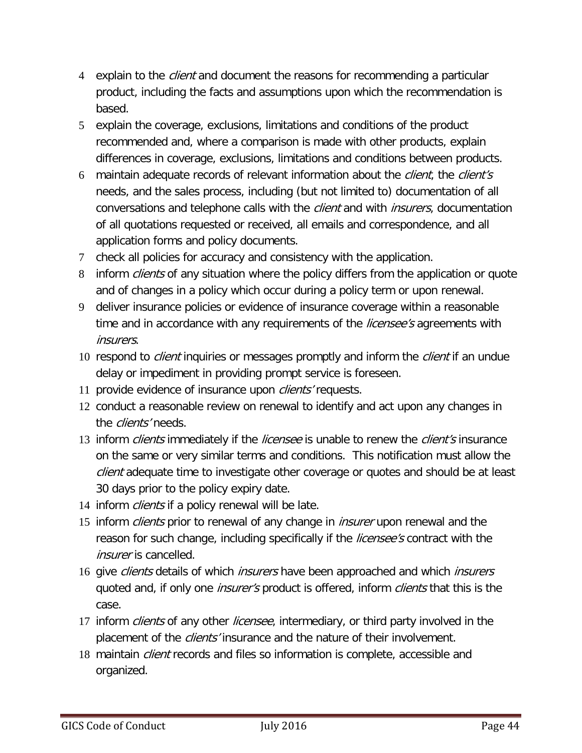4 explain to the *client* and document the reasons for recommending a particular product, including the facts and assumptions upon which the recommendation is based.

5 explain the coverage, exclusions, limitations and conditions of the product recommended and, where a comparison is made with other products, explain differences in coverage, exclusions, limitations and conditions between products.

6 maintain adequate records of relevant information about the *client*, the *client's* needs, and the sales process, including (but not limited to) documentation of all conversations and telephone calls with the *client* and with *insurers*, documentation of all quotations requested or received, all emails and correspondence, and all application forms and policy documents.

7 check all policies for accuracy and consistency with the application.

8 inform *clients* of any situation where the policy differs from the application or quote and of changes in a policy which occur during a policy term or upon renewal.

9 deliver insurance policies or evidence of insurance coverage within a reasonable time and in accordance with any requirements of the *licensee's* agreements with *insurers*.

10 respond to *client* inquiries or messages promptly and inform the *client* if an undue delay or impediment in providing prompt service is foreseen.

11 provide evidence of insurance upon *clients'* requests.

12 conduct a reasonable review on renewal to identify and act upon any changes in the *clients'* needs.

13 inform *clients* immediately if the *licensee* is unable to renew the *client's* insurance on the same or very similar terms and conditions. This notification must allow the *client* adequate time to investigate other coverage or quotes and should be at least 30 days prior to the policy expiry date.

14 inform *clients* if a policy renewal will be late.

15 inform *clients* prior to renewal of any change in *insurer* upon renewal and the reason for such change, including specifically if the *licensee's* contract with the *insurer* is cancelled.

16 give *clients* details of which *insurers* have been approached and which *insurers* quoted and, if only one *insurer's* product is offered, inform *clients* that this is the case.

17 inform *clients* of any other *licensee*, intermediary, or third party involved in the placement of the *clients'* insurance and the nature of their involvement.

18 maintain *client* records and files so information is complete, accessible and organized.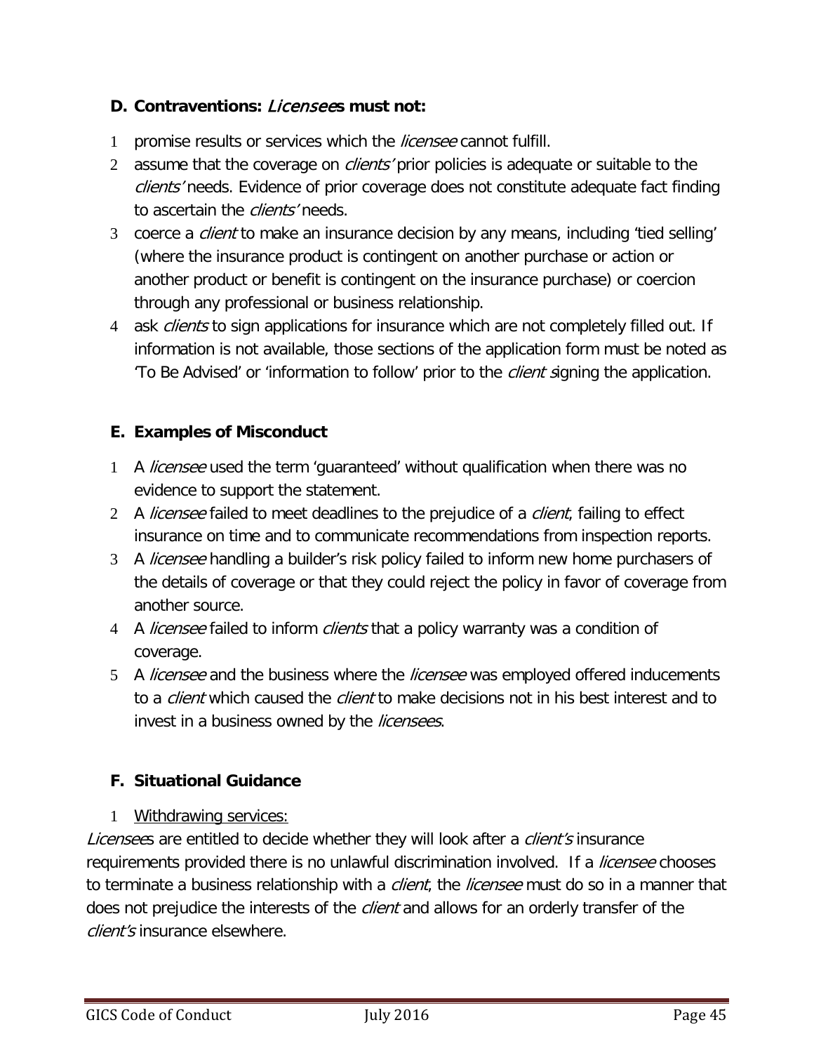### D. Contraventions: *Licensee*s must not:

1. promise results or services which the *licensee* cannot fulfill.
2. assume that the coverage on *clients'* prior policies is adequate or suitable to the *clients'* needs. Evidence of prior coverage does not constitute adequate fact finding to ascertain the *clients'* needs.
3. coerce a *client* to make an insurance decision by any means, including 'tied selling' (where the insurance product is contingent on another purchase or action or another product or benefit is contingent on the insurance purchase) or coercion through any professional or business relationship.
4. ask *clients* to sign applications for insurance which are not completely filled out. If information is not available, those sections of the application form must be noted as 'To Be Advised' or 'information to follow' prior to the *client s*igning the application.

### E. Examples of Misconduct

1. A *licensee* used the term 'guaranteed' without qualification when there was no evidence to support the statement.
2. A *licensee* failed to meet deadlines to the prejudice of a *client*, failing to effect insurance on time and to communicate recommendations from inspection reports.
3. A *licensee* handling a builder's risk policy failed to inform new home purchasers of the details of coverage or that they could reject the policy in favor of coverage from another source.
4. A *licensee* failed to inform *clients* that a policy warranty was a condition of coverage.
5. A *licensee* and the business where the *licensee* was employed offered inducements to a *client* which caused the *client* to make decisions not in his best interest and to invest in a business owned by the *licensees*.

### F. Situational Guidance

1. Withdrawing services:

*Licensee*s are entitled to decide whether they will look after a *client's* insurance requirements provided there is no unlawful discrimination involved. If a *licensee* chooses to terminate a business relationship with a *client*, the *licensee* must do so in a manner that does not prejudice the interests of the *client* and allows for an orderly transfer of the *client's* insurance elsewhere.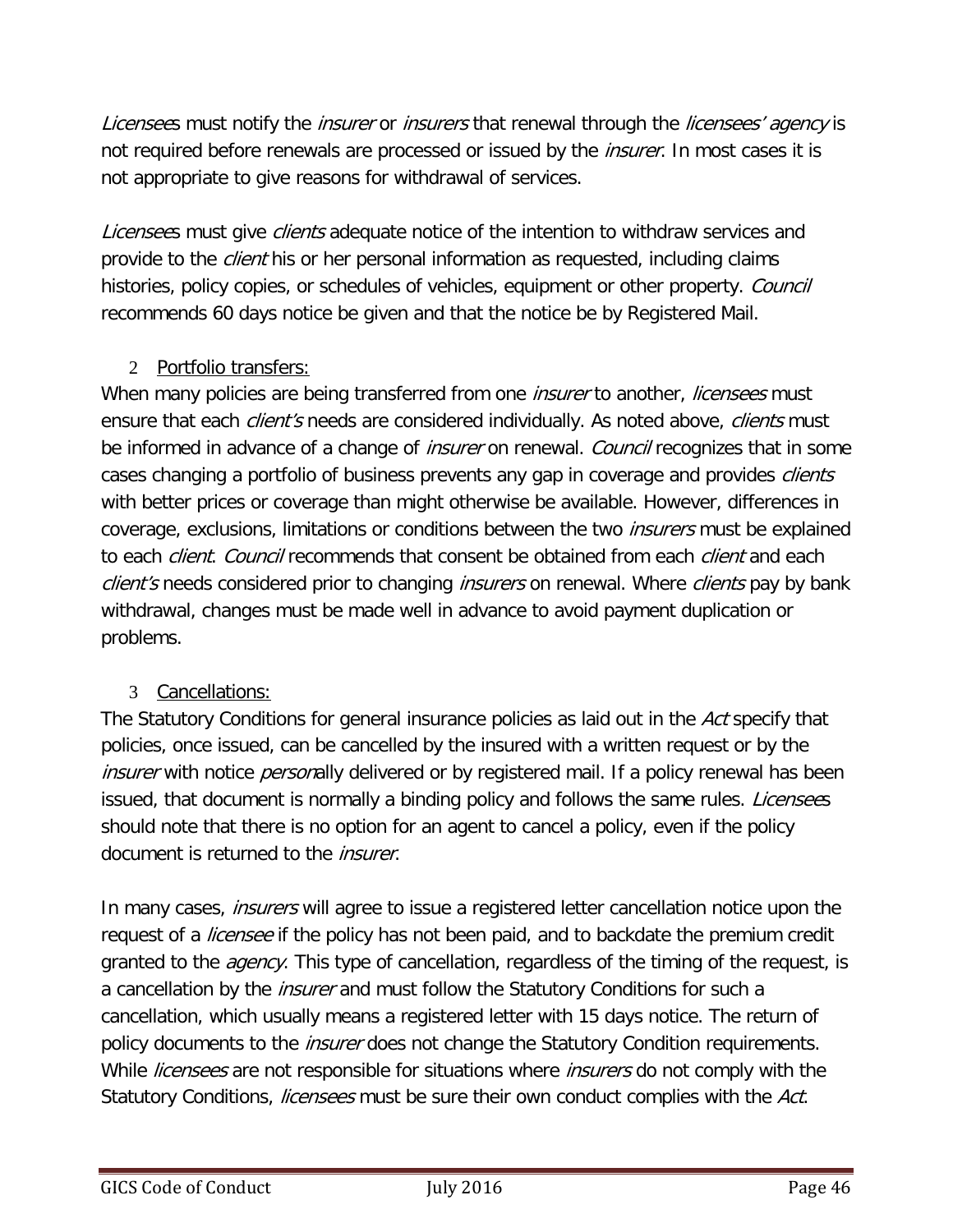*Licensee*s must notify the *insurer* or *insurers* that renewal through the *licensees' agency* is not required before renewals are processed or issued by the *insurer*. In most cases it is not appropriate to give reasons for withdrawal of services.

*Licensee*s must give *clients* adequate notice of the intention to withdraw services and provide to the *client* his or her personal information as requested, including claims histories, policy copies, or schedules of vehicles, equipment or other property. *Council* recommends 60 days notice be given and that the notice be by Registered Mail.

2 Portfolio transfers:

When many policies are being transferred from one *insurer* to another, *licensees* must ensure that each *client's* needs are considered individually. As noted above, *clients* must be informed in advance of a change of *insurer* on renewal. *Council* recognizes that in some cases changing a portfolio of business prevents any gap in coverage and provides *clients* with better prices or coverage than might otherwise be available. However, differences in coverage, exclusions, limitations or conditions between the two *insurers* must be explained to each *client*. *Council* recommends that consent be obtained from each *client* and each *client's* needs considered prior to changing *insurers* on renewal. Where *clients* pay by bank withdrawal, changes must be made well in advance to avoid payment duplication or problems.

3 Cancellations:

The Statutory Conditions for general insurance policies as laid out in the *Act* specify that policies, once issued, can be cancelled by the insured with a written request or by the *insurer* with notice *person*ally delivered or by registered mail. If a policy renewal has been issued, that document is normally a binding policy and follows the same rules. *Licensee*s should note that there is no option for an agent to cancel a policy, even if the policy document is returned to the *insurer*.

In many cases, *insurers* will agree to issue a registered letter cancellation notice upon the request of a *licensee* if the policy has not been paid, and to backdate the premium credit granted to the *agency*. This type of cancellation, regardless of the timing of the request, is a cancellation by the *insurer* and must follow the Statutory Conditions for such a cancellation, which usually means a registered letter with 15 days notice. The return of policy documents to the *insurer* does not change the Statutory Condition requirements. While *licensees* are not responsible for situations where *insurers* do not comply with the Statutory Conditions, *licensees* must be sure their own conduct complies with the *Act*.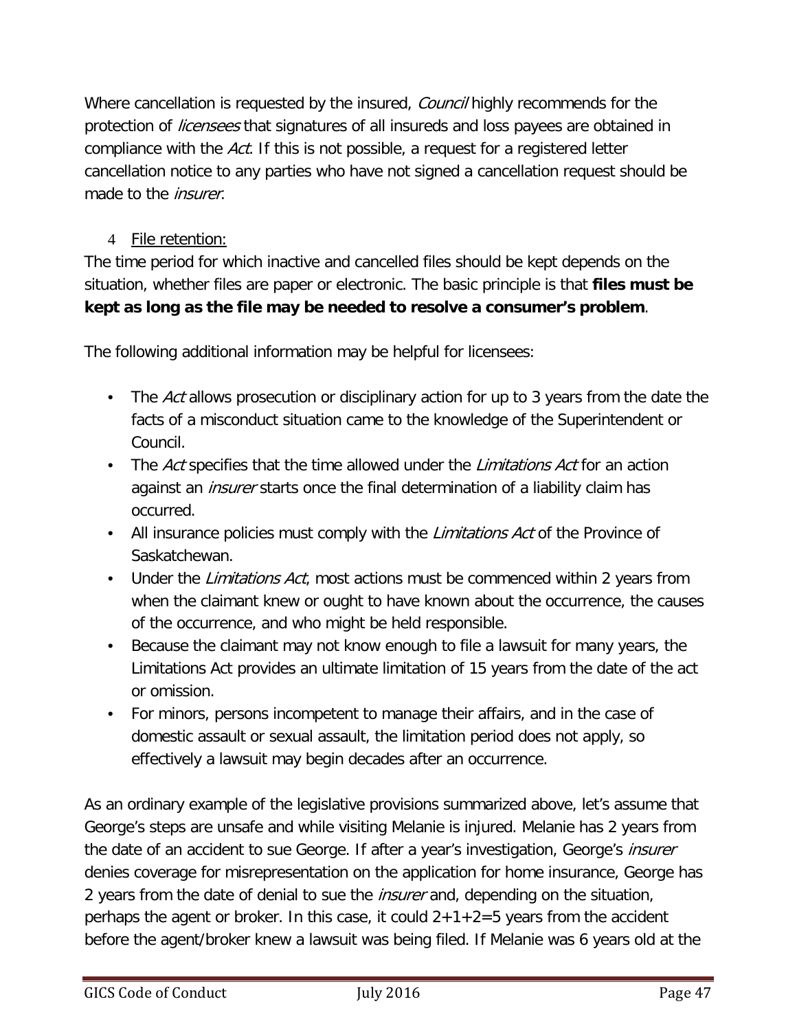Where cancellation is requested by the insured, *Council* highly recommends for the protection of *licensees* that signatures of all insureds and loss payees are obtained in compliance with the *Act*. If this is not possible, a request for a registered letter cancellation notice to any parties who have not signed a cancellation request should be made to the *insurer*.

4 File retention:

The time period for which inactive and cancelled files should be kept depends on the situation, whether files are paper or electronic. The basic principle is that **files must be kept as long as the file may be needed to resolve a consumer's problem**.

The following additional information may be helpful for licensees:

- The *Act* allows prosecution or disciplinary action for up to 3 years from the date the facts of a misconduct situation came to the knowledge of the Superintendent or Council.
- The *Act* specifies that the time allowed under the *Limitations Act* for an action against an *insurer* starts once the final determination of a liability claim has occurred.
- All insurance policies must comply with the *Limitations Act* of the Province of Saskatchewan.
- Under the *Limitations Act*, most actions must be commenced within 2 years from when the claimant knew or ought to have known about the occurrence, the causes of the occurrence, and who might be held responsible.
- Because the claimant may not know enough to file a lawsuit for many years, the Limitations Act provides an ultimate limitation of 15 years from the date of the act or omission.
- For minors, persons incompetent to manage their affairs, and in the case of domestic assault or sexual assault, the limitation period does not apply, so effectively a lawsuit may begin decades after an occurrence.

As an ordinary example of the legislative provisions summarized above, let's assume that George's steps are unsafe and while visiting Melanie is injured. Melanie has 2 years from the date of an accident to sue George. If after a year's investigation, George's *insurer* denies coverage for misrepresentation on the application for home insurance, George has 2 years from the date of denial to sue the *insurer* and, depending on the situation, perhaps the agent or broker. In this case, it could 2+1+2=5 years from the accident before the agent/broker knew a lawsuit was being filed. If Melanie was 6 years old at the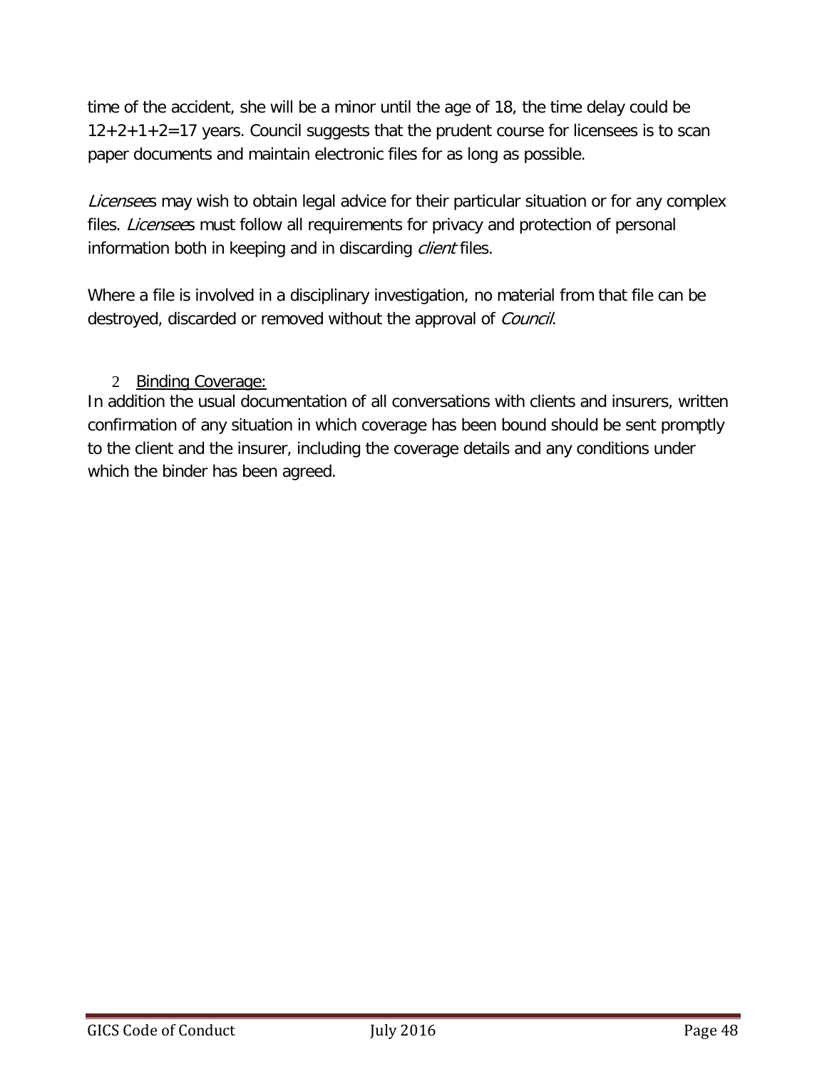time of the accident, she will be a minor until the age of 18, the time delay could be 12+2+1+2=17 years. Council suggests that the prudent course for licensees is to scan paper documents and maintain electronic files for as long as possible.

*Licensee*s may wish to obtain legal advice for their particular situation or for any complex files. *Licensee*s must follow all requirements for privacy and protection of personal information both in keeping and in discarding *client* files.

Where a file is involved in a disciplinary investigation, no material from that file can be destroyed, discarded or removed without the approval of *Council*.

2. Binding Coverage:

In addition the usual documentation of all conversations with clients and insurers, written confirmation of any situation in which coverage has been bound should be sent promptly to the client and the insurer, including the coverage details and any conditions under which the binder has been agreed.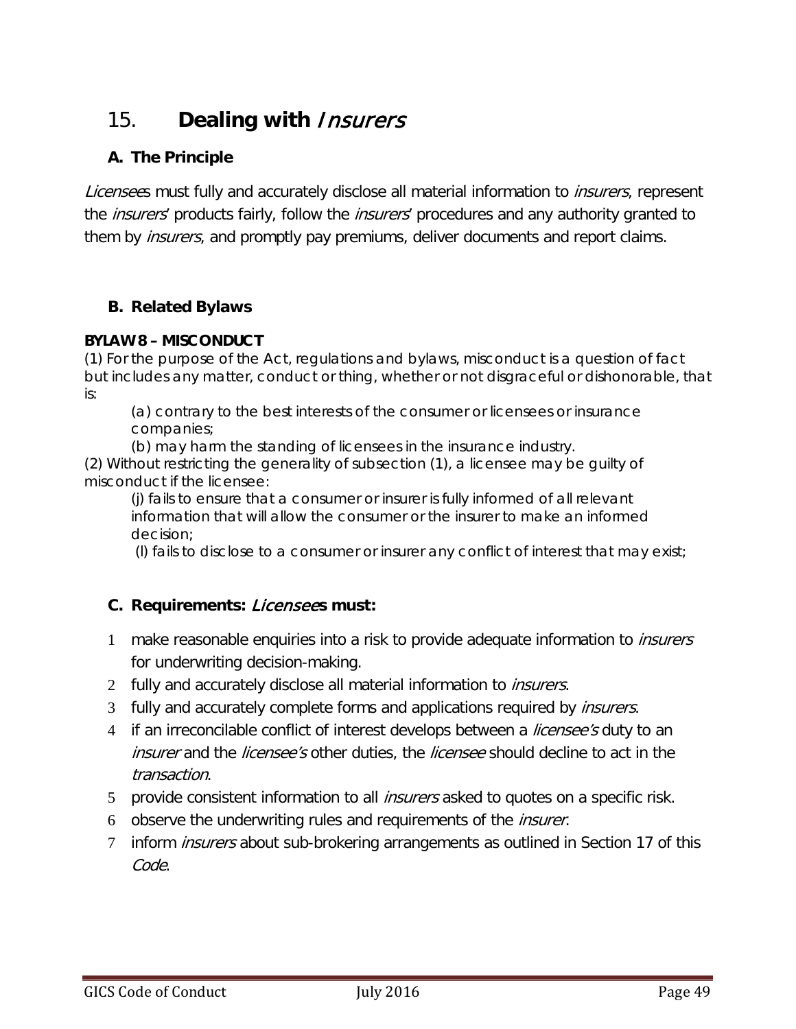# 15. **Dealing with *Insurers***

## A. The Principle

*Licensee*s must fully and accurately disclose all material information to *insurers*, represent the *insurers*' products fairly, follow the *insurers*' procedures and any authority granted to them by *insurers*, and promptly pay premiums, deliver documents and report claims.

## B. Related Bylaws

**BYLAW 8 – MISCONDUCT**

(1) For the purpose of the Act, regulations and bylaws, misconduct is a question of fact but includes any matter, conduct or thing, whether or not disgraceful or dishonorable, that is:

(a) contrary to the best interests of the consumer or licensees or insurance companies;

(b) may harm the standing of licensees in the insurance industry.

(2) Without restricting the generality of subsection (1), a licensee may be guilty of misconduct if the licensee:

(j) fails to ensure that a consumer or insurer is fully informed of all relevant information that will allow the consumer or the insurer to make an informed decision;

(l) fails to disclose to a consumer or insurer any conflict of interest that may exist;

## C. Requirements: *Licensee*s must:

1. make reasonable enquiries into a risk to provide adequate information to *insurers* for underwriting decision-making.
2. fully and accurately disclose all material information to *insurers*.
3. fully and accurately complete forms and applications required by *insurers*.
4. if an irreconcilable conflict of interest develops between a *licensee's* duty to an *insurer* and the *licensee's* other duties, the *licensee* should decline to act in the *transaction*.
5. provide consistent information to all *insurers* asked to quotes on a specific risk.
6. observe the underwriting rules and requirements of the *insurer*.
7. inform *insurers* about sub-brokering arrangements as outlined in Section 17 of this *Code*.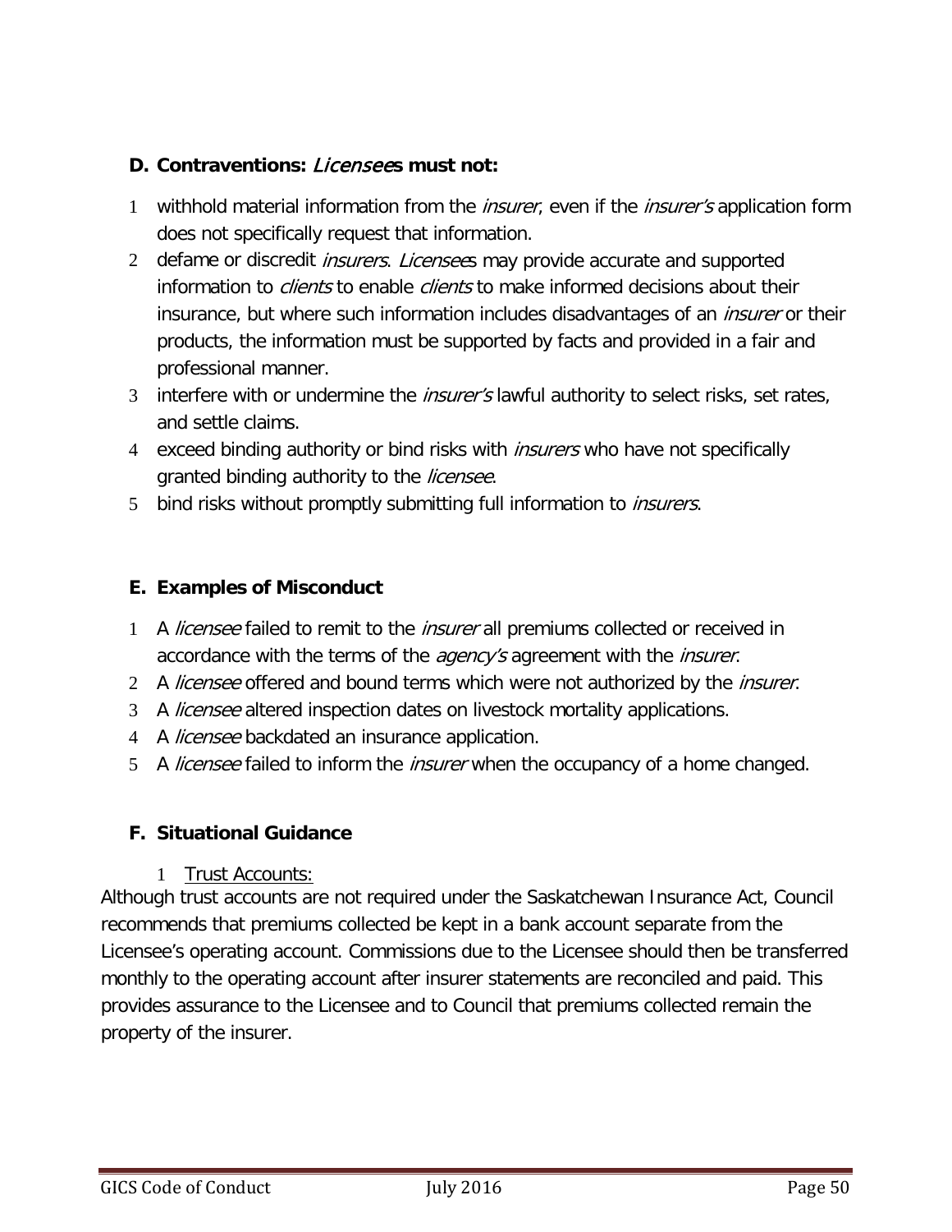### D. Contraventions: *Licensee*s must not:

1. withhold material information from the *insurer*, even if the *insurer's* application form does not specifically request that information.
2. defame or discredit *insurers*. *Licensee*s may provide accurate and supported information to *clients* to enable *clients* to make informed decisions about their insurance, but where such information includes disadvantages of an *insurer* or their products, the information must be supported by facts and provided in a fair and professional manner.
3. interfere with or undermine the *insurer's* lawful authority to select risks, set rates, and settle claims.
4. exceed binding authority or bind risks with *insurers* who have not specifically granted binding authority to the *licensee*.
5. bind risks without promptly submitting full information to *insurers*.

### E. Examples of Misconduct

1. A *licensee* failed to remit to the *insurer* all premiums collected or received in accordance with the terms of the *agency's* agreement with the *insurer*.
2. A *licensee* offered and bound terms which were not authorized by the *insurer*.
3. A *licensee* altered inspection dates on livestock mortality applications.
4. A *licensee* backdated an insurance application.
5. A *licensee* failed to inform the *insurer* when the occupancy of a home changed.

### F. Situational Guidance

1. Trust Accounts:

Although trust accounts are not required under the Saskatchewan Insurance Act, Council recommends that premiums collected be kept in a bank account separate from the Licensee's operating account. Commissions due to the Licensee should then be transferred monthly to the operating account after insurer statements are reconciled and paid. This provides assurance to the Licensee and to Council that premiums collected remain the property of the insurer.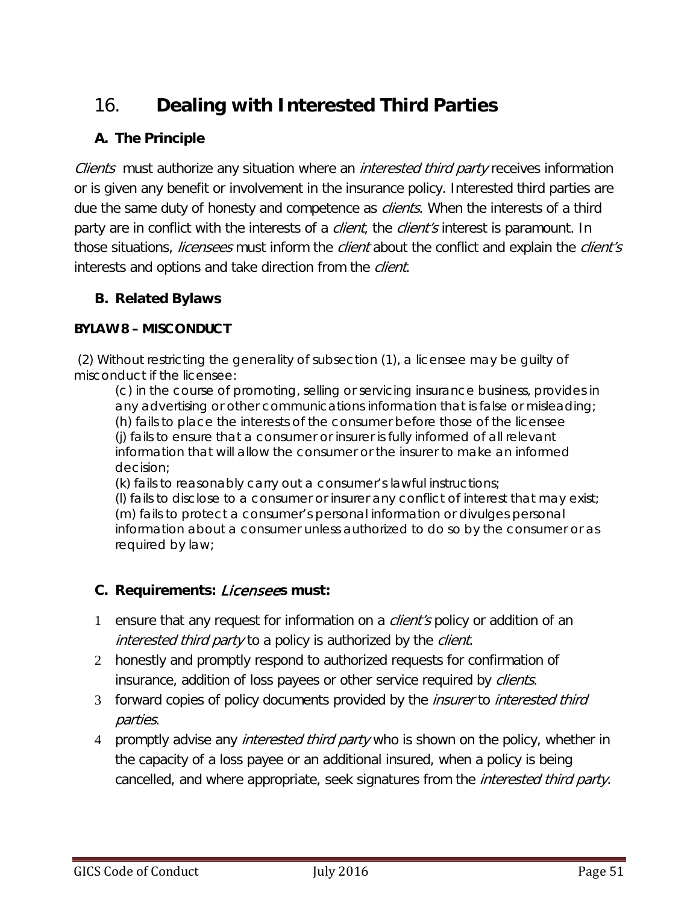# 16. **Dealing with Interested Third Parties**

## A. The Principle

*Clients* must authorize any situation where an *interested third party* receives information or is given any benefit or involvement in the insurance policy. Interested third parties are due the same duty of honesty and competence as *clients*. When the interests of a third party are in conflict with the interests of a *client*, the *client's* interest is paramount. In those situations, *licensees* must inform the *client* about the conflict and explain the *client's* interests and options and take direction from the *client*.

## B. Related Bylaws

**BYLAW 8 – MISCONDUCT**

(2) Without restricting the generality of subsection (1), a licensee may be guilty of misconduct if the licensee:

(c) in the course of promoting, selling or servicing insurance business, provides in any advertising or other communications information that is false or misleading;
(h) fails to place the interests of the consumer before those of the licensee
(j) fails to ensure that a consumer or insurer is fully informed of all relevant information that will allow the consumer or the insurer to make an informed decision;
(k) fails to reasonably carry out a consumer's lawful instructions;
(l) fails to disclose to a consumer or insurer any conflict of interest that may exist;
(m) fails to protect a consumer's personal information or divulges personal information about a consumer unless authorized to do so by the consumer or as required by law;

## C. Requirements: *Licensee*s must:

1. ensure that any request for information on a *client's* policy or addition of an *interested third party* to a policy is authorized by the *client*.
2. honestly and promptly respond to authorized requests for confirmation of insurance, addition of loss payees or other service required by *clients*.
3. forward copies of policy documents provided by the *insurer* to *interested third parties*.
4. promptly advise any *interested third party* who is shown on the policy, whether in the capacity of a loss payee or an additional insured, when a policy is being cancelled, and where appropriate, seek signatures from the *interested third party*.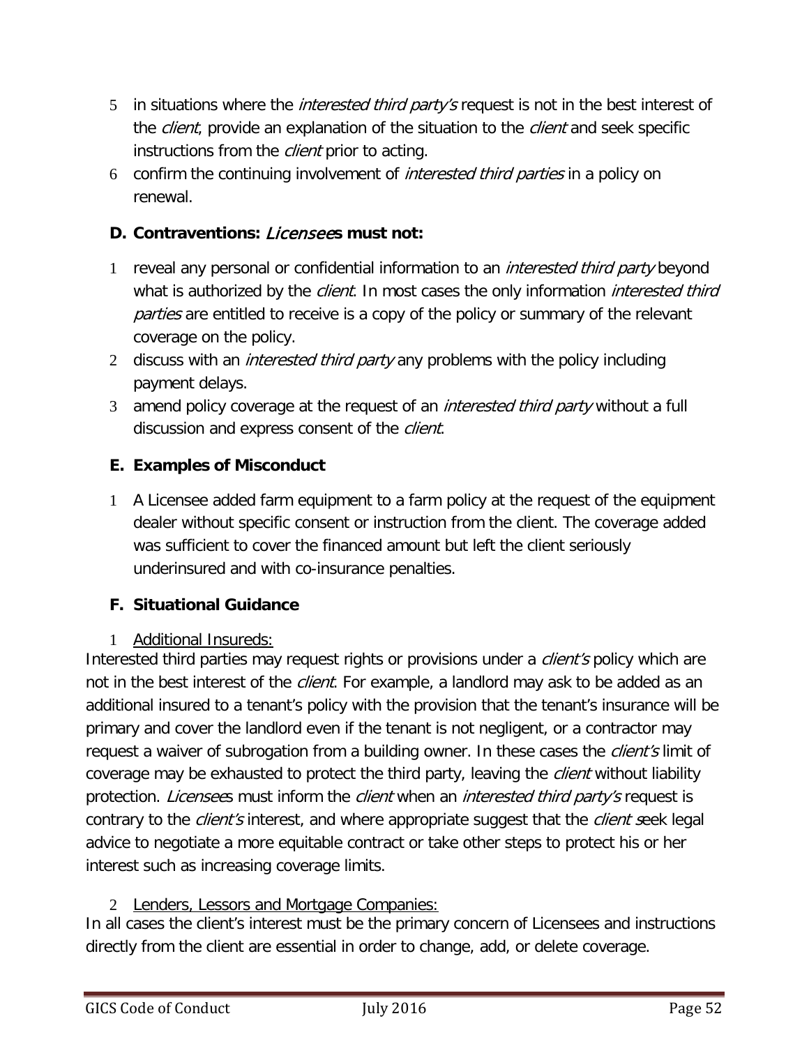5. in situations where the *interested third party's* request is not in the best interest of the *client*, provide an explanation of the situation to the *client* and seek specific instructions from the *client* prior to acting.
6. confirm the continuing involvement of *interested third parties* in a policy on renewal.

### D. Contraventions: *Licensee*s must not:

1. reveal any personal or confidential information to an *interested third party* beyond what is authorized by the *client*. In most cases the only information *interested third parties* are entitled to receive is a copy of the policy or summary of the relevant coverage on the policy.
2. discuss with an *interested third party* any problems with the policy including payment delays.
3. amend policy coverage at the request of an *interested third party* without a full discussion and express consent of the *client*.

### E. Examples of Misconduct

1. A Licensee added farm equipment to a farm policy at the request of the equipment dealer without specific consent or instruction from the client. The coverage added was sufficient to cover the financed amount but left the client seriously underinsured and with co-insurance penalties.

### F. Situational Guidance

1. Additional Insureds:

Interested third parties may request rights or provisions under a *client's* policy which are not in the best interest of the *client*. For example, a landlord may ask to be added as an additional insured to a tenant's policy with the provision that the tenant's insurance will be primary and cover the landlord even if the tenant is not negligent, or a contractor may request a waiver of subrogation from a building owner. In these cases the *client's* limit of coverage may be exhausted to protect the third party, leaving the *client* without liability protection. *Licensee*s must inform the *client* when an *interested third party's* request is contrary to the *client's* interest, and where appropriate suggest that the *client s*eek legal advice to negotiate a more equitable contract or take other steps to protect his or her interest such as increasing coverage limits.

2. Lenders, Lessors and Mortgage Companies:

In all cases the client's interest must be the primary concern of Licensees and instructions directly from the client are essential in order to change, add, or delete coverage.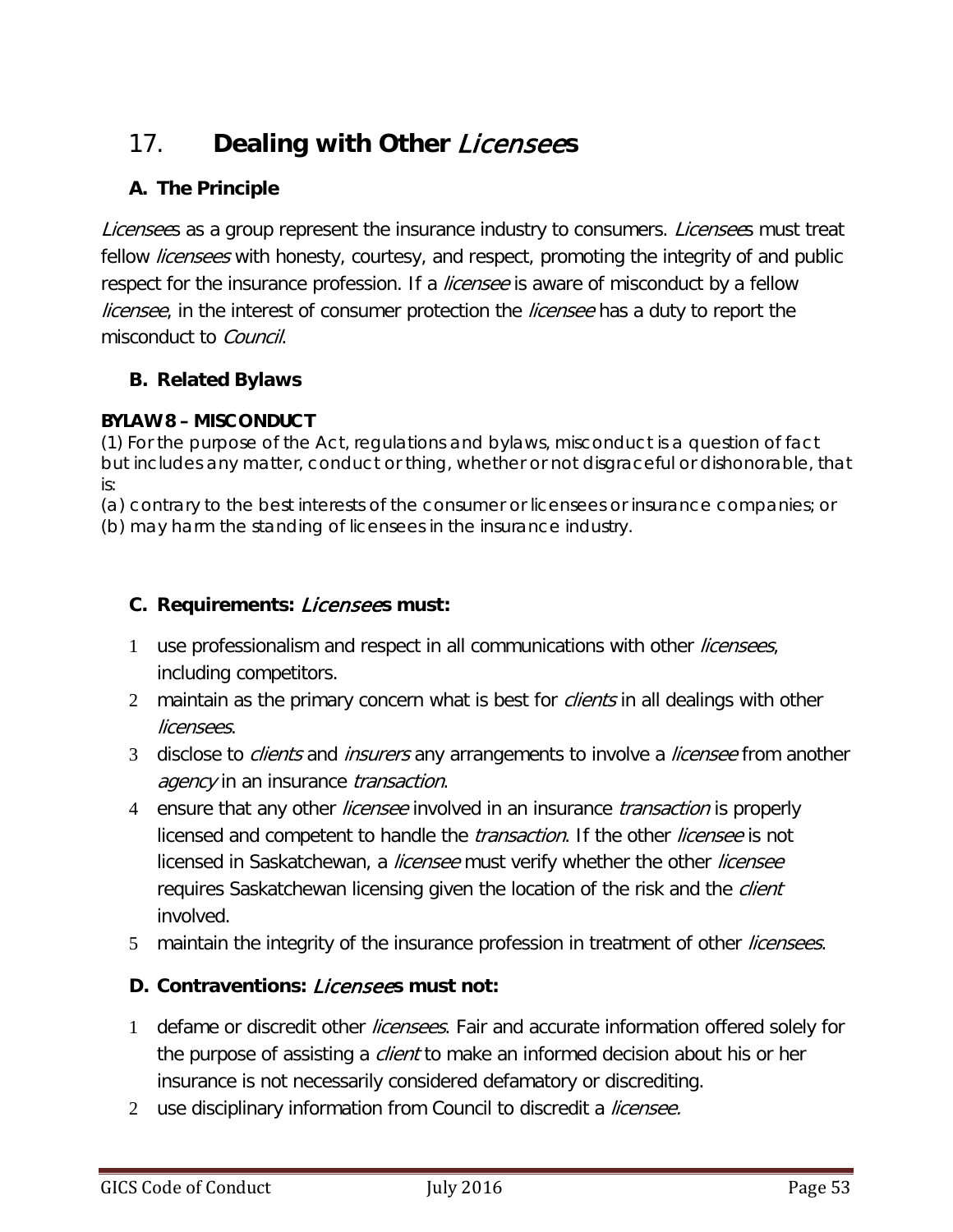# 17. Dealing with Other *Licensee*s

### A. The Principle

*Licensee*s as a group represent the insurance industry to consumers. *Licensee*s must treat fellow *licensees* with honesty, courtesy, and respect, promoting the integrity of and public respect for the insurance profession. If a *licensee* is aware of misconduct by a fellow *licensee*, in the interest of consumer protection the *licensee* has a duty to report the misconduct to *Council*.

### B. Related Bylaws

**BYLAW 8 – MISCONDUCT**
(1) For the purpose of the Act, regulations and bylaws, misconduct is a question of fact but includes any matter, conduct or thing, whether or not disgraceful or dishonorable, that is:
(a) contrary to the best interests of the consumer or licensees or insurance companies; or
(b) may harm the standing of licensees in the insurance industry.

### C. Requirements: *Licensee*s must:

1. use professionalism and respect in all communications with other *licensees*, including competitors.
2. maintain as the primary concern what is best for *clients* in all dealings with other *licensees*.
3. disclose to *clients* and *insurers* any arrangements to involve a *licensee* from another *agency* in an insurance *transaction*.
4. ensure that any other *licensee* involved in an insurance *transaction* is properly licensed and competent to handle the *transaction*. If the other *licensee* is not licensed in Saskatchewan, a *licensee* must verify whether the other *licensee* requires Saskatchewan licensing given the location of the risk and the *client* involved.
5. maintain the integrity of the insurance profession in treatment of other *licensees*.

### D. Contraventions: *Licensee*s must not:

1. defame or discredit other *licensees*. Fair and accurate information offered solely for the purpose of assisting a *client* to make an informed decision about his or her insurance is not necessarily considered defamatory or discrediting.
2. use disciplinary information from Council to discredit a *licensee.*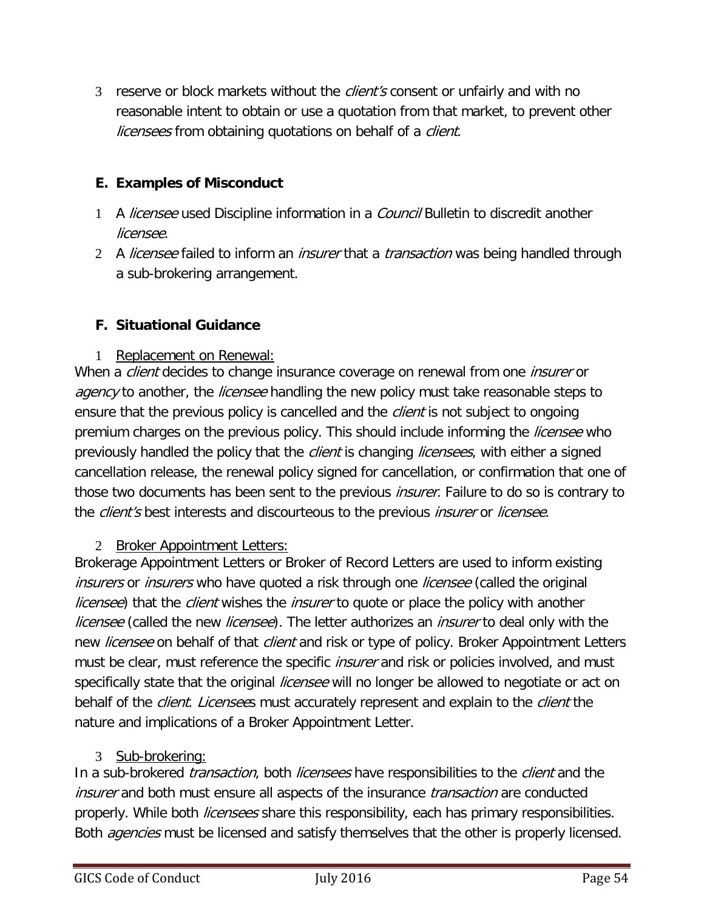3. reserve or block markets without the *client's* consent or unfairly and with no reasonable intent to obtain or use a quotation from that market, to prevent other *licensees* from obtaining quotations on behalf of a *client*.

## E. Examples of Misconduct

1. A *licensee* used Discipline information in a *Council* Bulletin to discredit another *licensee*.
2. A *licensee* failed to inform an *insurer* that a *transaction* was being handled through a sub-brokering arrangement.

## F. Situational Guidance

1. Replacement on Renewal:

When a *client* decides to change insurance coverage on renewal from one *insurer* or *agency* to another, the *licensee* handling the new policy must take reasonable steps to ensure that the previous policy is cancelled and the *client* is not subject to ongoing premium charges on the previous policy. This should include informing the *licensee* who previously handled the policy that the *client* is changing *licensees*, with either a signed cancellation release, the renewal policy signed for cancellation, or confirmation that one of those two documents has been sent to the previous *insurer*. Failure to do so is contrary to the *client's* best interests and discourteous to the previous *insurer* or *licensee*.

2. Broker Appointment Letters:

Brokerage Appointment Letters or Broker of Record Letters are used to inform existing *insurers* or *insurers* who have quoted a risk through one *licensee* (called the original *licensee*) that the *client* wishes the *insurer* to quote or place the policy with another *licensee* (called the new *licensee*). The letter authorizes an *insurer* to deal only with the new *licensee* on behalf of that *client* and risk or type of policy. Broker Appointment Letters must be clear, must reference the specific *insurer* and risk or policies involved, and must specifically state that the original *licensee* will no longer be allowed to negotiate or act on behalf of the *client*. *Licensee*s must accurately represent and explain to the *client* the nature and implications of a Broker Appointment Letter.

3. Sub-brokering:

In a sub-brokered *transaction*, both *licensees* have responsibilities to the *client* and the *insurer* and both must ensure all aspects of the insurance *transaction* are conducted properly. While both *licensees* share this responsibility, each has primary responsibilities. Both *agencies* must be licensed and satisfy themselves that the other is properly licensed.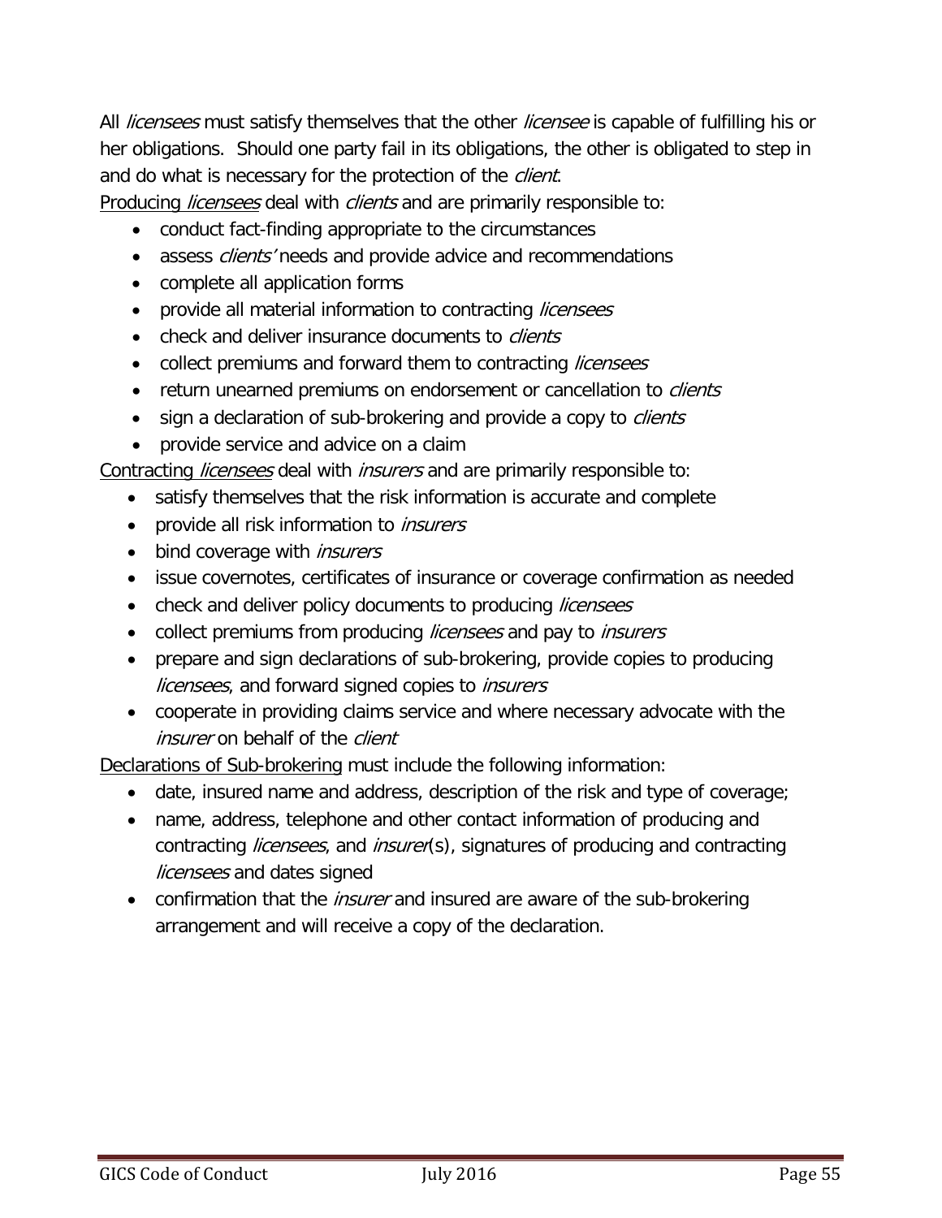All *licensees* must satisfy themselves that the other *licensee* is capable of fulfilling his or her obligations. Should one party fail in its obligations, the other is obligated to step in and do what is necessary for the protection of the *client*.

Producing *licensees* deal with *clients* and are primarily responsible to:

- conduct fact-finding appropriate to the circumstances
- assess *clients'* needs and provide advice and recommendations
- complete all application forms
- provide all material information to contracting *licensees*
- check and deliver insurance documents to *clients*
- collect premiums and forward them to contracting *licensees*
- return unearned premiums on endorsement or cancellation to *clients*
- sign a declaration of sub-brokering and provide a copy to *clients*
- provide service and advice on a claim

Contracting *licensees* deal with *insurers* and are primarily responsible to:

- satisfy themselves that the risk information is accurate and complete
- provide all risk information to *insurers*
- bind coverage with *insurers*
- issue covernotes, certificates of insurance or coverage confirmation as needed
- check and deliver policy documents to producing *licensees*
- collect premiums from producing *licensees* and pay to *insurers*
- prepare and sign declarations of sub-brokering, provide copies to producing *licensees*, and forward signed copies to *insurers*
- cooperate in providing claims service and where necessary advocate with the *insurer* on behalf of the *client*

Declarations of Sub-brokering must include the following information:

- date, insured name and address, description of the risk and type of coverage;
- name, address, telephone and other contact information of producing and contracting *licensees*, and *insurer*(s), signatures of producing and contracting *licensees* and dates signed
- confirmation that the *insurer* and insured are aware of the sub-brokering arrangement and will receive a copy of the declaration.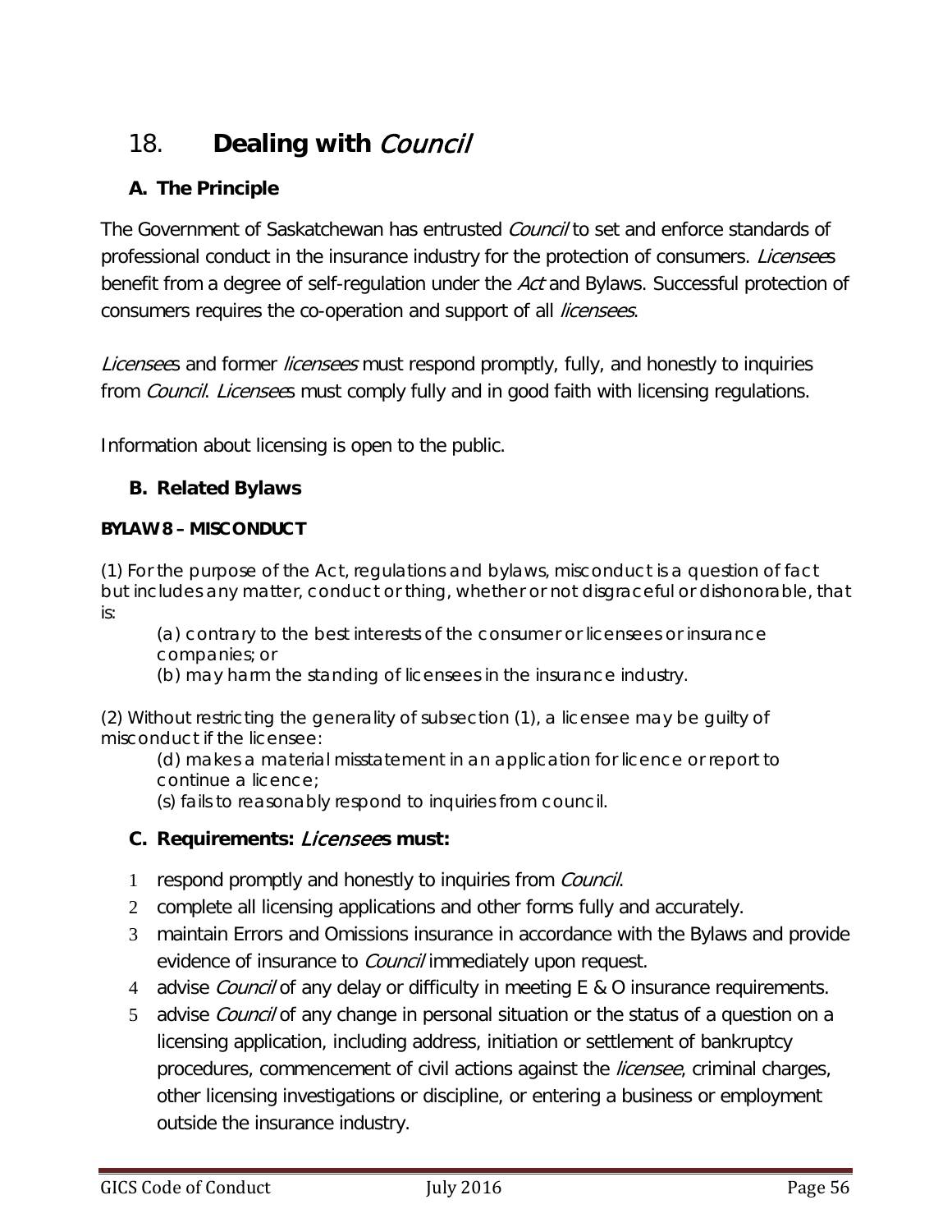# 18. **Dealing with *Council***

## A. The Principle

The Government of Saskatchewan has entrusted *Council* to set and enforce standards of professional conduct in the insurance industry for the protection of consumers. *Licensee*s benefit from a degree of self-regulation under the *Act* and Bylaws. Successful protection of consumers requires the co-operation and support of all *licensees*.

*Licensee*s and former *licensees* must respond promptly, fully, and honestly to inquiries from *Council*. *Licensee*s must comply fully and in good faith with licensing regulations.

Information about licensing is open to the public.

## B. Related Bylaws

**BYLAW 8 – MISCONDUCT**

(1) For the purpose of the Act, regulations and bylaws, misconduct is a question of fact but includes any matter, conduct or thing, whether or not disgraceful or dishonorable, that is:

> (a) contrary to the best interests of the consumer or licensees or insurance companies; or
>
> (b) may harm the standing of licensees in the insurance industry.

(2) Without restricting the generality of subsection (1), a licensee may be guilty of misconduct if the licensee:

> (d) makes a material misstatement in an application for licence or report to continue a licence;
>
> (s) fails to reasonably respond to inquiries from council.

## C. Requirements: *Licensee*s must:

1. respond promptly and honestly to inquiries from *Council*.
2. complete all licensing applications and other forms fully and accurately.
3. maintain Errors and Omissions insurance in accordance with the Bylaws and provide evidence of insurance to *Council* immediately upon request.
4. advise *Council* of any delay or difficulty in meeting E & O insurance requirements.
5. advise *Council* of any change in personal situation or the status of a question on a licensing application, including address, initiation or settlement of bankruptcy procedures, commencement of civil actions against the *licensee*, criminal charges, other licensing investigations or discipline, or entering a business or employment outside the insurance industry.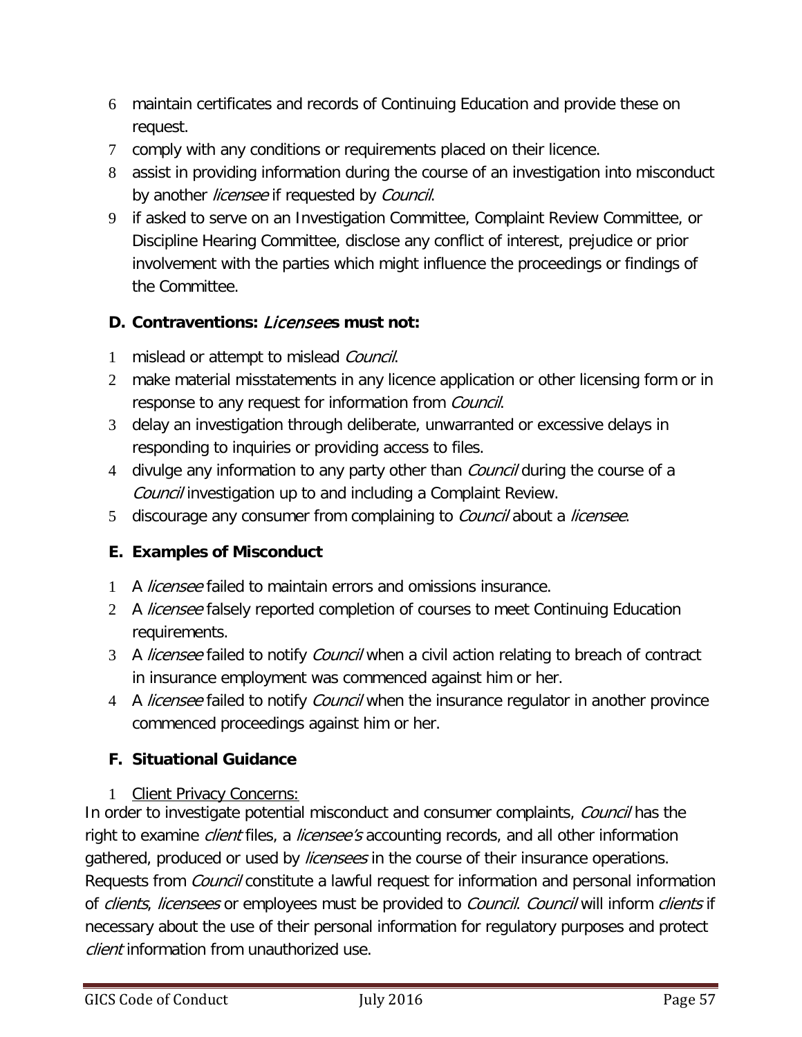6. maintain certificates and records of Continuing Education and provide these on request.
7. comply with any conditions or requirements placed on their licence.
8. assist in providing information during the course of an investigation into misconduct by another *licensee* if requested by *Council*.
9. if asked to serve on an Investigation Committee, Complaint Review Committee, or Discipline Hearing Committee, disclose any conflict of interest, prejudice or prior involvement with the parties which might influence the proceedings or findings of the Committee.

### D. Contraventions: *Licensee*s must not:

1. mislead or attempt to mislead *Council*.
2. make material misstatements in any licence application or other licensing form or in response to any request for information from *Council*.
3. delay an investigation through deliberate, unwarranted or excessive delays in responding to inquiries or providing access to files.
4. divulge any information to any party other than *Council* during the course of a *Council* investigation up to and including a Complaint Review.
5. discourage any consumer from complaining to *Council* about a *licensee*.

### E. Examples of Misconduct

1. A *licensee* failed to maintain errors and omissions insurance.
2. A *licensee* falsely reported completion of courses to meet Continuing Education requirements.
3. A *licensee* failed to notify *Council* when a civil action relating to breach of contract in insurance employment was commenced against him or her.
4. A *licensee* failed to notify *Council* when the insurance regulator in another province commenced proceedings against him or her.

### F. Situational Guidance

1. Client Privacy Concerns:

In order to investigate potential misconduct and consumer complaints, *Council* has the right to examine *client* files, a *licensee's* accounting records, and all other information gathered, produced or used by *licensees* in the course of their insurance operations. Requests from *Council* constitute a lawful request for information and personal information of *clients*, *licensees* or employees must be provided to *Council*. *Council* will inform *clients* if necessary about the use of their personal information for regulatory purposes and protect *client* information from unauthorized use.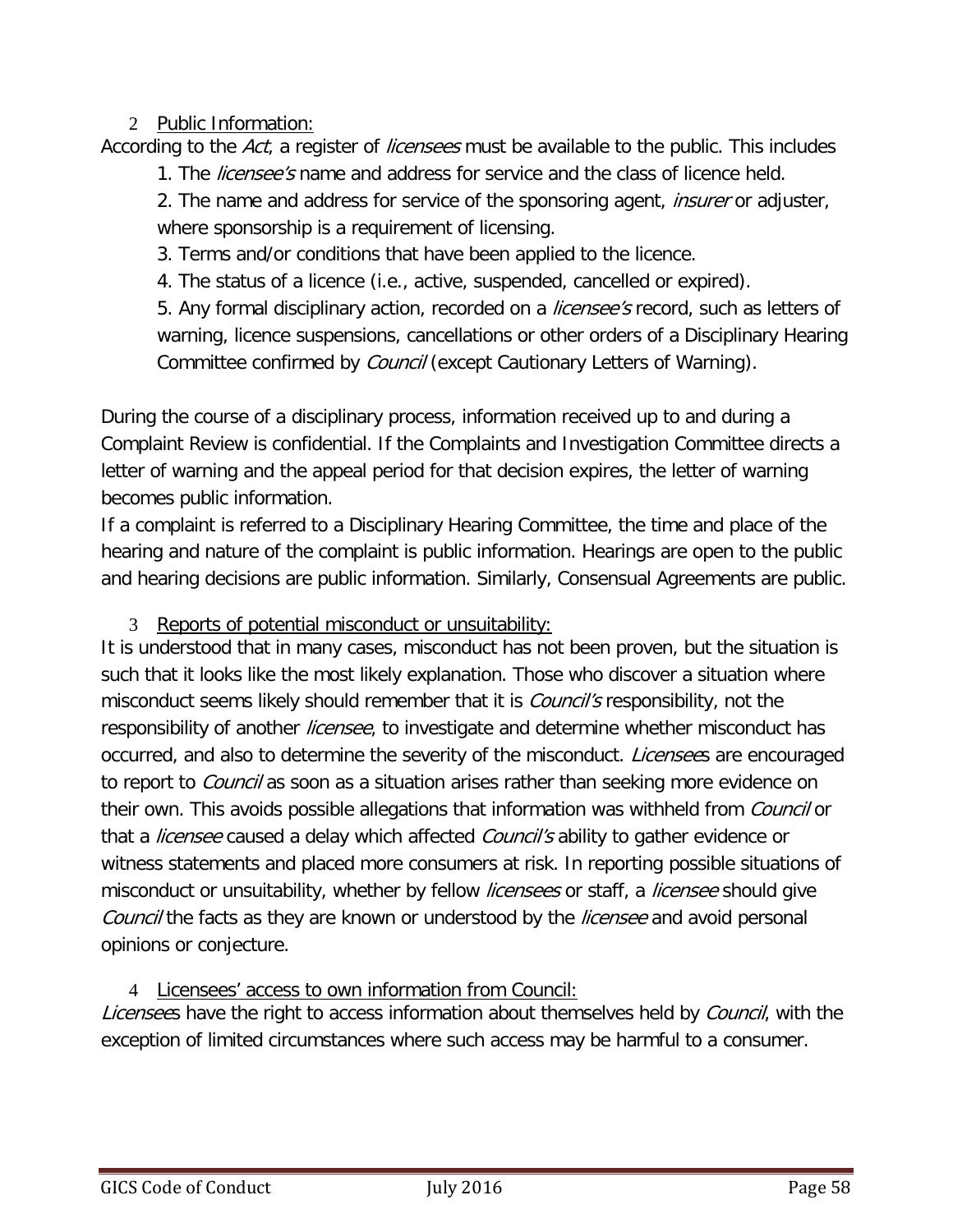2 <u>Public Information:</u>

According to the *Act*, a register of *licensees* must be available to the public. This includes

1. The *licensee's* name and address for service and the class of licence held.
2. The name and address for service of the sponsoring agent, *insurer* or adjuster, where sponsorship is a requirement of licensing.
3. Terms and/or conditions that have been applied to the licence.
4. The status of a licence (i.e., active, suspended, cancelled or expired).
5. Any formal disciplinary action, recorded on a *licensee's* record, such as letters of warning, licence suspensions, cancellations or other orders of a Disciplinary Hearing Committee confirmed by *Council* (except Cautionary Letters of Warning).

During the course of a disciplinary process, information received up to and during a Complaint Review is confidential. If the Complaints and Investigation Committee directs a letter of warning and the appeal period for that decision expires, the letter of warning becomes public information.

If a complaint is referred to a Disciplinary Hearing Committee, the time and place of the hearing and nature of the complaint is public information. Hearings are open to the public and hearing decisions are public information. Similarly, Consensual Agreements are public.

3 <u>Reports of potential misconduct or unsuitability:</u>

It is understood that in many cases, misconduct has not been proven, but the situation is such that it looks like the most likely explanation. Those who discover a situation where misconduct seems likely should remember that it is *Council's* responsibility, not the responsibility of another *licensee*, to investigate and determine whether misconduct has occurred, and also to determine the severity of the misconduct. *Licensee*s are encouraged to report to *Council* as soon as a situation arises rather than seeking more evidence on their own. This avoids possible allegations that information was withheld from *Council* or that a *licensee* caused a delay which affected *Council's* ability to gather evidence or witness statements and placed more consumers at risk. In reporting possible situations of misconduct or unsuitability, whether by fellow *licensees* or staff, a *licensee* should give *Council* the facts as they are known or understood by the *licensee* and avoid personal opinions or conjecture.

4 <u>Licensees' access to own information from Council:</u>

*Licensee*s have the right to access information about themselves held by *Council*, with the exception of limited circumstances where such access may be harmful to a consumer.